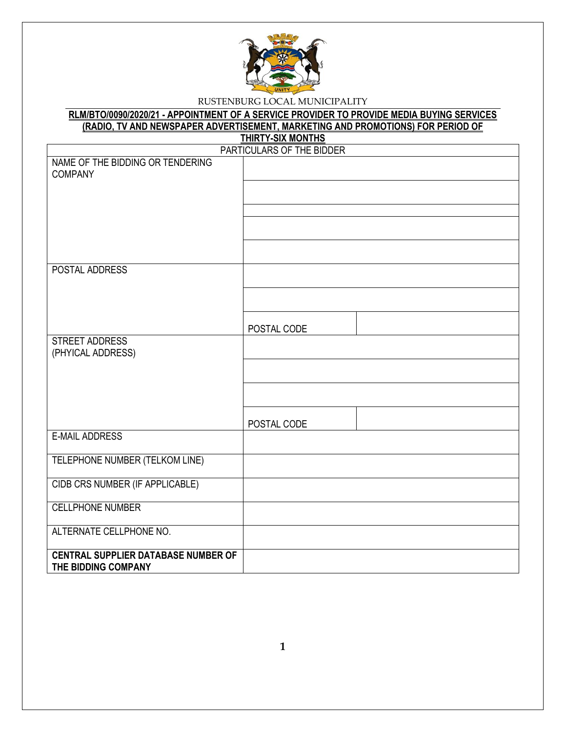RUSTENBURG LOCAL MUNICIPALITY

**RLM/BTO/0090/2020/21 - APPOINTMENT OF A SERVICE PROVIDER TO PROVIDE MEDIA BUYING SERVICES (RADIO, TV AND NEWSPAPER ADVERTISEMENT, MARKETING AND PROMOTIONS) FOR PERIOD OF THIRTY-SIX MONTHS**

| PARTICULARS OF THE BIDDER | | |
|---|---|---|
| NAME OF THE BIDDING OR TENDERING COMPANY | | |
| | | |
| | | |
| | | |
| | | |
| POSTAL ADDRESS | | |
| | | |
| | POSTAL CODE | |
| STREET ADDRESS (PHYICAL ADDRESS) | | |
| | | |
| | | |
| | POSTAL CODE | |
| E-MAIL ADDRESS | | |
| TELEPHONE NUMBER (TELKOM LINE) | | |
| CIDB CRS NUMBER (IF APPLICABLE) | | |
| CELLPHONE NUMBER | | |
| ALTERNATE CELLPHONE NO. | | |
| **CENTRAL SUPPLIER DATABASE NUMBER OF THE BIDDING COMPANY** | | |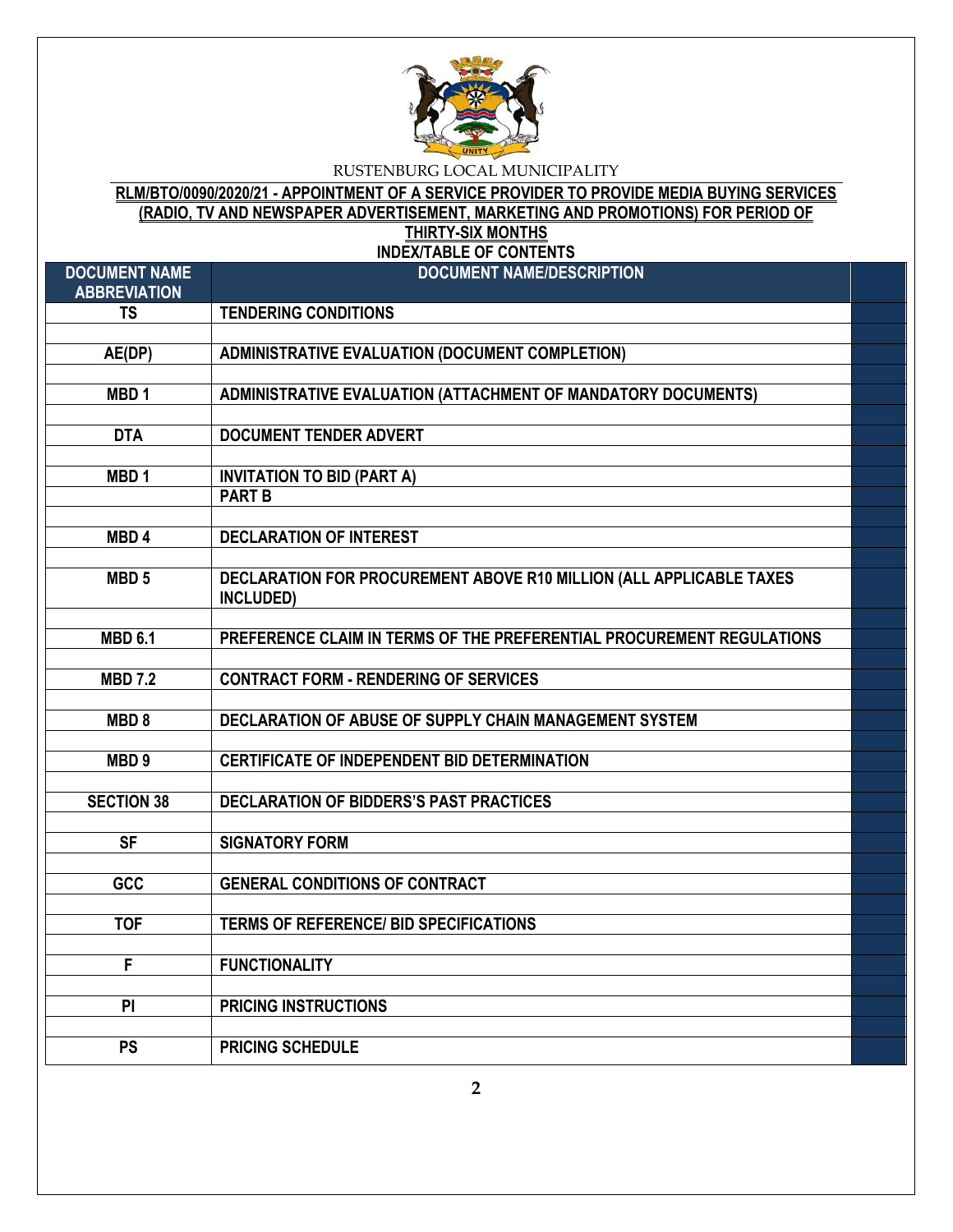RUSTENBURG LOCAL MUNICIPALITY

**RLM/BTO/0090/2020/21 - APPOINTMENT OF A SERVICE PROVIDER TO PROVIDE MEDIA BUYING SERVICES (RADIO, TV AND NEWSPAPER ADVERTISEMENT, MARKETING AND PROMOTIONS) FOR PERIOD OF THIRTY-SIX MONTHS**

**INDEX/TABLE OF CONTENTS**

| DOCUMENT NAME ABBREVIATION | DOCUMENT NAME/DESCRIPTION | |
|---|---|---|
| TS | TENDERING CONDITIONS | |
| | | |
| AE(DP) | ADMINISTRATIVE EVALUATION (DOCUMENT COMPLETION) | |
| | | |
| MBD 1 | ADMINISTRATIVE EVALUATION (ATTACHMENT OF MANDATORY DOCUMENTS) | |
| | | |
| DTA | DOCUMENT TENDER ADVERT | |
| | | |
| MBD 1 | INVITATION TO BID (PART A) | |
| | PART B | |
| | | |
| MBD 4 | DECLARATION OF INTEREST | |
| | | |
| MBD 5 | DECLARATION FOR PROCUREMENT ABOVE R10 MILLION (ALL APPLICABLE TAXES INCLUDED) | |
| | | |
| MBD 6.1 | PREFERENCE CLAIM IN TERMS OF THE PREFERENTIAL PROCUREMENT REGULATIONS | |
| | | |
| MBD 7.2 | CONTRACT FORM - RENDERING OF SERVICES | |
| | | |
| MBD 8 | DECLARATION OF ABUSE OF SUPPLY CHAIN MANAGEMENT SYSTEM | |
| | | |
| MBD 9 | CERTIFICATE OF INDEPENDENT BID DETERMINATION | |
| | | |
| SECTION 38 | DECLARATION OF BIDDERS'S PAST PRACTICES | |
| | | |
| SF | SIGNATORY FORM | |
| | | |
| GCC | GENERAL CONDITIONS OF CONTRACT | |
| | | |
| TOF | TERMS OF REFERENCE/ BID SPECIFICATIONS | |
| | | |
| F | FUNCTIONALITY | |
| | | |
| PI | PRICING INSTRUCTIONS | |
| | | |
| PS | PRICING SCHEDULE | |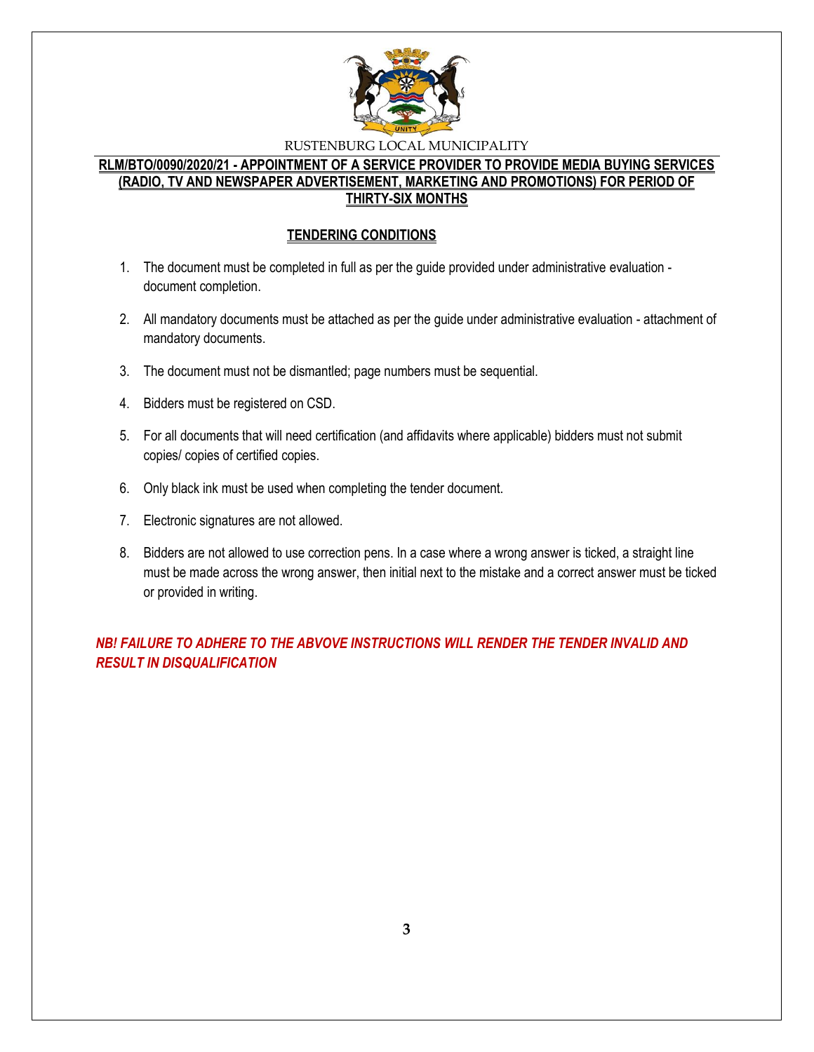RUSTENBURG LOCAL MUNICIPALITY

**RLM/BTO/0090/2020/21 - APPOINTMENT OF A SERVICE PROVIDER TO PROVIDE MEDIA BUYING SERVICES (RADIO, TV AND NEWSPAPER ADVERTISEMENT, MARKETING AND PROMOTIONS) FOR PERIOD OF THIRTY-SIX MONTHS**

## TENDERING CONDITIONS

1. The document must be completed in full as per the guide provided under administrative evaluation - document completion.
2. All mandatory documents must be attached as per the guide under administrative evaluation - attachment of mandatory documents.
3. The document must not be dismantled; page numbers must be sequential.
4. Bidders must be registered on CSD.
5. For all documents that will need certification (and affidavits where applicable) bidders must not submit copies/ copies of certified copies.
6. Only black ink must be used when completing the tender document.
7. Electronic signatures are not allowed.
8. Bidders are not allowed to use correction pens. In a case where a wrong answer is ticked, a straight line must be made across the wrong answer, then initial next to the mistake and a correct answer must be ticked or provided in writing.

***NB! FAILURE TO ADHERE TO THE ABVOVE INSTRUCTIONS WILL RENDER THE TENDER INVALID AND RESULT IN DISQUALIFICATION***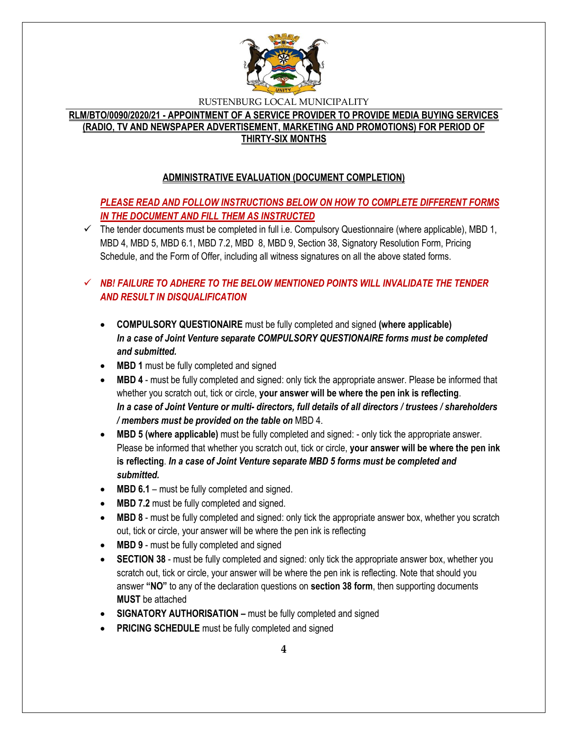RUSTENBURG LOCAL MUNICIPALITY

**RLM/BTO/0090/2020/21 - APPOINTMENT OF A SERVICE PROVIDER TO PROVIDE MEDIA BUYING SERVICES (RADIO, TV AND NEWSPAPER ADVERTISEMENT, MARKETING AND PROMOTIONS) FOR PERIOD OF THIRTY-SIX MONTHS**

## ADMINISTRATIVE EVALUATION (DOCUMENT COMPLETION)

***PLEASE READ AND FOLLOW INSTRUCTIONS BELOW ON HOW TO COMPLETE DIFFERENT FORMS IN THE DOCUMENT AND FILL THEM AS INSTRUCTED***

- ✓ The tender documents must be completed in full i.e. Compulsory Questionnaire (where applicable), MBD 1, MBD 4, MBD 5, MBD 6.1, MBD 7.2, MBD 8, MBD 9, Section 38, Signatory Resolution Form, Pricing Schedule, and the Form of Offer, including all witness signatures on all the above stated forms.

- ✓ ***NB! FAILURE TO ADHERE TO THE BELOW MENTIONED POINTS WILL INVALIDATE THE TENDER AND RESULT IN DISQUALIFICATION***

  - **COMPULSORY QUESTIONAIRE** must be fully completed and signed **(where applicable)** ***In a case of Joint Venture separate COMPULSORY QUESTIONAIRE forms must be completed and submitted.***
  - **MBD 1** must be fully completed and signed
  - **MBD 4** - must be fully completed and signed: only tick the appropriate answer. Please be informed that whether you scratch out, tick or circle, **your answer will be where the pen ink is reflecting**. ***In a case of Joint Venture or multi- directors, full details of all directors / trustees / shareholders / members must be provided on the table on*** MBD 4.
  - **MBD 5 (where applicable)** must be fully completed and signed: - only tick the appropriate answer. Please be informed that whether you scratch out, tick or circle, **your answer will be where the pen ink is reflecting**. ***In a case of Joint Venture separate MBD 5 forms must be completed and submitted.***
  - **MBD 6.1** – must be fully completed and signed.
  - **MBD 7.2** must be fully completed and signed.
  - **MBD 8** - must be fully completed and signed: only tick the appropriate answer box, whether you scratch out, tick or circle, your answer will be where the pen ink is reflecting
  - **MBD 9** - must be fully completed and signed
  - **SECTION 38** - must be fully completed and signed: only tick the appropriate answer box, whether you scratch out, tick or circle, your answer will be where the pen ink is reflecting. Note that should you answer **"NO"** to any of the declaration questions on **section 38 form**, then supporting documents **MUST** be attached
  - **SIGNATORY AUTHORISATION –** must be fully completed and signed
  - **PRICING SCHEDULE** must be fully completed and signed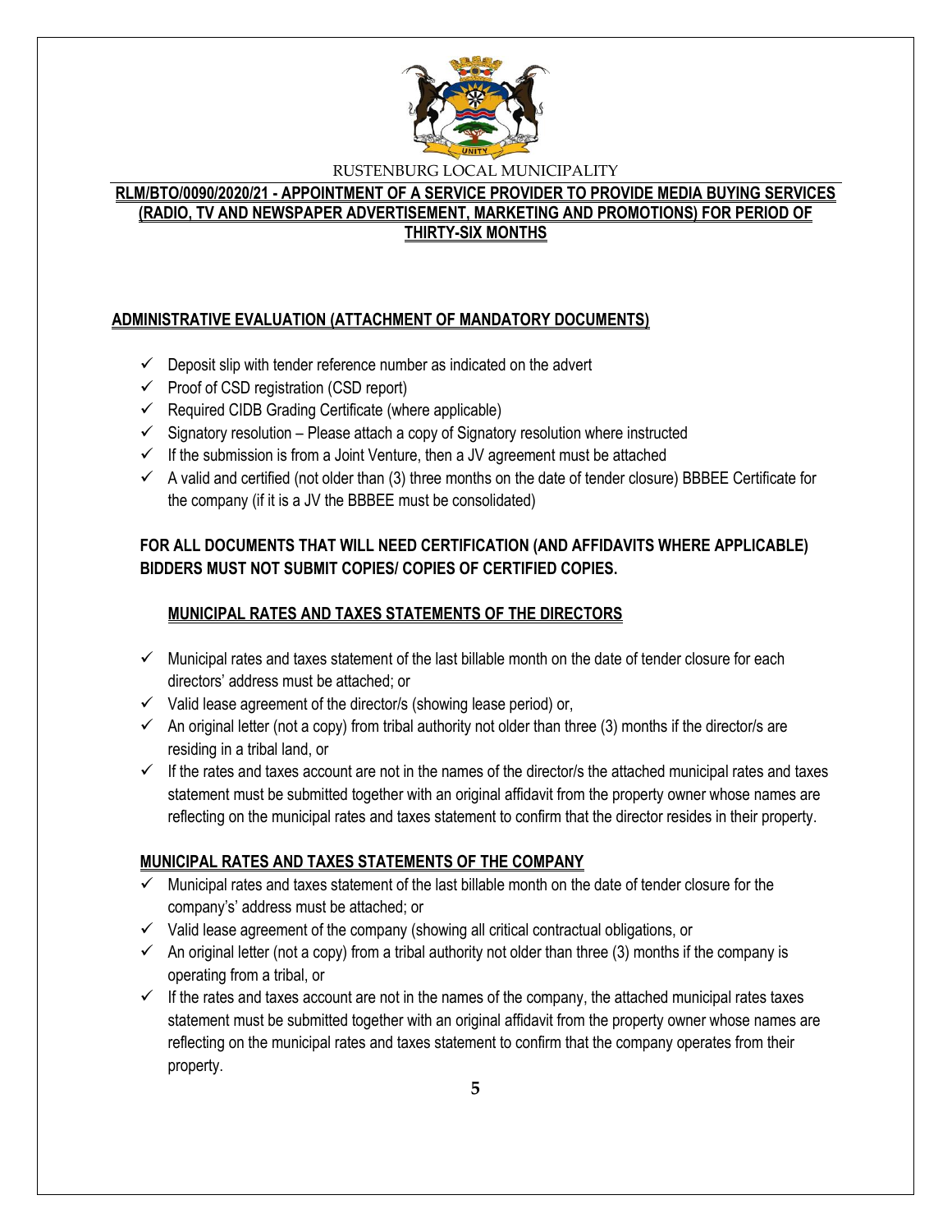RUSTENBURG LOCAL MUNICIPALITY

**RLM/BTO/0090/2020/21 - APPOINTMENT OF A SERVICE PROVIDER TO PROVIDE MEDIA BUYING SERVICES (RADIO, TV AND NEWSPAPER ADVERTISEMENT, MARKETING AND PROMOTIONS) FOR PERIOD OF THIRTY-SIX MONTHS**

## ADMINISTRATIVE EVALUATION (ATTACHMENT OF MANDATORY DOCUMENTS)

- ✓ Deposit slip with tender reference number as indicated on the advert
- ✓ Proof of CSD registration (CSD report)
- ✓ Required CIDB Grading Certificate (where applicable)
- ✓ Signatory resolution – Please attach a copy of Signatory resolution where instructed
- ✓ If the submission is from a Joint Venture, then a JV agreement must be attached
- ✓ A valid and certified (not older than (3) three months on the date of tender closure) BBBEE Certificate for the company (if it is a JV the BBBEE must be consolidated)

**FOR ALL DOCUMENTS THAT WILL NEED CERTIFICATION (AND AFFIDAVITS WHERE APPLICABLE) BIDDERS MUST NOT SUBMIT COPIES/ COPIES OF CERTIFIED COPIES.**

### MUNICIPAL RATES AND TAXES STATEMENTS OF THE DIRECTORS

- ✓ Municipal rates and taxes statement of the last billable month on the date of tender closure for each directors' address must be attached; or
- ✓ Valid lease agreement of the director/s (showing lease period) or,
- ✓ An original letter (not a copy) from tribal authority not older than three (3) months if the director/s are residing in a tribal land, or
- ✓ If the rates and taxes account are not in the names of the director/s the attached municipal rates and taxes statement must be submitted together with an original affidavit from the property owner whose names are reflecting on the municipal rates and taxes statement to confirm that the director resides in their property.

### MUNICIPAL RATES AND TAXES STATEMENTS OF THE COMPANY

- ✓ Municipal rates and taxes statement of the last billable month on the date of tender closure for the company's' address must be attached; or
- ✓ Valid lease agreement of the company (showing all critical contractual obligations, or
- ✓ An original letter (not a copy) from a tribal authority not older than three (3) months if the company is operating from a tribal, or
- ✓ If the rates and taxes account are not in the names of the company, the attached municipal rates taxes statement must be submitted together with an original affidavit from the property owner whose names are reflecting on the municipal rates and taxes statement to confirm that the company operates from their property.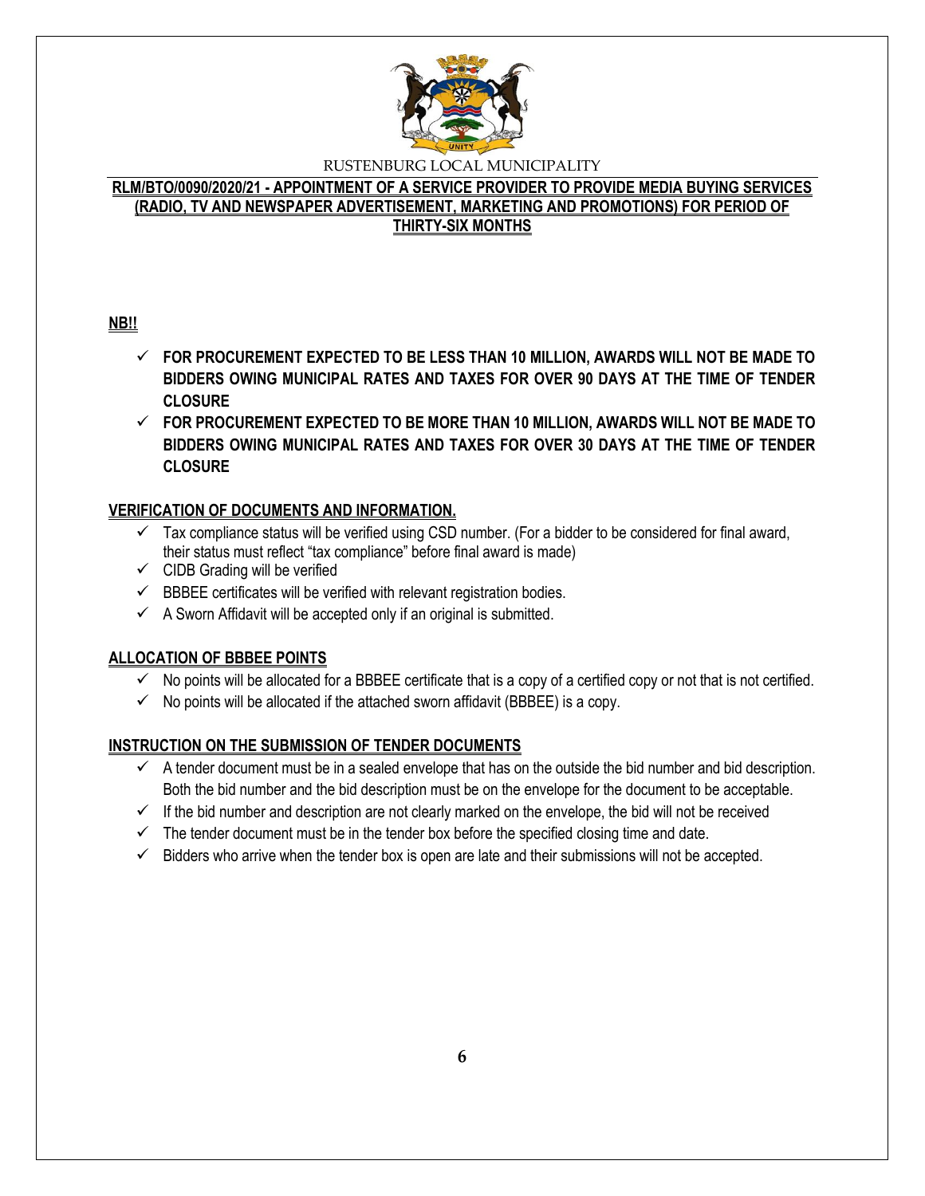RUSTENBURG LOCAL MUNICIPALITY

**RLM/BTO/0090/2020/21 - APPOINTMENT OF A SERVICE PROVIDER TO PROVIDE MEDIA BUYING SERVICES (RADIO, TV AND NEWSPAPER ADVERTISEMENT, MARKETING AND PROMOTIONS) FOR PERIOD OF THIRTY-SIX MONTHS**

**NB!!**

- ✓ **FOR PROCUREMENT EXPECTED TO BE LESS THAN 10 MILLION, AWARDS WILL NOT BE MADE TO BIDDERS OWING MUNICIPAL RATES AND TAXES FOR OVER 90 DAYS AT THE TIME OF TENDER CLOSURE**
- ✓ **FOR PROCUREMENT EXPECTED TO BE MORE THAN 10 MILLION, AWARDS WILL NOT BE MADE TO BIDDERS OWING MUNICIPAL RATES AND TAXES FOR OVER 30 DAYS AT THE TIME OF TENDER CLOSURE**

**VERIFICATION OF DOCUMENTS AND INFORMATION.**

- ✓ Tax compliance status will be verified using CSD number. (For a bidder to be considered for final award, their status must reflect "tax compliance" before final award is made)
- ✓ CIDB Grading will be verified
- ✓ BBBEE certificates will be verified with relevant registration bodies.
- ✓ A Sworn Affidavit will be accepted only if an original is submitted.

**ALLOCATION OF BBBEE POINTS**

- ✓ No points will be allocated for a BBBEE certificate that is a copy of a certified copy or not that is not certified.
- ✓ No points will be allocated if the attached sworn affidavit (BBBEE) is a copy.

**INSTRUCTION ON THE SUBMISSION OF TENDER DOCUMENTS**

- ✓ A tender document must be in a sealed envelope that has on the outside the bid number and bid description. Both the bid number and the bid description must be on the envelope for the document to be acceptable.
- ✓ If the bid number and description are not clearly marked on the envelope, the bid will not be received
- ✓ The tender document must be in the tender box before the specified closing time and date.
- ✓ Bidders who arrive when the tender box is open are late and their submissions will not be accepted.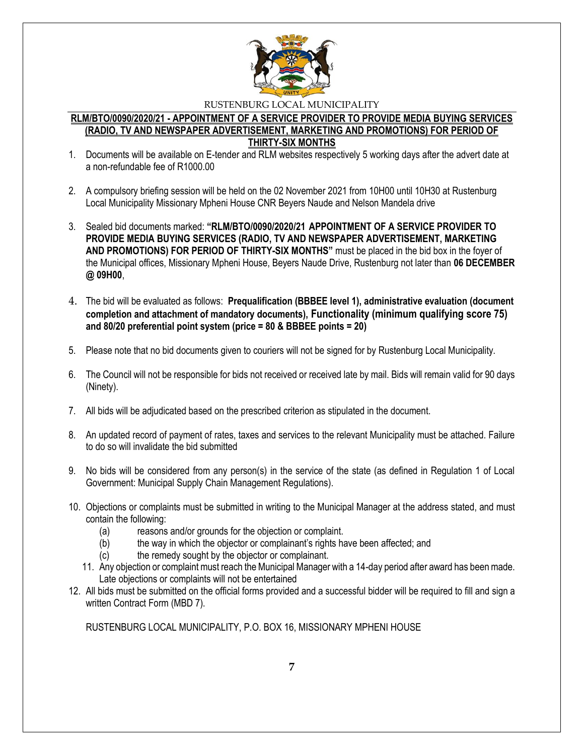RUSTENBURG LOCAL MUNICIPALITY

## RLM/BTO/0090/2020/21 - APPOINTMENT OF A SERVICE PROVIDER TO PROVIDE MEDIA BUYING SERVICES (RADIO, TV AND NEWSPAPER ADVERTISEMENT, MARKETING AND PROMOTIONS) FOR PERIOD OF THIRTY-SIX MONTHS

1. Documents will be available on E-tender and RLM websites respectively 5 working days after the advert date at a non-refundable fee of R1000.00
2. A compulsory briefing session will be held on the 02 November 2021 from 10H00 until 10H30 at Rustenburg Local Municipality Missionary Mpheni House CNR Beyers Naude and Nelson Mandela drive
3. Sealed bid documents marked: **"RLM/BTO/0090/2020/21 APPOINTMENT OF A SERVICE PROVIDER TO PROVIDE MEDIA BUYING SERVICES (RADIO, TV AND NEWSPAPER ADVERTISEMENT, MARKETING AND PROMOTIONS) FOR PERIOD OF THIRTY-SIX MONTHS"** must be placed in the bid box in the foyer of the Municipal offices, Missionary Mpheni House, Beyers Naude Drive, Rustenburg not later than **06 DECEMBER @ 09H00**,
4. The bid will be evaluated as follows: **Prequalification (BBBEE level 1), administrative evaluation (document completion and attachment of mandatory documents), Functionality (minimum qualifying score 75) and 80/20 preferential point system (price = 80 & BBBEE points = 20)**
5. Please note that no bid documents given to couriers will not be signed for by Rustenburg Local Municipality.
6. The Council will not be responsible for bids not received or received late by mail. Bids will remain valid for 90 days (Ninety).
7. All bids will be adjudicated based on the prescribed criterion as stipulated in the document.
8. An updated record of payment of rates, taxes and services to the relevant Municipality must be attached. Failure to do so will invalidate the bid submitted
9. No bids will be considered from any person(s) in the service of the state (as defined in Regulation 1 of Local Government: Municipal Supply Chain Management Regulations).
10. Objections or complaints must be submitted in writing to the Municipal Manager at the address stated, and must contain the following:
    (a) reasons and/or grounds for the objection or complaint.
    (b) the way in which the objector or complainant's rights have been affected; and
    (c) the remedy sought by the objector or complainant.
11. Any objection or complaint must reach the Municipal Manager with a 14-day period after award has been made. Late objections or complaints will not be entertained
12. All bids must be submitted on the official forms provided and a successful bidder will be required to fill and sign a written Contract Form (MBD 7).

RUSTENBURG LOCAL MUNICIPALITY, P.O. BOX 16, MISSIONARY MPHENI HOUSE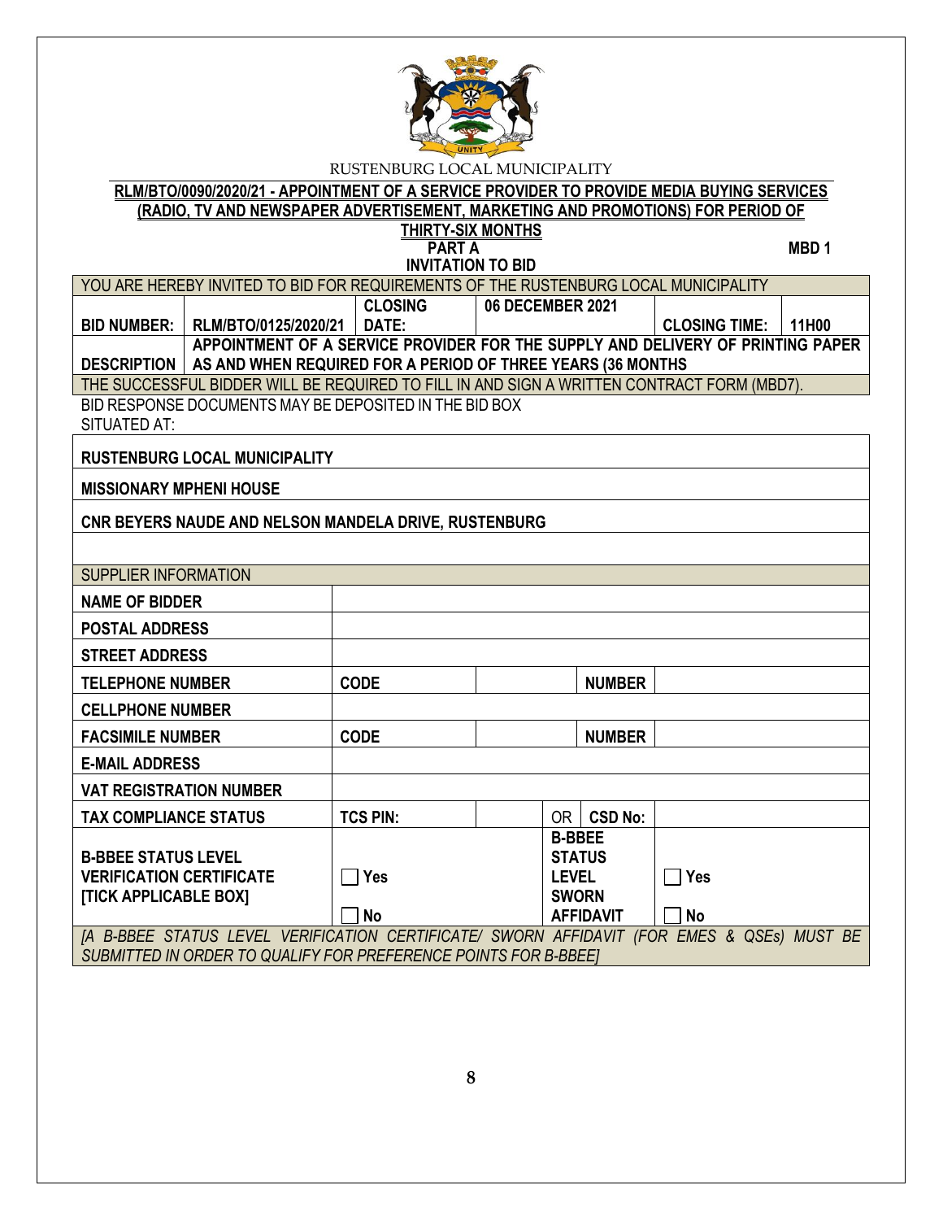RUSTENBURG LOCAL MUNICIPALITY

**RLM/BTO/0090/2020/21 - APPOINTMENT OF A SERVICE PROVIDER TO PROVIDE MEDIA BUYING SERVICES (RADIO, TV AND NEWSPAPER ADVERTISEMENT, MARKETING AND PROMOTIONS) FOR PERIOD OF THIRTY-SIX MONTHS**

**PART A**
**INVITATION TO BID** **MBD 1**

| YOU ARE HEREBY INVITED TO BID FOR REQUIREMENTS OF THE RUSTENBURG LOCAL MUNICIPALITY | | | | | |
|---|---|---|---|---|---|
| **BID NUMBER:** | **RLM/BTO/0125/2020/21** | **CLOSING DATE:** | **06 DECEMBER 2021** | **CLOSING TIME:** | **11H00** |
| **DESCRIPTION** | **APPOINTMENT OF A SERVICE PROVIDER FOR THE SUPPLY AND DELIVERY OF PRINTING PAPER AS AND WHEN REQUIRED FOR A PERIOD OF THREE YEARS (36 MONTHS** | | | | |
| THE SUCCESSFUL BIDDER WILL BE REQUIRED TO FILL IN AND SIGN A WRITTEN CONTRACT FORM (MBD7). | | | | | |

BID RESPONSE DOCUMENTS MAY BE DEPOSITED IN THE BID BOX SITUATED AT:

| |
|---|
| **RUSTENBURG LOCAL MUNICIPALITY** |
| **MISSIONARY MPHENI HOUSE** |
| **CNR BEYERS NAUDE AND NELSON MANDELA DRIVE, RUSTENBURG** |
| |

| SUPPLIER INFORMATION | | | | |
|---|---|---|---|---|
| **NAME OF BIDDER** | | | | |
| **POSTAL ADDRESS** | | | | |
| **STREET ADDRESS** | | | | |
| **TELEPHONE NUMBER** | **CODE** | | **NUMBER** | |
| **CELLPHONE NUMBER** | | | | |
| **FACSIMILE NUMBER** | **CODE** | | **NUMBER** | |
| **E-MAIL ADDRESS** | | | | |
| **VAT REGISTRATION NUMBER** | | | | |
| **TAX COMPLIANCE STATUS** | **TCS PIN:** | | OR **CSD No:** | |
| **B-BBEE STATUS LEVEL VERIFICATION CERTIFICATE [TICK APPLICABLE BOX]** | ☐ **Yes** ☐ **No** | | **B-BBEE STATUS LEVEL SWORN AFFIDAVIT** | ☐ **Yes** ☐ **No** |
| *[A B-BBEE STATUS LEVEL VERIFICATION CERTIFICATE/ SWORN AFFIDAVIT (FOR EMES & QSEs) MUST BE SUBMITTED IN ORDER TO QUALIFY FOR PREFERENCE POINTS FOR B-BBEE]* | | | | |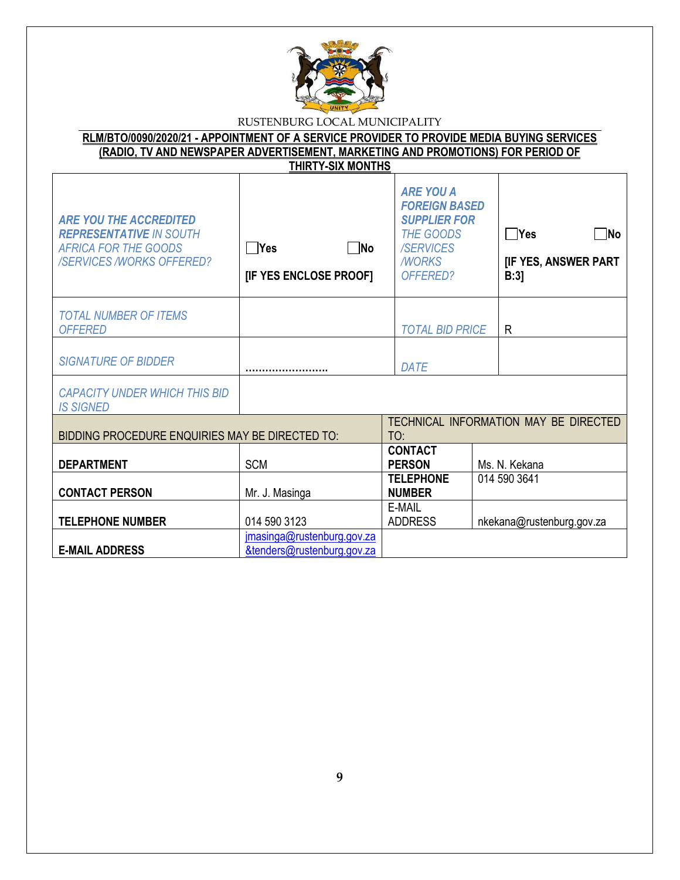RUSTENBURG LOCAL MUNICIPALITY

**RLM/BTO/0090/2020/21 - APPOINTMENT OF A SERVICE PROVIDER TO PROVIDE MEDIA BUYING SERVICES (RADIO, TV AND NEWSPAPER ADVERTISEMENT, MARKETING AND PROMOTIONS) FOR PERIOD OF THIRTY-SIX MONTHS**

| | | | |
|---|---|---|---|
| *ARE YOU THE ACCREDITED REPRESENTATIVE IN SOUTH AFRICA FOR THE GOODS /SERVICES /WORKS OFFERED?* | ☐Yes ☐No **[IF YES ENCLOSE PROOF]** | *ARE YOU A FOREIGN BASED SUPPLIER FOR THE GOODS /SERVICES /WORKS OFFERED?* | ☐Yes ☐No **[IF YES, ANSWER PART B:3]** |
| *TOTAL NUMBER OF ITEMS OFFERED* | | *TOTAL BID PRICE* | R |
| *SIGNATURE OF BIDDER* | ……………………. | *DATE* | |
| *CAPACITY UNDER WHICH THIS BID IS SIGNED* | | | |

| BIDDING PROCEDURE ENQUIRIES MAY BE DIRECTED TO: | | TECHNICAL INFORMATION MAY BE DIRECTED TO: | |
|---|---|---|---|
| **DEPARTMENT** | SCM | **CONTACT PERSON** | Ms. N. Kekana |
| **CONTACT PERSON** | Mr. J. Masinga | **TELEPHONE NUMBER** | 014 590 3641 |
| **TELEPHONE NUMBER** | 014 590 3123 | E-MAIL ADDRESS | nkekana@rustenburg.gov.za |
| **E-MAIL ADDRESS** | jmasinga@rustenburg.gov.za &tenders@rustenburg.gov.za | | |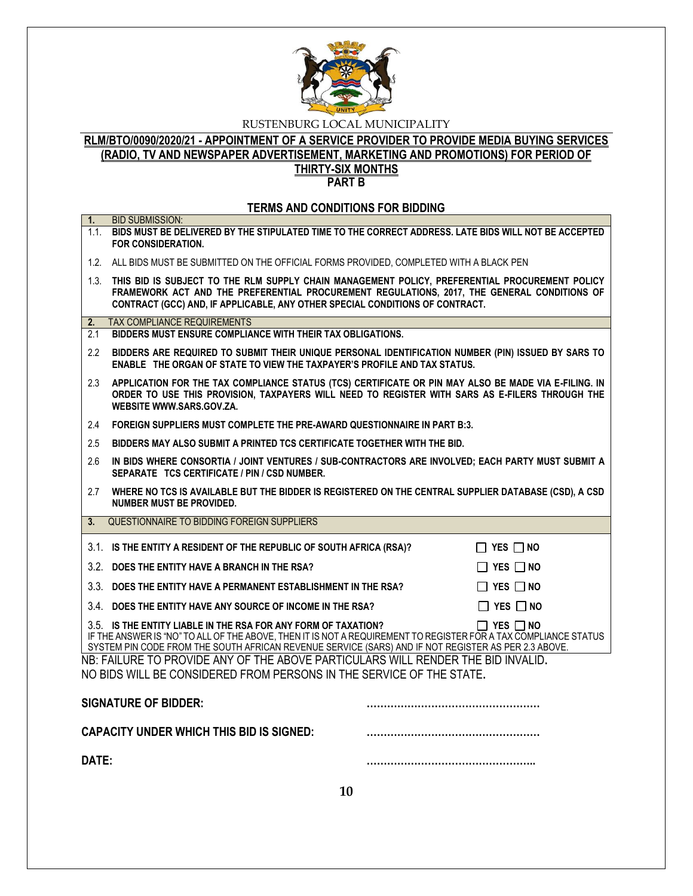RUSTENBURG LOCAL MUNICIPALITY

## RLM/BTO/0090/2020/21 - APPOINTMENT OF A SERVICE PROVIDER TO PROVIDE MEDIA BUYING SERVICES (RADIO, TV AND NEWSPAPER ADVERTISEMENT, MARKETING AND PROMOTIONS) FOR PERIOD OF THIRTY-SIX MONTHS

## PART B

### TERMS AND CONDITIONS FOR BIDDING

**1.** BID SUBMISSION:

1.1. **BIDS MUST BE DELIVERED BY THE STIPULATED TIME TO THE CORRECT ADDRESS. LATE BIDS WILL NOT BE ACCEPTED FOR CONSIDERATION.**

1.2. ALL BIDS MUST BE SUBMITTED ON THE OFFICIAL FORMS PROVIDED, COMPLETED WITH A BLACK PEN

1.3. **THIS BID IS SUBJECT TO THE RLM SUPPLY CHAIN MANAGEMENT POLICY, PREFERENTIAL PROCUREMENT POLICY FRAMEWORK ACT AND THE PREFERENTIAL PROCUREMENT REGULATIONS, 2017, THE GENERAL CONDITIONS OF CONTRACT (GCC) AND, IF APPLICABLE, ANY OTHER SPECIAL CONDITIONS OF CONTRACT.**

**2.** TAX COMPLIANCE REQUIREMENTS

2.1 **BIDDERS MUST ENSURE COMPLIANCE WITH THEIR TAX OBLIGATIONS.**

2.2 **BIDDERS ARE REQUIRED TO SUBMIT THEIR UNIQUE PERSONAL IDENTIFICATION NUMBER (PIN) ISSUED BY SARS TO ENABLE THE ORGAN OF STATE TO VIEW THE TAXPAYER'S PROFILE AND TAX STATUS.**

2.3 **APPLICATION FOR THE TAX COMPLIANCE STATUS (TCS) CERTIFICATE OR PIN MAY ALSO BE MADE VIA E-FILING. IN ORDER TO USE THIS PROVISION, TAXPAYERS WILL NEED TO REGISTER WITH SARS AS E-FILERS THROUGH THE WEBSITE WWW.SARS.GOV.ZA.**

2.4 **FOREIGN SUPPLIERS MUST COMPLETE THE PRE-AWARD QUESTIONNAIRE IN PART B:3.**

2.5 **BIDDERS MAY ALSO SUBMIT A PRINTED TCS CERTIFICATE TOGETHER WITH THE BID.**

2.6 **IN BIDS WHERE CONSORTIA / JOINT VENTURES / SUB-CONTRACTORS ARE INVOLVED; EACH PARTY MUST SUBMIT A SEPARATE TCS CERTIFICATE / PIN / CSD NUMBER.**

2.7 **WHERE NO TCS IS AVAILABLE BUT THE BIDDER IS REGISTERED ON THE CENTRAL SUPPLIER DATABASE (CSD), A CSD NUMBER MUST BE PROVIDED.**

**3.** QUESTIONNAIRE TO BIDDING FOREIGN SUPPLIERS

| | | |
|---|---|---|
| 3.1. | **IS THE ENTITY A RESIDENT OF THE REPUBLIC OF SOUTH AFRICA (RSA)?** | ☐ **YES** ☐ **NO** |
| 3.2. | **DOES THE ENTITY HAVE A BRANCH IN THE RSA?** | ☐ **YES** ☐ **NO** |
| 3.3. | **DOES THE ENTITY HAVE A PERMANENT ESTABLISHMENT IN THE RSA?** | ☐ **YES** ☐ **NO** |
| 3.4. | **DOES THE ENTITY HAVE ANY SOURCE OF INCOME IN THE RSA?** | ☐ **YES** ☐ **NO** |
| 3.5. | **IS THE ENTITY LIABLE IN THE RSA FOR ANY FORM OF TAXATION?** | ☐ **YES** ☐ **NO** |

IF THE ANSWER IS "NO" TO ALL OF THE ABOVE, THEN IT IS NOT A REQUIREMENT TO REGISTER FOR A TAX COMPLIANCE STATUS SYSTEM PIN CODE FROM THE SOUTH AFRICAN REVENUE SERVICE (SARS) AND IF NOT REGISTER AS PER 2.3 ABOVE.

NB: FAILURE TO PROVIDE ANY OF THE ABOVE PARTICULARS WILL RENDER THE BID INVALID.
NO BIDS WILL BE CONSIDERED FROM PERSONS IN THE SERVICE OF THE STATE.

**SIGNATURE OF BIDDER:** ……………………………………………

**CAPACITY UNDER WHICH THIS BID IS SIGNED:** ……………………………………………

**DATE:** …………………………………………..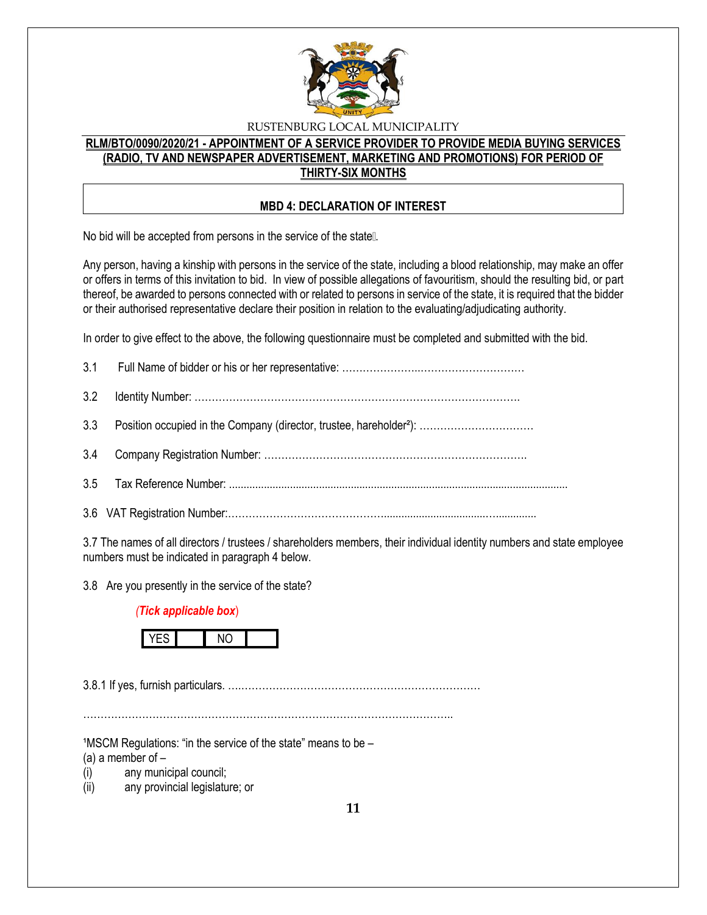RUSTENBURG LOCAL MUNICIPALITY

**RLM/BTO/0090/2020/21 - APPOINTMENT OF A SERVICE PROVIDER TO PROVIDE MEDIA BUYING SERVICES (RADIO, TV AND NEWSPAPER ADVERTISEMENT, MARKETING AND PROMOTIONS) FOR PERIOD OF THIRTY-SIX MONTHS**

## MBD 4: DECLARATION OF INTEREST

No bid will be accepted from persons in the service of the state[1].

Any person, having a kinship with persons in the service of the state, including a blood relationship, may make an offer or offers in terms of this invitation to bid. In view of possible allegations of favouritism, should the resulting bid, or part thereof, be awarded to persons connected with or related to persons in service of the state, it is required that the bidder or their authorised representative declare their position in relation to the evaluating/adjudicating authority.

In order to give effect to the above, the following questionnaire must be completed and submitted with the bid.

3.1 Full Name of bidder or his or her representative: ……………………………………………

3.2 Identity Number: ………………………………………………………………………………….

3.3 Position occupied in the Company (director, trustee, hareholder[2]): ……………………………

3.4 Company Registration Number: ……………………………………………………………….

3.5 Tax Reference Number: ……………………………………………………………………………

3.6 VAT Registration Number:……………………………………………………………………

3.7 The names of all directors / trustees / shareholders members, their individual identity numbers and state employee numbers must be indicated in paragraph 4 below.

3.8 Are you presently in the service of the state?

*(Tick applicable box)*

| YES | | NO | |
|---|---|---|---|

3.8.1 If yes, furnish particulars. ………………………………………………………………

……………………………………………………………………………………………..

[1]MSCM Regulations: "in the service of the state" means to be –
(a) a member of –
(i) any municipal council;
(ii) any provincial legislature; or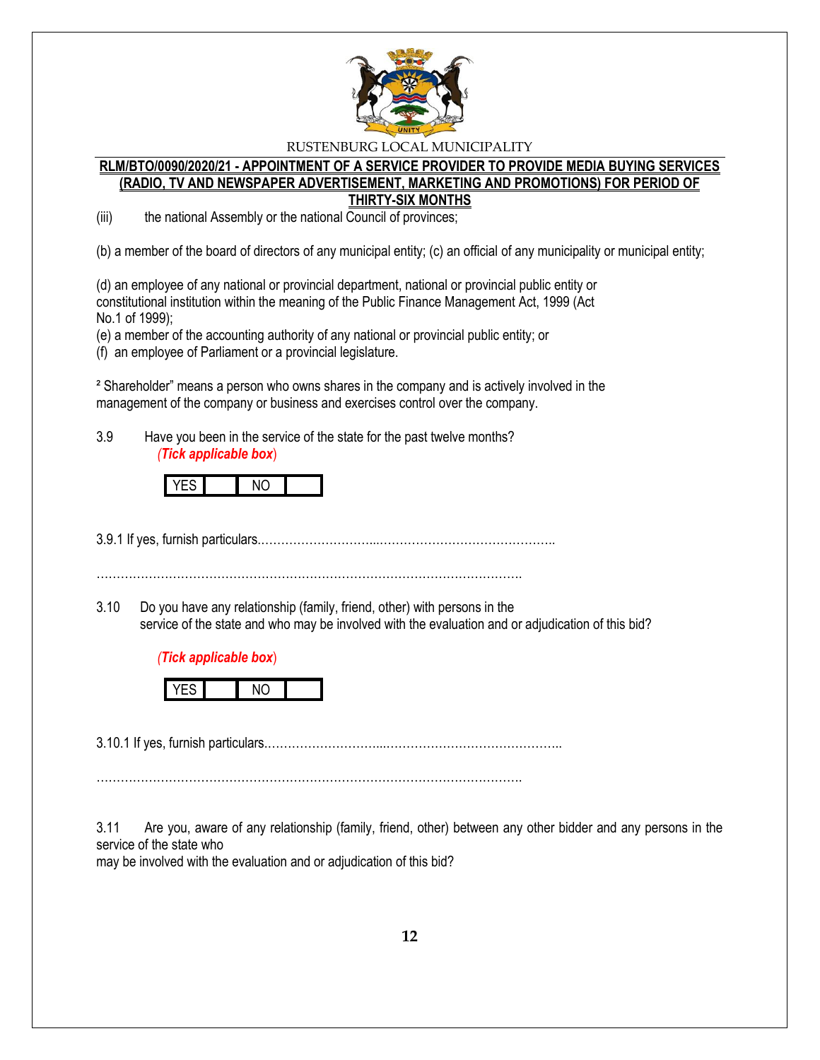(iii) the national Assembly or the national Council of provinces;

(b) a member of the board of directors of any municipal entity; (c) an official of any municipality or municipal entity;

(d) an employee of any national or provincial department, national or provincial public entity or constitutional institution within the meaning of the Public Finance Management Act, 1999 (Act No.1 of 1999);
(e) a member of the accounting authority of any national or provincial public entity; or
(f) an employee of Parliament or a provincial legislature.

[2] Shareholder" means a person who owns shares in the company and is actively involved in the management of the company or business and exercises control over the company.

3.9 Have you been in the service of the state for the past twelve months?
*(Tick applicable box)*

| YES | | NO | |
|---|---|---|---|

3.9.1 If yes, furnish particulars.…………………………...……………………………………..

……………………………………………………………………………………………….

3.10 Do you have any relationship (family, friend, other) with persons in the service of the state and who may be involved with the evaluation and or adjudication of this bid?

*(Tick applicable box)*

| YES | | NO | |
|---|---|---|---|

3.10.1 If yes, furnish particulars.…………………………...……………………………………..

……………………………………………………………………………………………….

3.11 Are you, aware of any relationship (family, friend, other) between any other bidder and any persons in the service of the state who
may be involved with the evaluation and or adjudication of this bid?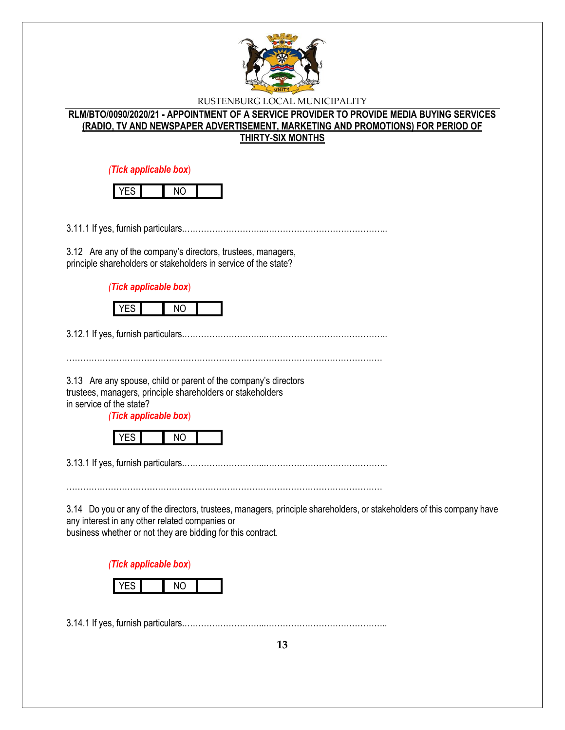(*Tick applicable box*)

| YES | | NO | |
|---|---|---|---|

3.11.1 If yes, furnish particulars……………………….………………………………….

3.12 Are any of the company's directors, trustees, managers, principle shareholders or stakeholders in service of the state?

(*Tick applicable box*)

| YES | | NO | |
|---|---|---|---|

3.12.1 If yes, furnish particulars……………………….………………………………….

…………………………………………………………………………………………………

3.13 Are any spouse, child or parent of the company's directors trustees, managers, principle shareholders or stakeholders in service of the state?

(*Tick applicable box*)

| YES | | NO | |
|---|---|---|---|

3.13.1 If yes, furnish particulars……………………….………………………………….

…………………………………………………………………………………………………

3.14 Do you or any of the directors, trustees, managers, principle shareholders, or stakeholders of this company have any interest in any other related companies or business whether or not they are bidding for this contract.

(*Tick applicable box*)

| YES | | NO | |
|---|---|---|---|

3.14.1 If yes, furnish particulars……………………….………………………………….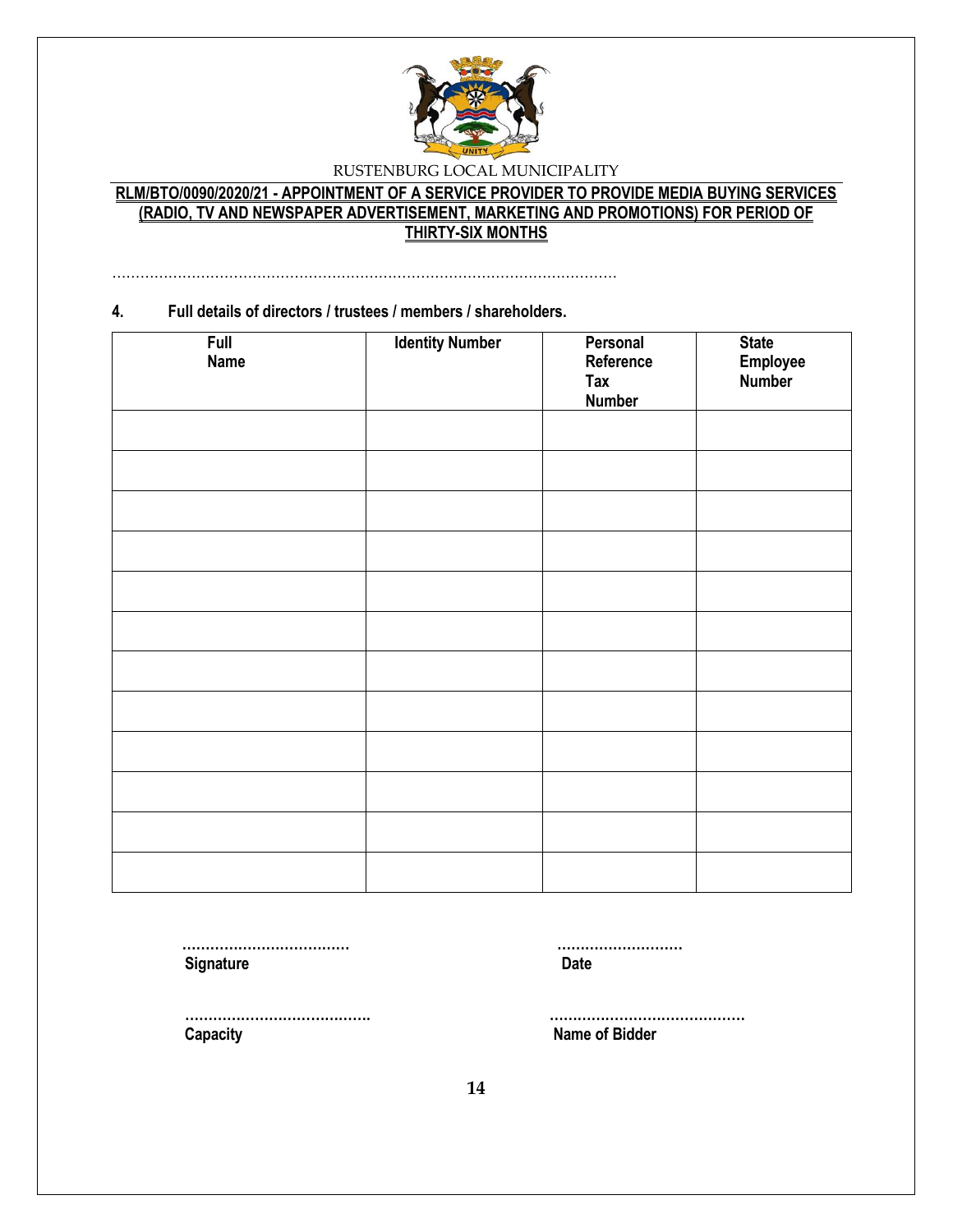RUSTENBURG LOCAL MUNICIPALITY

**RLM/BTO/0090/2020/21 - APPOINTMENT OF A SERVICE PROVIDER TO PROVIDE MEDIA BUYING SERVICES (RADIO, TV AND NEWSPAPER ADVERTISEMENT, MARKETING AND PROMOTIONS) FOR PERIOD OF THIRTY-SIX MONTHS**

…………………………………………………………………………………………………

**4. Full details of directors / trustees / members / shareholders.**

| Full Name | Identity Number | Personal Reference Tax Number | State Employee Number |
|---|---|---|---|
| | | | |
| | | | |
| | | | |
| | | | |
| | | | |
| | | | |
| | | | |
| | | | |
| | | | |
| | | | |
| | | | |
| | | | |

………………………………
**Signature**

………………………
**Date**

………………………………….
**Capacity**

……………………………………
**Name of Bidder**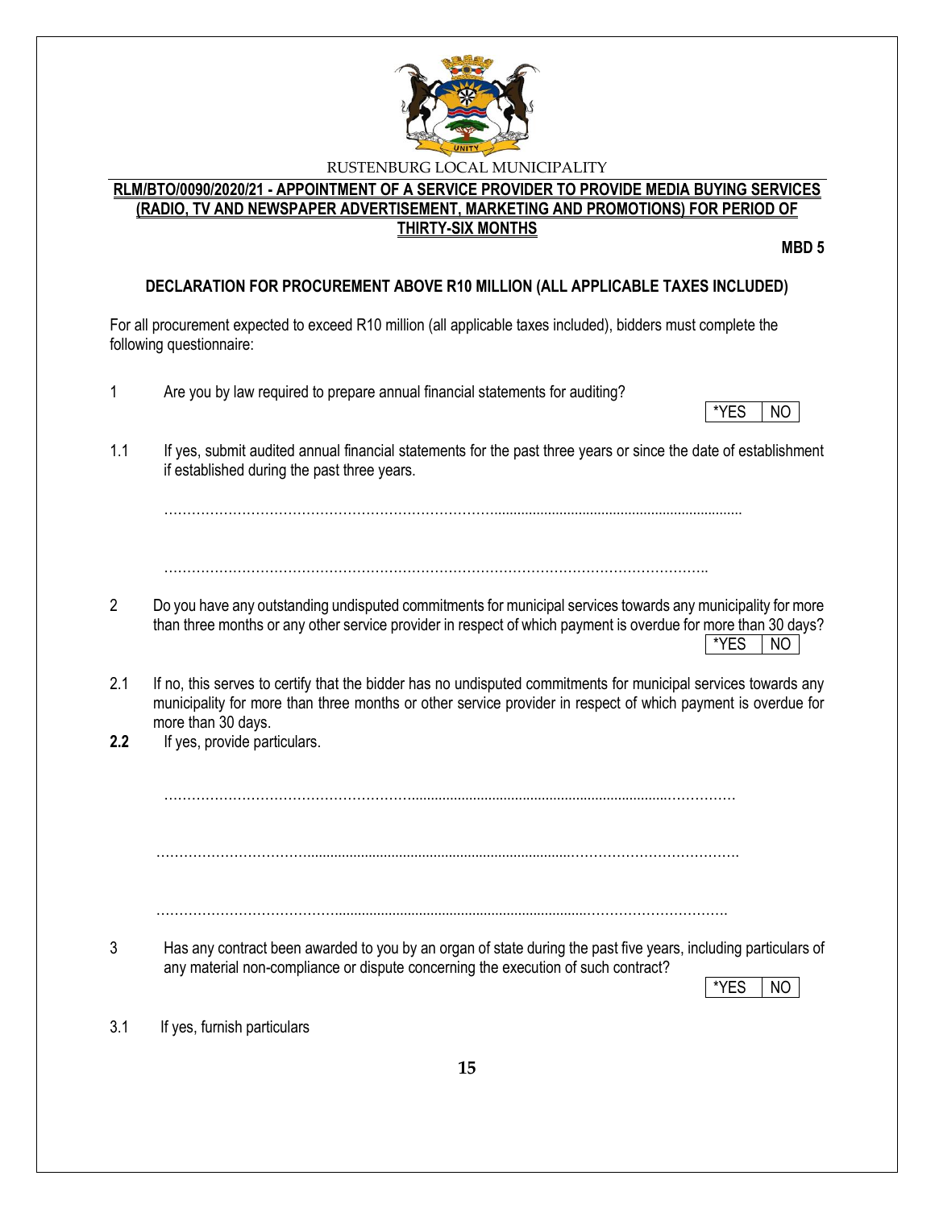RUSTENBURG LOCAL MUNICIPALITY

**RLM/BTO/0090/2020/21 - APPOINTMENT OF A SERVICE PROVIDER TO PROVIDE MEDIA BUYING SERVICES (RADIO, TV AND NEWSPAPER ADVERTISEMENT, MARKETING AND PROMOTIONS) FOR PERIOD OF THIRTY-SIX MONTHS**

**MBD 5**

**DECLARATION FOR PROCUREMENT ABOVE R10 MILLION (ALL APPLICABLE TAXES INCLUDED)**

For all procurement expected to exceed R10 million (all applicable taxes included), bidders must complete the following questionnaire:

1 Are you by law required to prepare annual financial statements for auditing?

| *YES | NO |
|---|---|

1.1 If yes, submit audited annual financial statements for the past three years or since the date of establishment if established during the past three years.

………………………………………………………………………………………………………………

………………………………………………………………………………………………………………

2 Do you have any outstanding undisputed commitments for municipal services towards any municipality for more than three months or any other service provider in respect of which payment is overdue for more than 30 days?

| *YES | NO |
|---|---|

2.1 If no, this serves to certify that the bidder has no undisputed commitments for municipal services towards any municipality for more than three months or other service provider in respect of which payment is overdue for more than 30 days.

**2.2** If yes, provide particulars.

………………………………………………………………………………………………………………

………………………………………………………………………………………………………………

………………………………………………………………………………………………………………

3 Has any contract been awarded to you by an organ of state during the past five years, including particulars of any material non-compliance or dispute concerning the execution of such contract?

| *YES | NO |
|---|---|

3.1 If yes, furnish particulars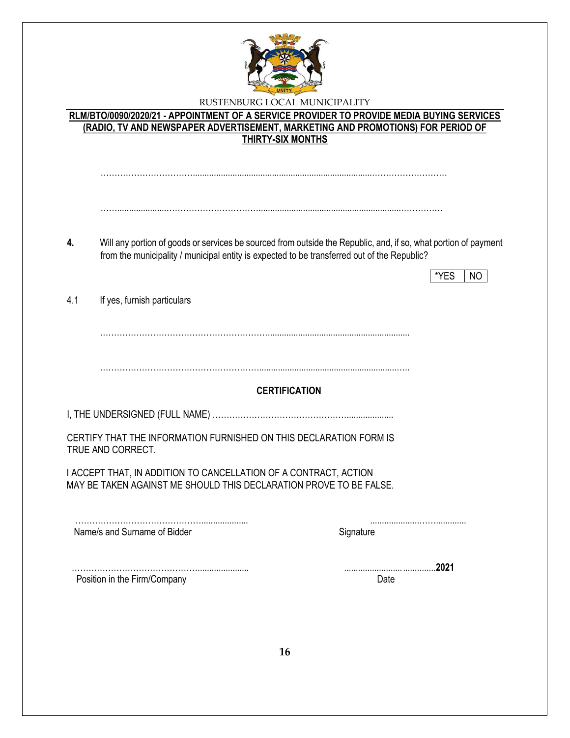RUSTENBURG LOCAL MUNICIPALITY

**RLM/BTO/0090/2020/21 - APPOINTMENT OF A SERVICE PROVIDER TO PROVIDE MEDIA BUYING SERVICES (RADIO, TV AND NEWSPAPER ADVERTISEMENT, MARKETING AND PROMOTIONS) FOR PERIOD OF THIRTY-SIX MONTHS**

……………………………………………………………………………………………………

……………………………………………………………………………………………………

**4.** Will any portion of goods or services be sourced from outside the Republic, and, if so, what portion of payment from the municipality / municipal entity is expected to be transferred out of the Republic?

| *YES | NO |
|---|---|

4.1 If yes, furnish particulars

……………………………………………………………………………………

……………………………………………………………………………………

**CERTIFICATION**

I, THE UNDERSIGNED (FULL NAME) ……………………………………………………

CERTIFY THAT THE INFORMATION FURNISHED ON THIS DECLARATION FORM IS TRUE AND CORRECT.

I ACCEPT THAT, IN ADDITION TO CANCELLATION OF A CONTRACT, ACTION MAY BE TAKEN AGAINST ME SHOULD THIS DECLARATION PROVE TO BE FALSE.

……………………………………………… ……………………………
Name/s and Surname of Bidder Signature

……………………………………………… ……………………………**2021**
Position in the Firm/Company Date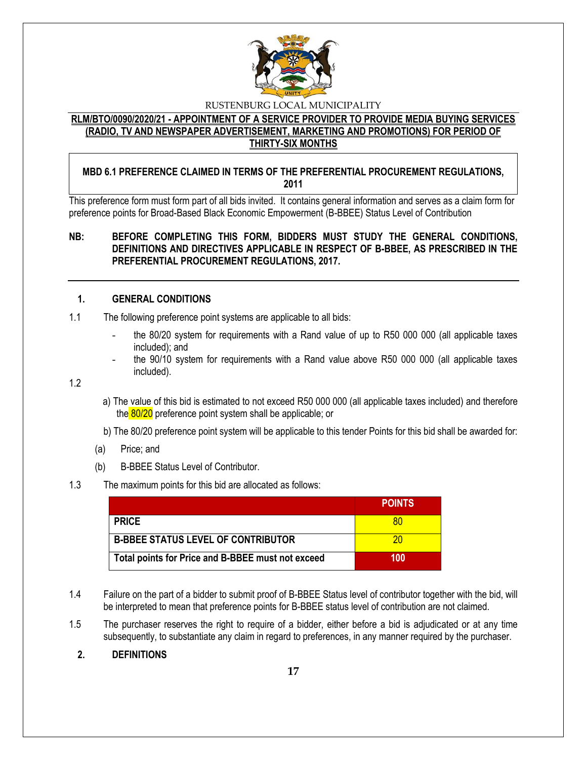RUSTENBURG LOCAL MUNICIPALITY

**RLM/BTO/0090/2020/21 - APPOINTMENT OF A SERVICE PROVIDER TO PROVIDE MEDIA BUYING SERVICES (RADIO, TV AND NEWSPAPER ADVERTISEMENT, MARKETING AND PROMOTIONS) FOR PERIOD OF THIRTY-SIX MONTHS**

**MBD 6.1 PREFERENCE CLAIMED IN TERMS OF THE PREFERENTIAL PROCUREMENT REGULATIONS, 2011**

This preference form must form part of all bids invited. It contains general information and serves as a claim form for preference points for Broad-Based Black Economic Empowerment (B-BBEE) Status Level of Contribution

**NB: BEFORE COMPLETING THIS FORM, BIDDERS MUST STUDY THE GENERAL CONDITIONS, DEFINITIONS AND DIRECTIVES APPLICABLE IN RESPECT OF B-BBEE, AS PRESCRIBED IN THE PREFERENTIAL PROCUREMENT REGULATIONS, 2017.**

## 1. GENERAL CONDITIONS

1.1 The following preference point systems are applicable to all bids:

- the 80/20 system for requirements with a Rand value of up to R50 000 000 (all applicable taxes included); and
- the 90/10 system for requirements with a Rand value above R50 000 000 (all applicable taxes included).

1.2

a) The value of this bid is estimated to not exceed R50 000 000 (all applicable taxes included) and therefore the 80/20 preference point system shall be applicable; or

b) The 80/20 preference point system will be applicable to this tender Points for this bid shall be awarded for:

(a) Price; and

(b) B-BBEE Status Level of Contributor.

1.3 The maximum points for this bid are allocated as follows:

| | POINTS |
|---|---|
| **PRICE** | 80 |
| **B-BBEE STATUS LEVEL OF CONTRIBUTOR** | 20 |
| **Total points for Price and B-BBEE must not exceed** | **100** |

1.4 Failure on the part of a bidder to submit proof of B-BBEE Status level of contributor together with the bid, will be interpreted to mean that preference points for B-BBEE status level of contribution are not claimed.

1.5 The purchaser reserves the right to require of a bidder, either before a bid is adjudicated or at any time subsequently, to substantiate any claim in regard to preferences, in any manner required by the purchaser.

## 2. DEFINITIONS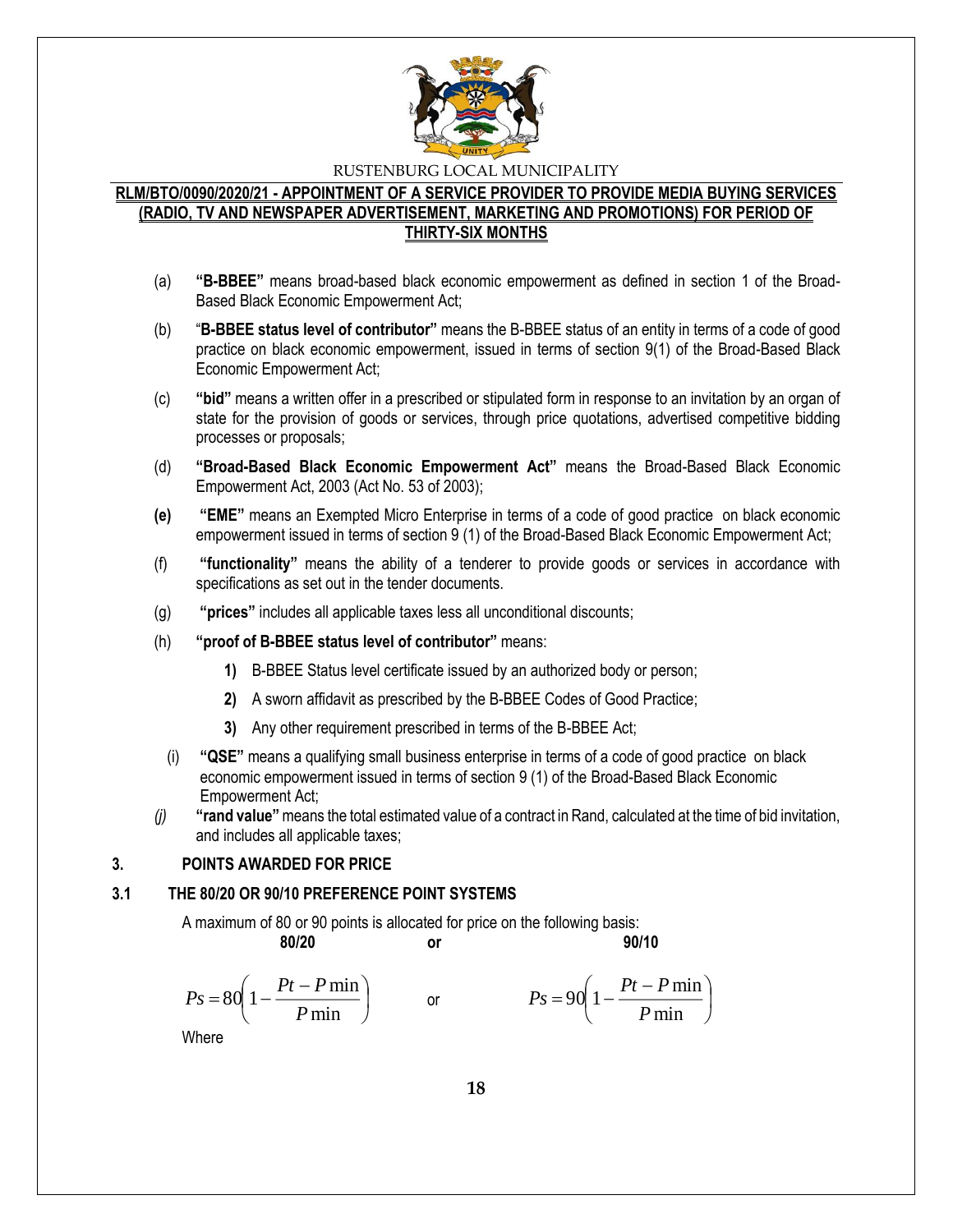(a) **"B-BBEE"** means broad-based black economic empowerment as defined in section 1 of the Broad-Based Black Economic Empowerment Act;

(b) "**B-BBEE status level of contributor"** means the B-BBEE status of an entity in terms of a code of good practice on black economic empowerment, issued in terms of section 9(1) of the Broad-Based Black Economic Empowerment Act;

(c) **"bid"** means a written offer in a prescribed or stipulated form in response to an invitation by an organ of state for the provision of goods or services, through price quotations, advertised competitive bidding processes or proposals;

(d) **"Broad-Based Black Economic Empowerment Act"** means the Broad-Based Black Economic Empowerment Act, 2003 (Act No. 53 of 2003);

**(e)** **"EME"** means an Exempted Micro Enterprise in terms of a code of good practice on black economic empowerment issued in terms of section 9 (1) of the Broad-Based Black Economic Empowerment Act;

(f) **"functionality"** means the ability of a tenderer to provide goods or services in accordance with specifications as set out in the tender documents.

(g) **"prices"** includes all applicable taxes less all unconditional discounts;

(h) **"proof of B-BBEE status level of contributor"** means:

  **1)** B-BBEE Status level certificate issued by an authorized body or person;

  **2)** A sworn affidavit as prescribed by the B-BBEE Codes of Good Practice;

  **3)** Any other requirement prescribed in terms of the B-BBEE Act;

(i) **"QSE"** means a qualifying small business enterprise in terms of a code of good practice on black economic empowerment issued in terms of section 9 (1) of the Broad-Based Black Economic Empowerment Act;

*(j)* **"rand value"** means the total estimated value of a contract in Rand, calculated at the time of bid invitation, and includes all applicable taxes;

## 3. POINTS AWARDED FOR PRICE

### 3.1 THE 80/20 OR 90/10 PREFERENCE POINT SYSTEMS

A maximum of 80 or 90 points is allocated for price on the following basis:

**80/20** or **90/10**

$$Ps = 80\left(1 - \frac{Pt - P\min}{P\min}\right) \quad \text{or} \quad Ps = 90\left(1 - \frac{Pt - P\min}{P\min}\right)$$

Where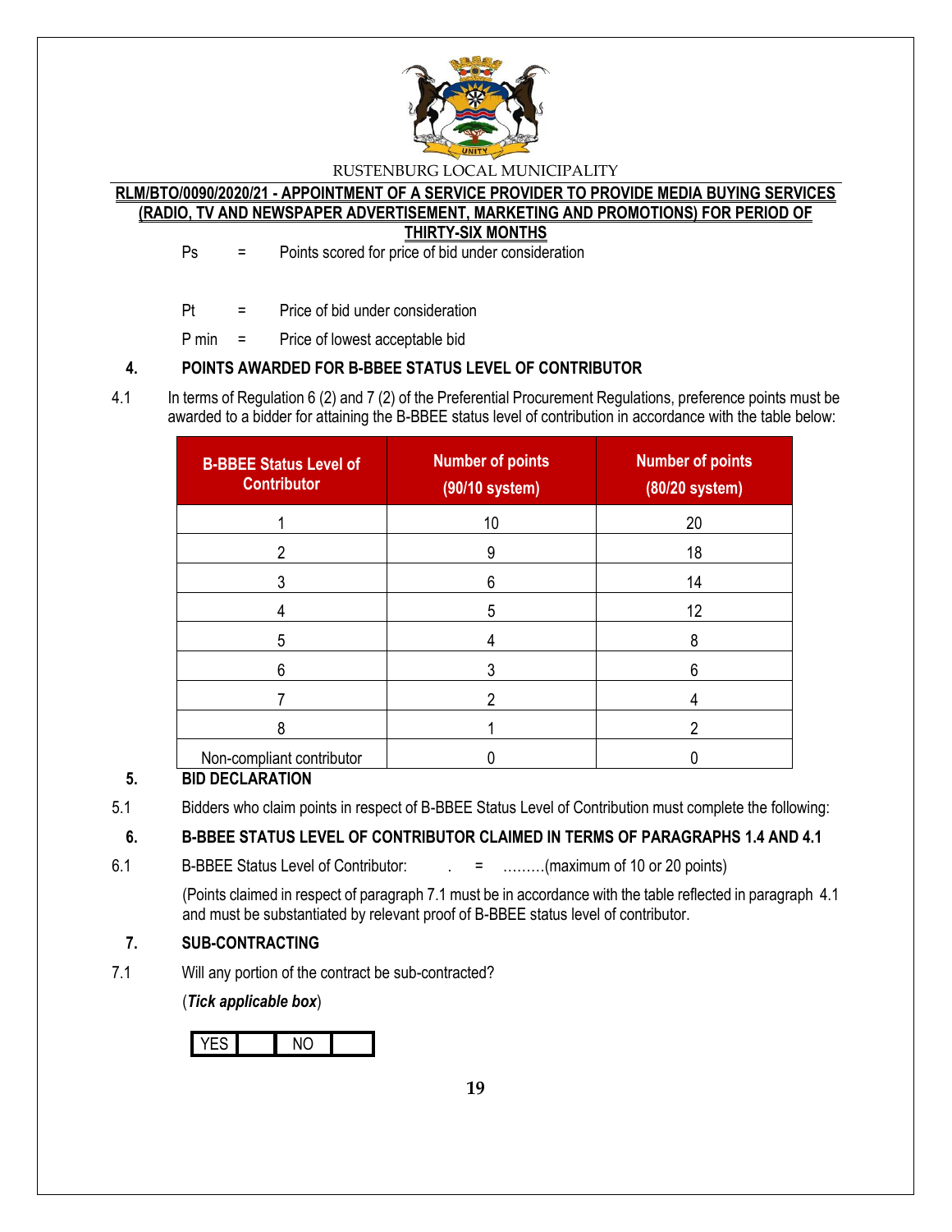Ps = Points scored for price of bid under consideration

Pt = Price of bid under consideration

P min = Price of lowest acceptable bid

## 4. POINTS AWARDED FOR B-BBEE STATUS LEVEL OF CONTRIBUTOR

4.1 In terms of Regulation 6 (2) and 7 (2) of the Preferential Procurement Regulations, preference points must be awarded to a bidder for attaining the B-BBEE status level of contribution in accordance with the table below:

| B-BBEE Status Level of Contributor | Number of points (90/10 system) | Number of points (80/20 system) |
|---|---|---|
| 1 | 10 | 20 |
| 2 | 9 | 18 |
| 3 | 6 | 14 |
| 4 | 5 | 12 |
| 5 | 4 | 8 |
| 6 | 3 | 6 |
| 7 | 2 | 4 |
| 8 | 1 | 2 |
| Non-compliant contributor | 0 | 0 |

## 5. BID DECLARATION

5.1 Bidders who claim points in respect of B-BBEE Status Level of Contribution must complete the following:

## 6. B-BBEE STATUS LEVEL OF CONTRIBUTOR CLAIMED IN TERMS OF PARAGRAPHS 1.4 AND 4.1

6.1 B-BBEE Status Level of Contributor: . = ………(maximum of 10 or 20 points)

(Points claimed in respect of paragraph 7.1 must be in accordance with the table reflected in paragraph 4.1 and must be substantiated by relevant proof of B-BBEE status level of contributor.

## 7. SUB-CONTRACTING

7.1 Will any portion of the contract be sub-contracted?

(***Tick applicable box***)

| YES | | NO | |
|---|---|---|---|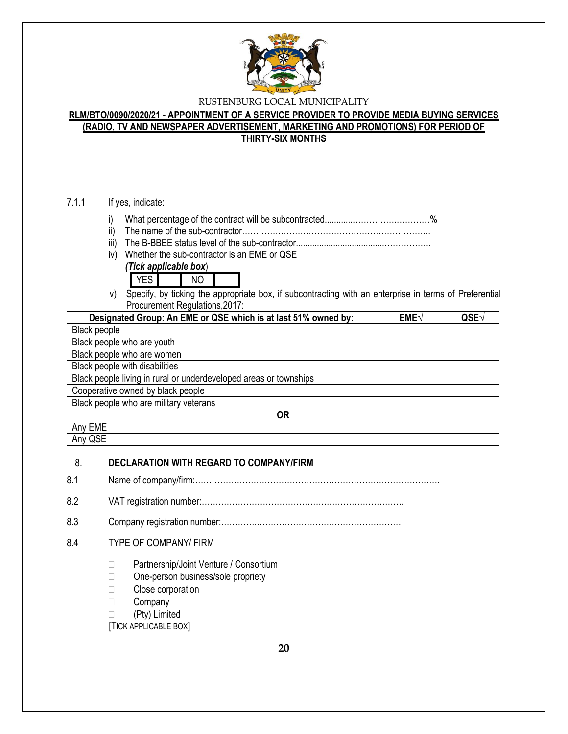RUSTENBURG LOCAL MUNICIPALITY

**RLM/BTO/0090/2020/21 - APPOINTMENT OF A SERVICE PROVIDER TO PROVIDE MEDIA BUYING SERVICES (RADIO, TV AND NEWSPAPER ADVERTISEMENT, MARKETING AND PROMOTIONS) FOR PERIOD OF THIRTY-SIX MONTHS**

7.1.1 If yes, indicate:

i) What percentage of the contract will be subcontracted............……………….………%
ii) The name of the sub-contractor…………………………………………………………..
iii) The B-BBEE status level of the sub-contractor......................................……………..
iv) Whether the sub-contractor is an EME or QSE
*(**Tick applicable box**)*

| YES | | NO | |
|---|---|---|---|

v) Specify, by ticking the appropriate box, if subcontracting with an enterprise in terms of Preferential Procurement Regulations,2017:

| Designated Group: An EME or QSE which is at last 51% owned by: | EME√ | QSE√ |
|---|---|---|
| Black people | | |
| Black people who are youth | | |
| Black people who are women | | |
| Black people with disabilities | | |
| Black people living in rural or underdeveloped areas or townships | | |
| Cooperative owned by black people | | |
| Black people who are military veterans | | |
| **OR** | | |
| Any EME | | |
| Any QSE | | |

## 8. DECLARATION WITH REGARD TO COMPANY/FIRM

8.1 Name of company/firm:…………………………………………………………………………….

8.2 VAT registration number:……………………………………….…………………………

8.3 Company registration number:…………….……………………….…………………….

8.4 TYPE OF COMPANY/ FIRM

- ☐ Partnership/Joint Venture / Consortium
- ☐ One-person business/sole propriety
- ☐ Close corporation
- ☐ Company
- ☐ (Pty) Limited

[TICK APPLICABLE BOX]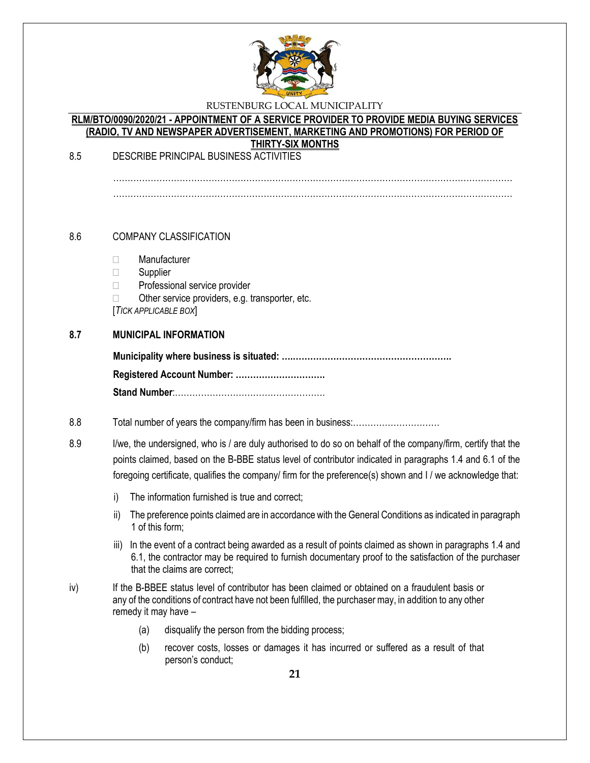8.5 DESCRIBE PRINCIPAL BUSINESS ACTIVITIES

………………………………………………………………………………………………………………………

………………………………………………………………………………………………………………………

8.6 COMPANY CLASSIFICATION

- ☐ Manufacturer
- ☐ Supplier
- ☐ Professional service provider
- ☐ Other service providers, e.g. transporter, etc.

[*TICK APPLICABLE BOX*]

**8.7 MUNICIPAL INFORMATION**

**Municipality where business is situated: ….………………………………………………….**

**Registered Account Number: ………………………….**

**Stand Number**:…………………………………………….

8.8 Total number of years the company/firm has been in business:…………………………

8.9 I/we, the undersigned, who is / are duly authorised to do so on behalf of the company/firm, certify that the points claimed, based on the B-BBE status level of contributor indicated in paragraphs 1.4 and 6.1 of the foregoing certificate, qualifies the company/ firm for the preference(s) shown and I / we acknowledge that:

i) The information furnished is true and correct;

ii) The preference points claimed are in accordance with the General Conditions as indicated in paragraph 1 of this form;

iii) In the event of a contract being awarded as a result of points claimed as shown in paragraphs 1.4 and 6.1, the contractor may be required to furnish documentary proof to the satisfaction of the purchaser that the claims are correct;

iv) If the B-BBEE status level of contributor has been claimed or obtained on a fraudulent basis or any of the conditions of contract have not been fulfilled, the purchaser may, in addition to any other remedy it may have –

(a) disqualify the person from the bidding process;

(b) recover costs, losses or damages it has incurred or suffered as a result of that person's conduct;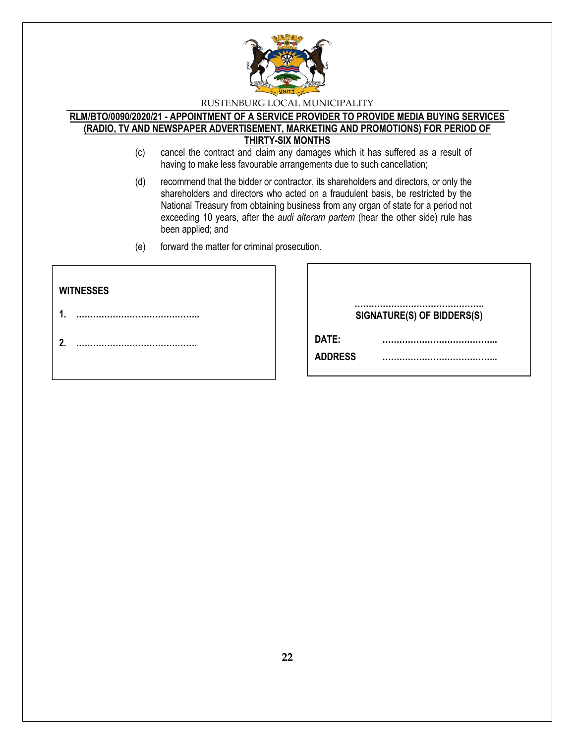(c) cancel the contract and claim any damages which it has suffered as a result of having to make less favourable arrangements due to such cancellation;

(d) recommend that the bidder or contractor, its shareholders and directors, or only the shareholders and directors who acted on a fraudulent basis, be restricted by the National Treasury from obtaining business from any organ of state for a period not exceeding 10 years, after the *audi alteram partem* (hear the other side) rule has been applied; and

(e) forward the matter for criminal prosecution.

**WITNESSES**

**1.** ……………………………………..

**2.** …………………………………….

……………………………………….
**SIGNATURE(S) OF BIDDERS(S)**

**DATE:** …………………………………..

**ADDRESS** …………………………………..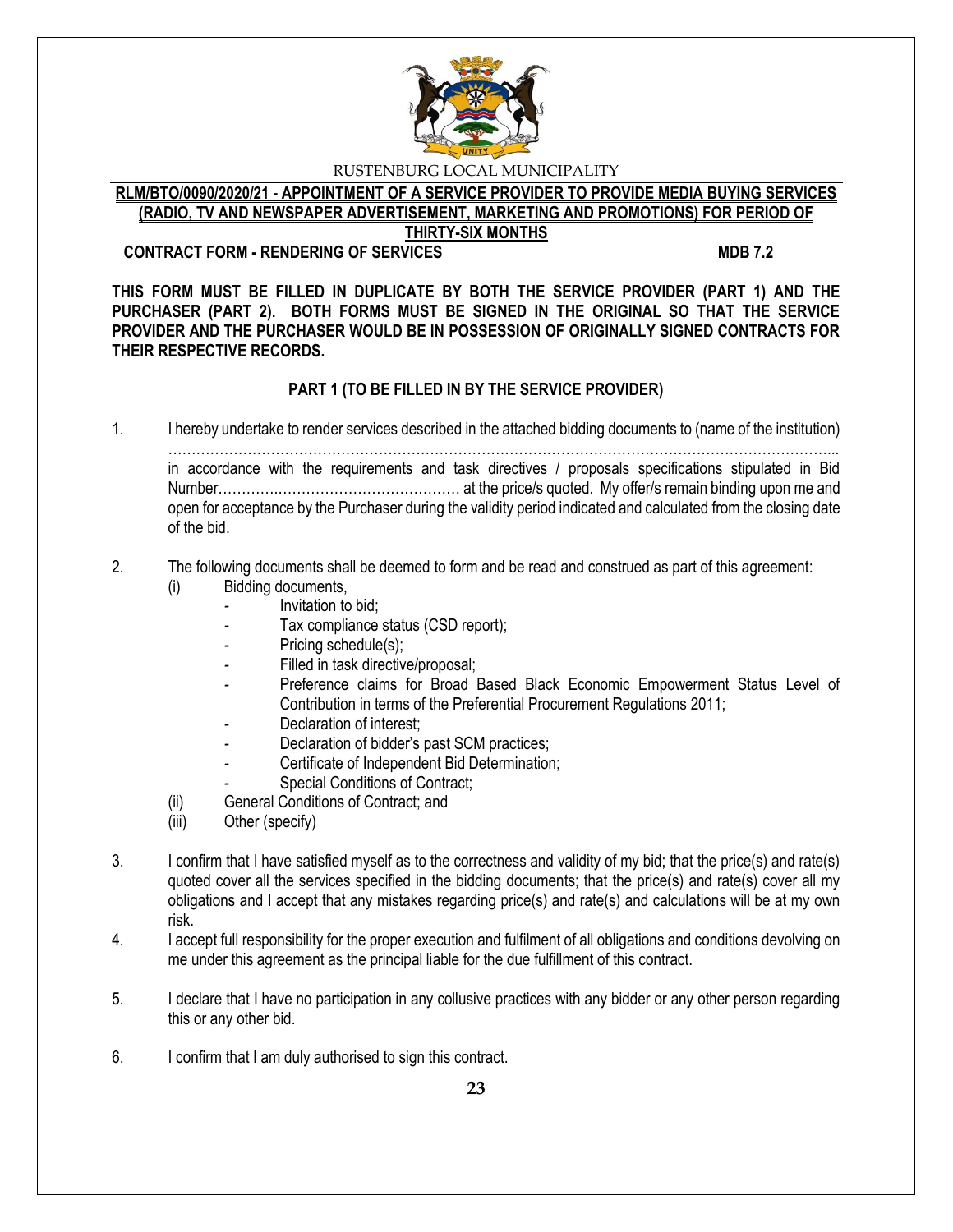RUSTENBURG LOCAL MUNICIPALITY

**RLM/BTO/0090/2020/21 - APPOINTMENT OF A SERVICE PROVIDER TO PROVIDE MEDIA BUYING SERVICES (RADIO, TV AND NEWSPAPER ADVERTISEMENT, MARKETING AND PROMOTIONS) FOR PERIOD OF THIRTY-SIX MONTHS**

**CONTRACT FORM - RENDERING OF SERVICES** **MDB 7.2**

**THIS FORM MUST BE FILLED IN DUPLICATE BY BOTH THE SERVICE PROVIDER (PART 1) AND THE PURCHASER (PART 2). BOTH FORMS MUST BE SIGNED IN THE ORIGINAL SO THAT THE SERVICE PROVIDER AND THE PURCHASER WOULD BE IN POSSESSION OF ORIGINALLY SIGNED CONTRACTS FOR THEIR RESPECTIVE RECORDS.**

**PART 1 (TO BE FILLED IN BY THE SERVICE PROVIDER)**

1. I hereby undertake to render services described in the attached bidding documents to (name of the institution) ……………………………………………………………………………………………………………………... in accordance with the requirements and task directives / proposals specifications stipulated in Bid Number……………………………………………… at the price/s quoted. My offer/s remain binding upon me and open for acceptance by the Purchaser during the validity period indicated and calculated from the closing date of the bid.

2. The following documents shall be deemed to form and be read and construed as part of this agreement:
   (i) Bidding documents,
      - Invitation to bid;
      - Tax compliance status (CSD report);
      - Pricing schedule(s);
      - Filled in task directive/proposal;
      - Preference claims for Broad Based Black Economic Empowerment Status Level of Contribution in terms of the Preferential Procurement Regulations 2011;
      - Declaration of interest;
      - Declaration of bidder's past SCM practices;
      - Certificate of Independent Bid Determination;
      - Special Conditions of Contract;
   (ii) General Conditions of Contract; and
   (iii) Other (specify)

3. I confirm that I have satisfied myself as to the correctness and validity of my bid; that the price(s) and rate(s) quoted cover all the services specified in the bidding documents; that the price(s) and rate(s) cover all my obligations and I accept that any mistakes regarding price(s) and rate(s) and calculations will be at my own risk.

4. I accept full responsibility for the proper execution and fulfilment of all obligations and conditions devolving on me under this agreement as the principal liable for the due fulfillment of this contract.

5. I declare that I have no participation in any collusive practices with any bidder or any other person regarding this or any other bid.

6. I confirm that I am duly authorised to sign this contract.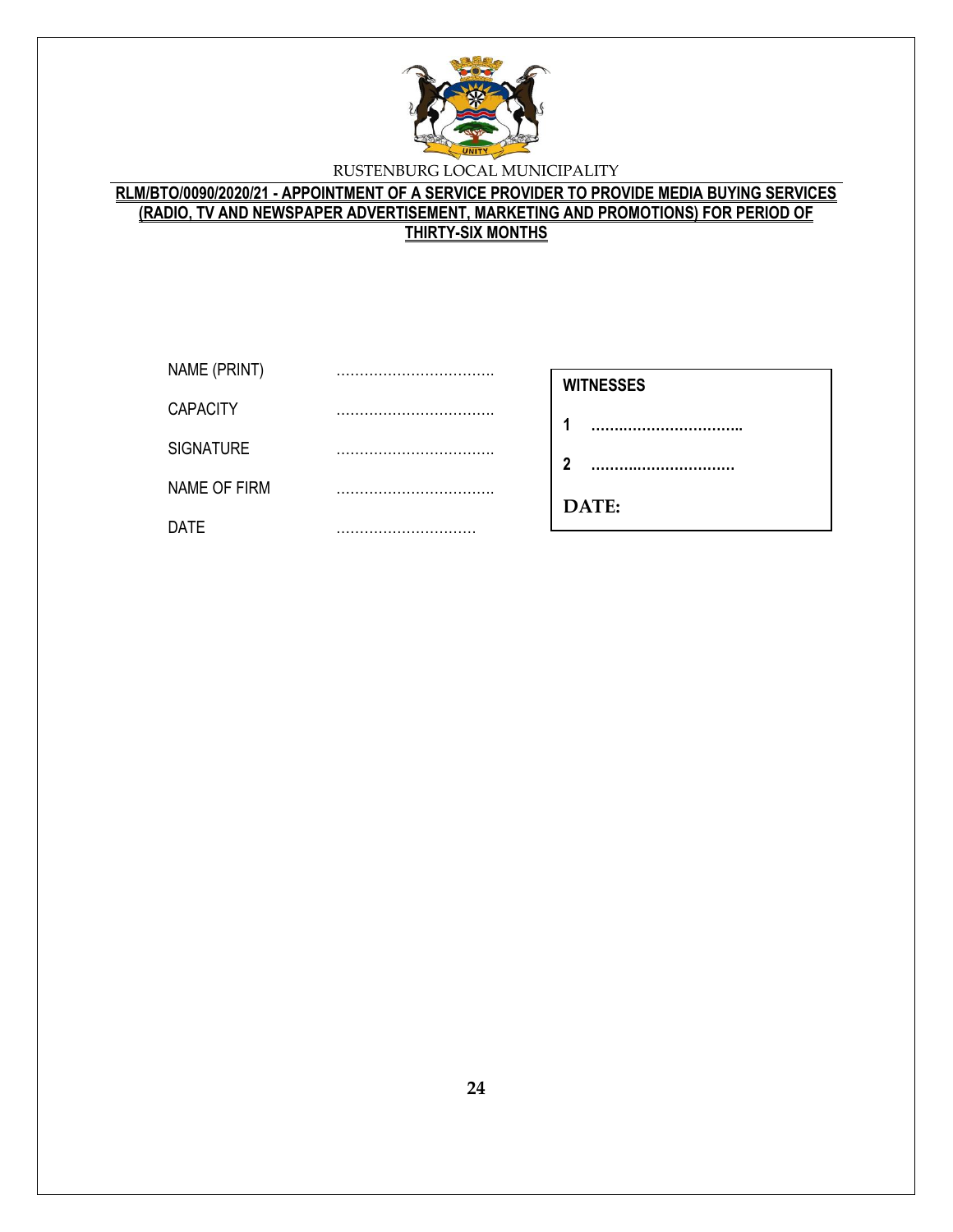RUSTENBURG LOCAL MUNICIPALITY

**RLM/BTO/0090/2020/21 - APPOINTMENT OF A SERVICE PROVIDER TO PROVIDE MEDIA BUYING SERVICES (RADIO, TV AND NEWSPAPER ADVERTISEMENT, MARKETING AND PROMOTIONS) FOR PERIOD OF THIRTY-SIX MONTHS**

NAME (PRINT) ……………………………

CAPACITY ……………………………

SIGNATURE ……………………………

NAME OF FIRM ……………………………

DATE …………………………

**WITNESSES**

**1** ……………………………

**2** ……………………………

**DATE:**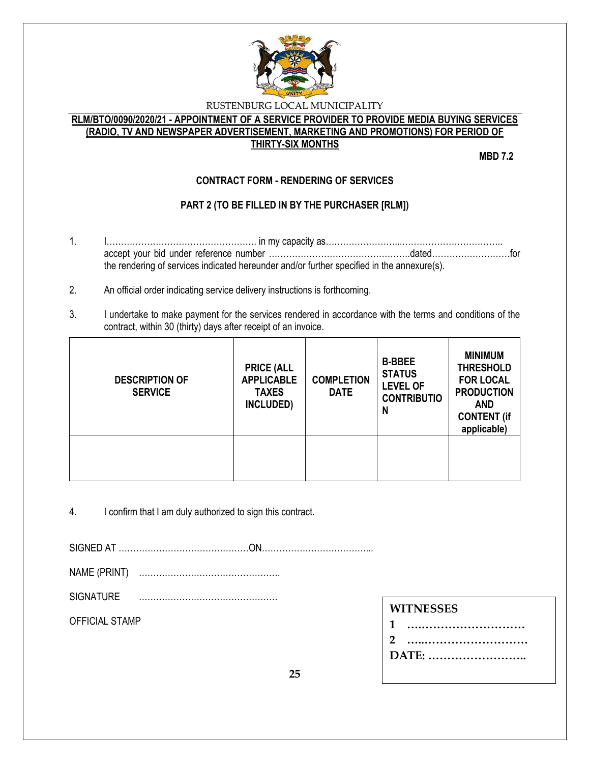RUSTENBURG LOCAL MUNICIPALITY

**RLM/BTO/0090/2020/21 - APPOINTMENT OF A SERVICE PROVIDER TO PROVIDE MEDIA BUYING SERVICES (RADIO, TV AND NEWSPAPER ADVERTISEMENT, MARKETING AND PROMOTIONS) FOR PERIOD OF THIRTY-SIX MONTHS**

**MBD 7.2**

**CONTRACT FORM - RENDERING OF SERVICES**

**PART 2 (TO BE FILLED IN BY THE PURCHASER [RLM])**

1. I……………………………………………. in my capacity as……………………...…………………………….. accept your bid under reference number ………………………………………….dated………………………for the rendering of services indicated hereunder and/or further specified in the annexure(s).

2. An official order indicating service delivery instructions is forthcoming.

3. I undertake to make payment for the services rendered in accordance with the terms and conditions of the contract, within 30 (thirty) days after receipt of an invoice.

| DESCRIPTION OF SERVICE | PRICE (ALL APPLICABLE TAXES INCLUDED) | COMPLETION DATE | B-BBEE STATUS LEVEL OF CONTRIBUTION | MINIMUM THRESHOLD FOR LOCAL PRODUCTION AND CONTENT (if applicable) |
|---|---|---|---|---|
| | | | | |

4. I confirm that I am duly authorized to sign this contract.

SIGNED AT ………………………………………ON………………………………...

NAME (PRINT) ………………………………………….

SIGNATURE …………………………………………

OFFICIAL STAMP

**WITNESSES**

**1 ….………………………**

**2 …..………………………**

**DATE: ……………………..**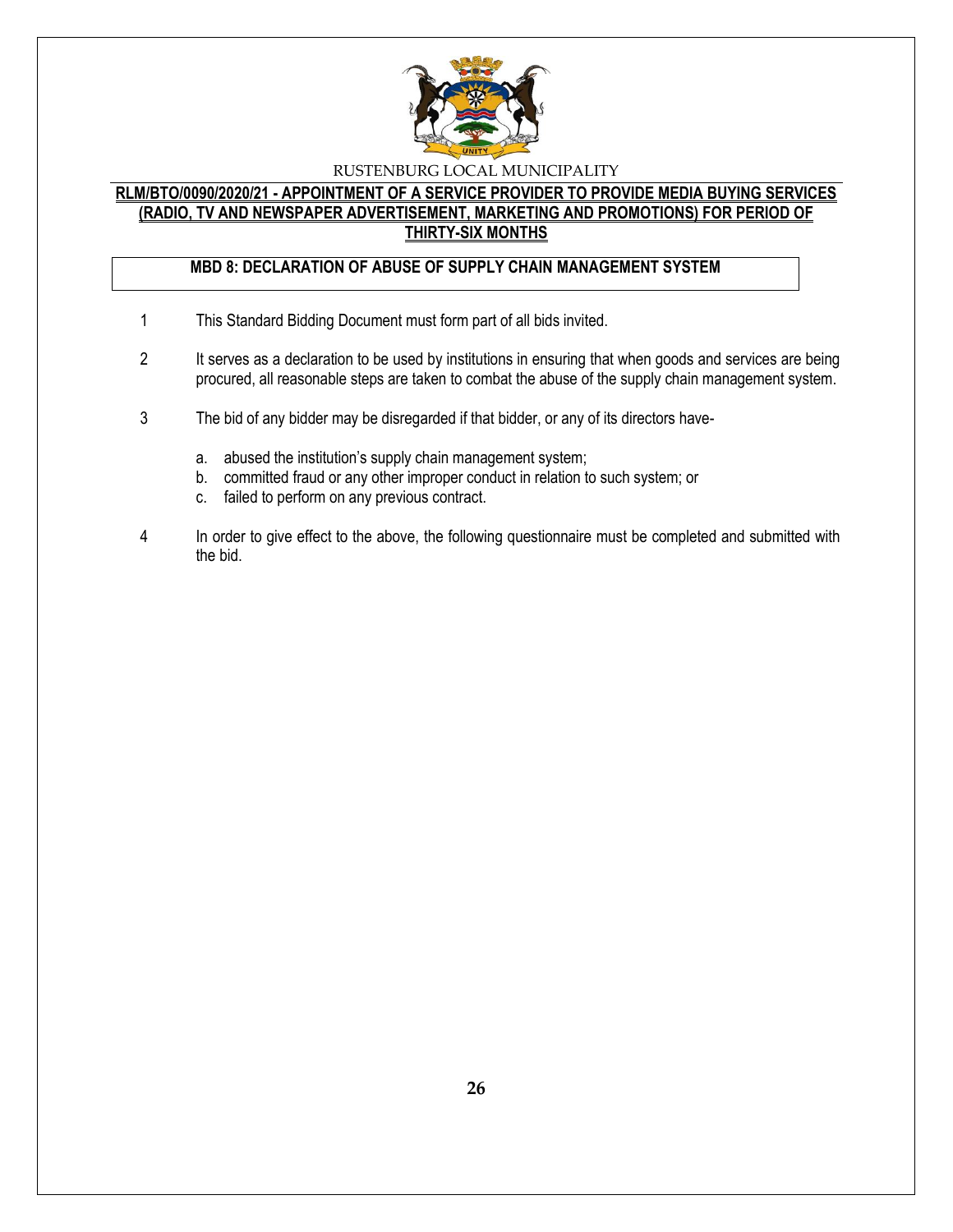RUSTENBURG LOCAL MUNICIPALITY

**RLM/BTO/0090/2020/21 - APPOINTMENT OF A SERVICE PROVIDER TO PROVIDE MEDIA BUYING SERVICES (RADIO, TV AND NEWSPAPER ADVERTISEMENT, MARKETING AND PROMOTIONS) FOR PERIOD OF THIRTY-SIX MONTHS**

## MBD 8: DECLARATION OF ABUSE OF SUPPLY CHAIN MANAGEMENT SYSTEM

1. This Standard Bidding Document must form part of all bids invited.

2. It serves as a declaration to be used by institutions in ensuring that when goods and services are being procured, all reasonable steps are taken to combat the abuse of the supply chain management system.

3. The bid of any bidder may be disregarded if that bidder, or any of its directors have-

   a. abused the institution's supply chain management system;
   b. committed fraud or any other improper conduct in relation to such system; or
   c. failed to perform on any previous contract.

4. In order to give effect to the above, the following questionnaire must be completed and submitted with the bid.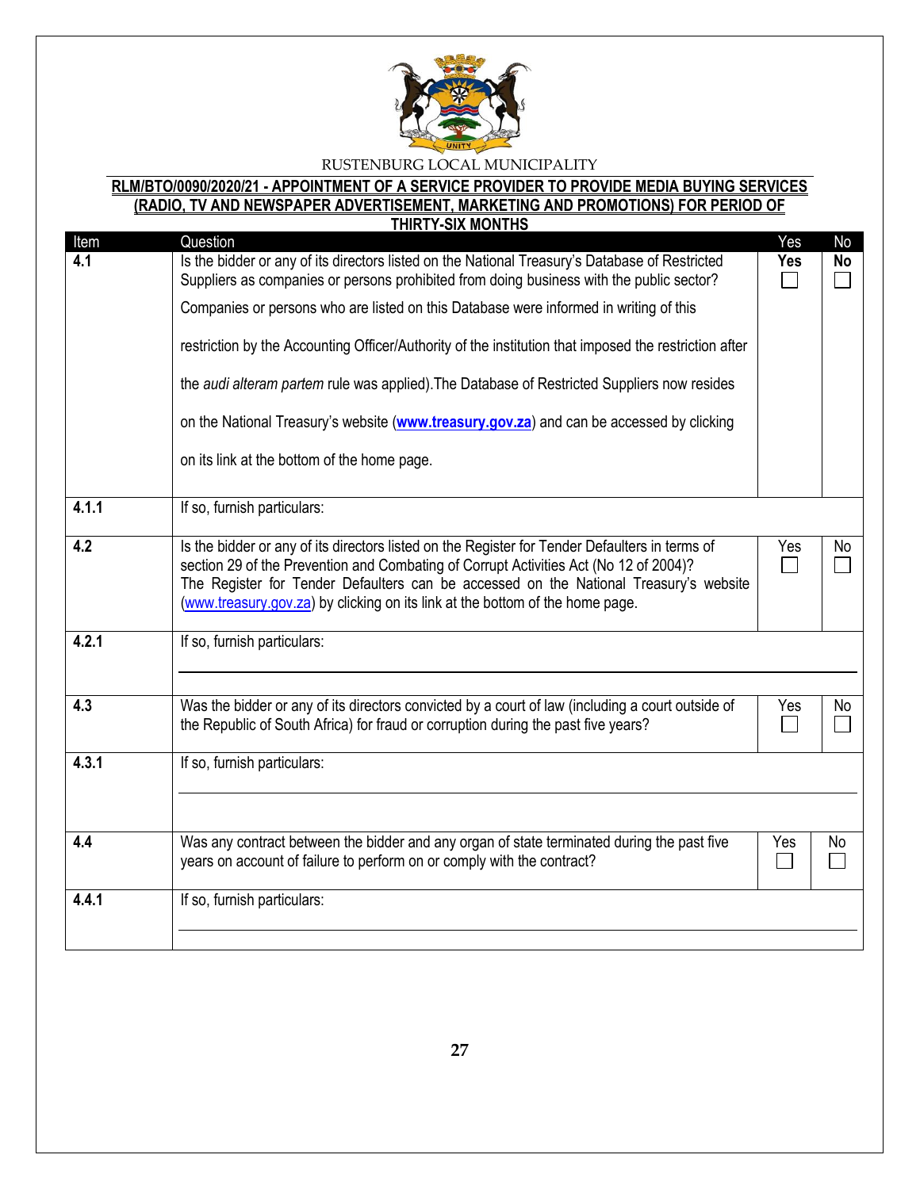RUSTENBURG LOCAL MUNICIPALITY

**RLM/BTO/0090/2020/21 - APPOINTMENT OF A SERVICE PROVIDER TO PROVIDE MEDIA BUYING SERVICES (RADIO, TV AND NEWSPAPER ADVERTISEMENT, MARKETING AND PROMOTIONS) FOR PERIOD OF THIRTY-SIX MONTHS**

| Item | Question | Yes | No |
|---|---|---|---|
| **4.1** | Is the bidder or any of its directors listed on the National Treasury's Database of Restricted Suppliers as companies or persons prohibited from doing business with the public sector? Companies or persons who are listed on this Database were informed in writing of this restriction by the Accounting Officer/Authority of the institution that imposed the restriction after the *audi alteram partem* rule was applied).The Database of Restricted Suppliers now resides on the National Treasury's website (**www.treasury.gov.za**) and can be accessed by clicking on its link at the bottom of the home page. | **Yes** ☐ | **No** ☐ |
| **4.1.1** | If so, furnish particulars: | | |
| **4.2** | Is the bidder or any of its directors listed on the Register for Tender Defaulters in terms of section 29 of the Prevention and Combating of Corrupt Activities Act (No 12 of 2004)? The Register for Tender Defaulters can be accessed on the National Treasury's website (www.treasury.gov.za) by clicking on its link at the bottom of the home page. | Yes ☐ | No ☐ |
| **4.2.1** | If so, furnish particulars: | | |
| **4.3** | Was the bidder or any of its directors convicted by a court of law (including a court outside of the Republic of South Africa) for fraud or corruption during the past five years? | Yes ☐ | No ☐ |
| **4.3.1** | If so, furnish particulars: | | |
| **4.4** | Was any contract between the bidder and any organ of state terminated during the past five years on account of failure to perform on or comply with the contract? | Yes ☐ | No ☐ |
| **4.4.1** | If so, furnish particulars: | | |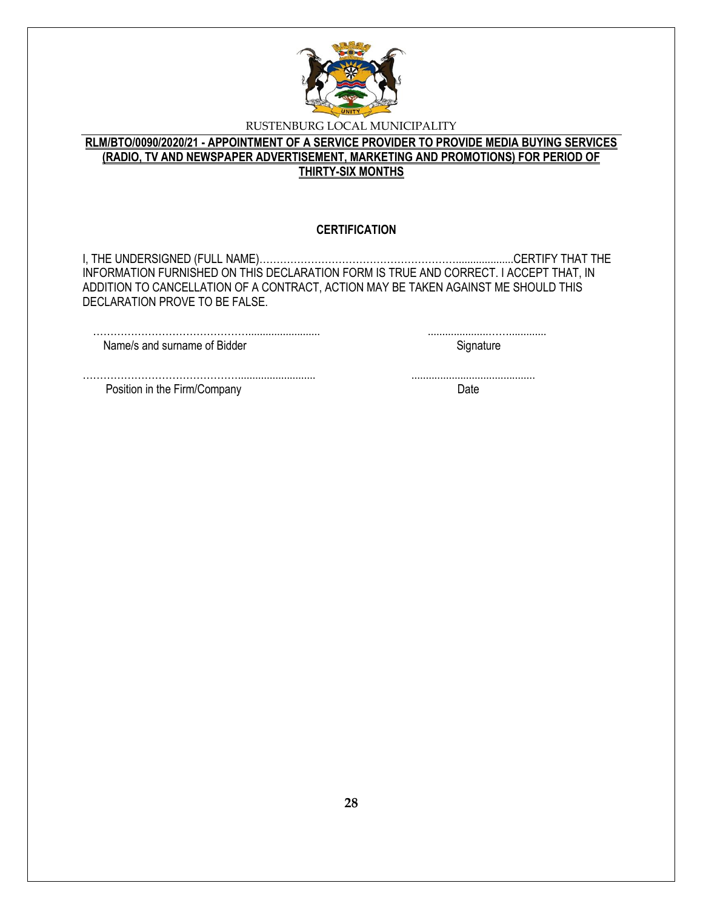RUSTENBURG LOCAL MUNICIPALITY

**RLM/BTO/0090/2020/21 - APPOINTMENT OF A SERVICE PROVIDER TO PROVIDE MEDIA BUYING SERVICES (RADIO, TV AND NEWSPAPER ADVERTISEMENT, MARKETING AND PROMOTIONS) FOR PERIOD OF THIRTY-SIX MONTHS**

**CERTIFICATION**

I, THE UNDERSIGNED (FULL NAME)……………………………………………………....................CERTIFY THAT THE INFORMATION FURNISHED ON THIS DECLARATION FORM IS TRUE AND CORRECT. I ACCEPT THAT, IN ADDITION TO CANCELLATION OF A CONTRACT, ACTION MAY BE TAKEN AGAINST ME SHOULD THIS DECLARATION PROVE TO BE FALSE.

………………………………………......................... ......................……..............
Name/s and surname of Bidder Signature

…………………………………………......................... ..........................................
Position in the Firm/Company Date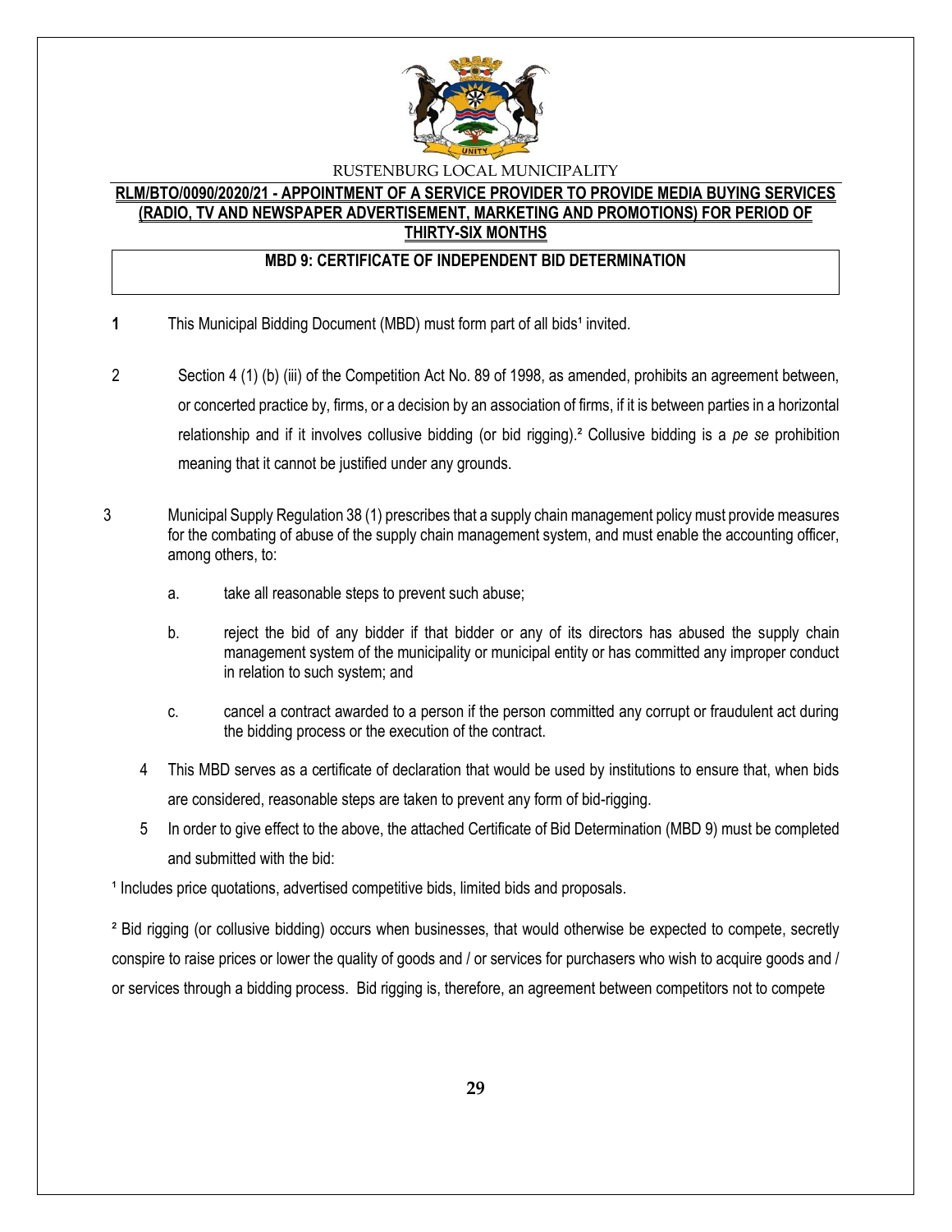RUSTENBURG LOCAL MUNICIPALITY

**RLM/BTO/0090/2020/21 - APPOINTMENT OF A SERVICE PROVIDER TO PROVIDE MEDIA BUYING SERVICES (RADIO, TV AND NEWSPAPER ADVERTISEMENT, MARKETING AND PROMOTIONS) FOR PERIOD OF THIRTY-SIX MONTHS**

**MBD 9: CERTIFICATE OF INDEPENDENT BID DETERMINATION**

1 This Municipal Bidding Document (MBD) must form part of all bids[1] invited.

2 Section 4 (1) (b) (iii) of the Competition Act No. 89 of 1998, as amended, prohibits an agreement between, or concerted practice by, firms, or a decision by an association of firms, if it is between parties in a horizontal relationship and if it involves collusive bidding (or bid rigging).[2] Collusive bidding is a *pe se* prohibition meaning that it cannot be justified under any grounds.

3 Municipal Supply Regulation 38 (1) prescribes that a supply chain management policy must provide measures for the combating of abuse of the supply chain management system, and must enable the accounting officer, among others, to:

a. take all reasonable steps to prevent such abuse;

b. reject the bid of any bidder if that bidder or any of its directors has abused the supply chain management system of the municipality or municipal entity or has committed any improper conduct in relation to such system; and

c. cancel a contract awarded to a person if the person committed any corrupt or fraudulent act during the bidding process or the execution of the contract.

4 This MBD serves as a certificate of declaration that would be used by institutions to ensure that, when bids are considered, reasonable steps are taken to prevent any form of bid-rigging.

5 In order to give effect to the above, the attached Certificate of Bid Determination (MBD 9) must be completed and submitted with the bid:

[1] Includes price quotations, advertised competitive bids, limited bids and proposals.

[2] Bid rigging (or collusive bidding) occurs when businesses, that would otherwise be expected to compete, secretly conspire to raise prices or lower the quality of goods and / or services for purchasers who wish to acquire goods and / or services through a bidding process. Bid rigging is, therefore, an agreement between competitors not to compete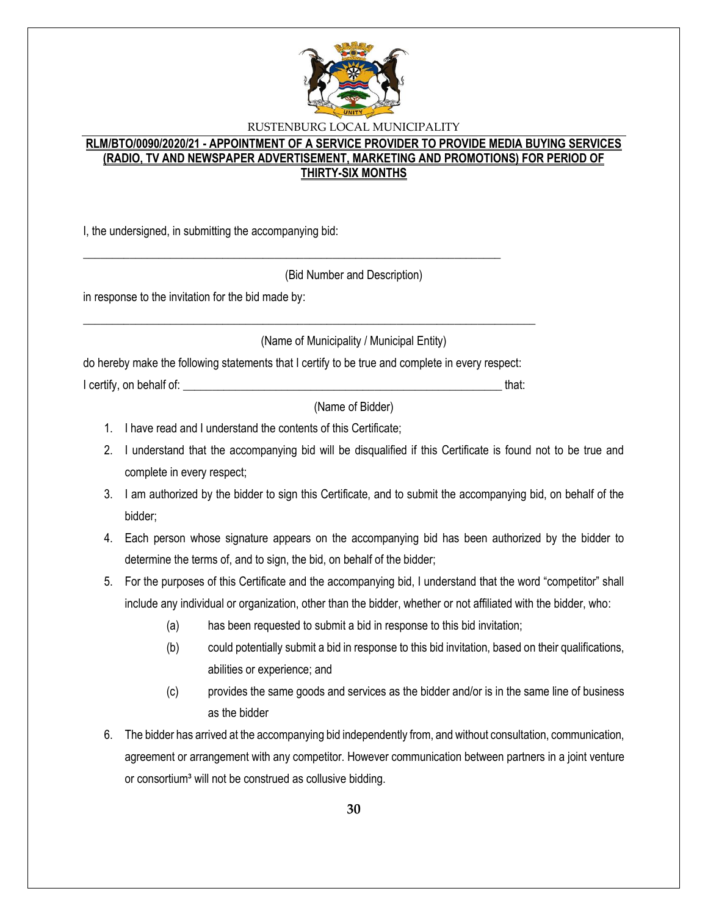RUSTENBURG LOCAL MUNICIPALITY

**RLM/BTO/0090/2020/21 - APPOINTMENT OF A SERVICE PROVIDER TO PROVIDE MEDIA BUYING SERVICES (RADIO, TV AND NEWSPAPER ADVERTISEMENT, MARKETING AND PROMOTIONS) FOR PERIOD OF THIRTY-SIX MONTHS**

I, the undersigned, in submitting the accompanying bid:

\_\_\_\_\_\_\_\_\_\_\_\_\_\_\_\_\_\_\_\_\_\_\_\_\_\_\_\_\_\_\_\_\_\_\_\_\_\_\_\_\_\_\_\_\_\_\_\_\_\_\_\_\_\_\_\_\_\_\_\_\_\_\_\_\_\_\_\_\_\_

(Bid Number and Description)

in response to the invitation for the bid made by:

\_\_\_\_\_\_\_\_\_\_\_\_\_\_\_\_\_\_\_\_\_\_\_\_\_\_\_\_\_\_\_\_\_\_\_\_\_\_\_\_\_\_\_\_\_\_\_\_\_\_\_\_\_\_\_\_\_\_\_\_\_\_\_\_\_\_\_\_\_\_\_\_\_\_\_\_\_\_

(Name of Municipality / Municipal Entity)

do hereby make the following statements that I certify to be true and complete in every respect:

I certify, on behalf of: \_\_\_\_\_\_\_\_\_\_\_\_\_\_\_\_\_\_\_\_\_\_\_\_\_\_\_\_\_\_\_\_\_\_\_\_\_\_\_\_\_\_\_\_\_\_\_\_\_\_\_\_\_\_\_\_\_\_ that:

(Name of Bidder)

1. I have read and I understand the contents of this Certificate;
2. I understand that the accompanying bid will be disqualified if this Certificate is found not to be true and complete in every respect;
3. I am authorized by the bidder to sign this Certificate, and to submit the accompanying bid, on behalf of the bidder;
4. Each person whose signature appears on the accompanying bid has been authorized by the bidder to determine the terms of, and to sign, the bid, on behalf of the bidder;
5. For the purposes of this Certificate and the accompanying bid, I understand that the word "competitor" shall include any individual or organization, other than the bidder, whether or not affiliated with the bidder, who:
   - (a) has been requested to submit a bid in response to this bid invitation;
   - (b) could potentially submit a bid in response to this bid invitation, based on their qualifications, abilities or experience; and
   - (c) provides the same goods and services as the bidder and/or is in the same line of business as the bidder
6. The bidder has arrived at the accompanying bid independently from, and without consultation, communication, agreement or arrangement with any competitor. However communication between partners in a joint venture or consortium[3] will not be construed as collusive bidding.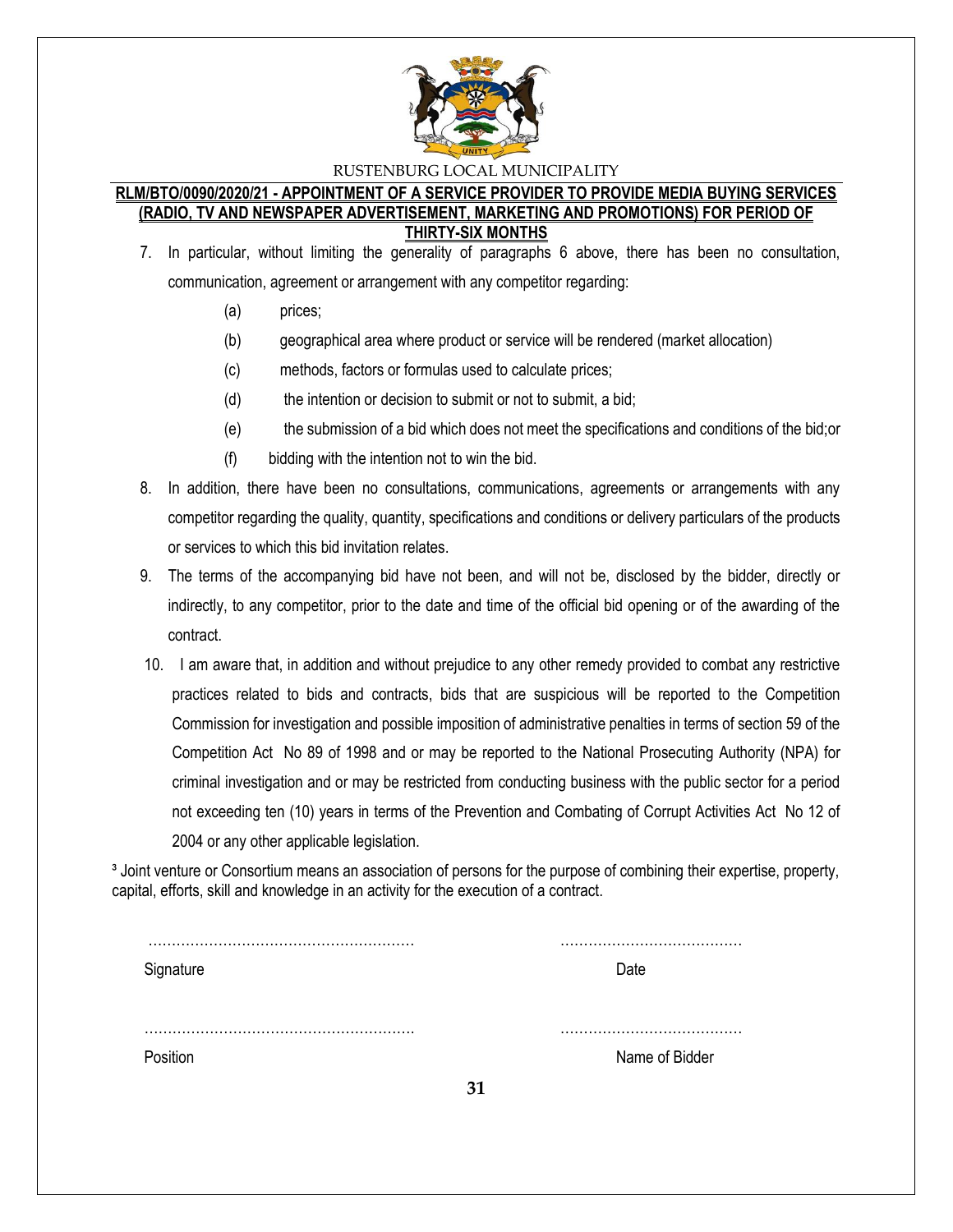7. In particular, without limiting the generality of paragraphs 6 above, there has been no consultation, communication, agreement or arrangement with any competitor regarding:

   (a) prices;

   (b) geographical area where product or service will be rendered (market allocation)

   (c) methods, factors or formulas used to calculate prices;

   (d) the intention or decision to submit or not to submit, a bid;

   (e) the submission of a bid which does not meet the specifications and conditions of the bid;or

   (f) bidding with the intention not to win the bid.

8. In addition, there have been no consultations, communications, agreements or arrangements with any competitor regarding the quality, quantity, specifications and conditions or delivery particulars of the products or services to which this bid invitation relates.

9. The terms of the accompanying bid have not been, and will not be, disclosed by the bidder, directly or indirectly, to any competitor, prior to the date and time of the official bid opening or of the awarding of the contract.

10. I am aware that, in addition and without prejudice to any other remedy provided to combat any restrictive practices related to bids and contracts, bids that are suspicious will be reported to the Competition Commission for investigation and possible imposition of administrative penalties in terms of section 59 of the Competition Act No 89 of 1998 and or may be reported to the National Prosecuting Authority (NPA) for criminal investigation and or may be restricted from conducting business with the public sector for a period not exceeding ten (10) years in terms of the Prevention and Combating of Corrupt Activities Act No 12 of 2004 or any other applicable legislation.

[3] Joint venture or Consortium means an association of persons for the purpose of combining their expertise, property, capital, efforts, skill and knowledge in an activity for the execution of a contract.

| | |
|---|---|
| ………………………………………………… | ………………………………… |
| Signature | Date |
| ………………………………………………… | ………………………………… |
| Position | Name of Bidder |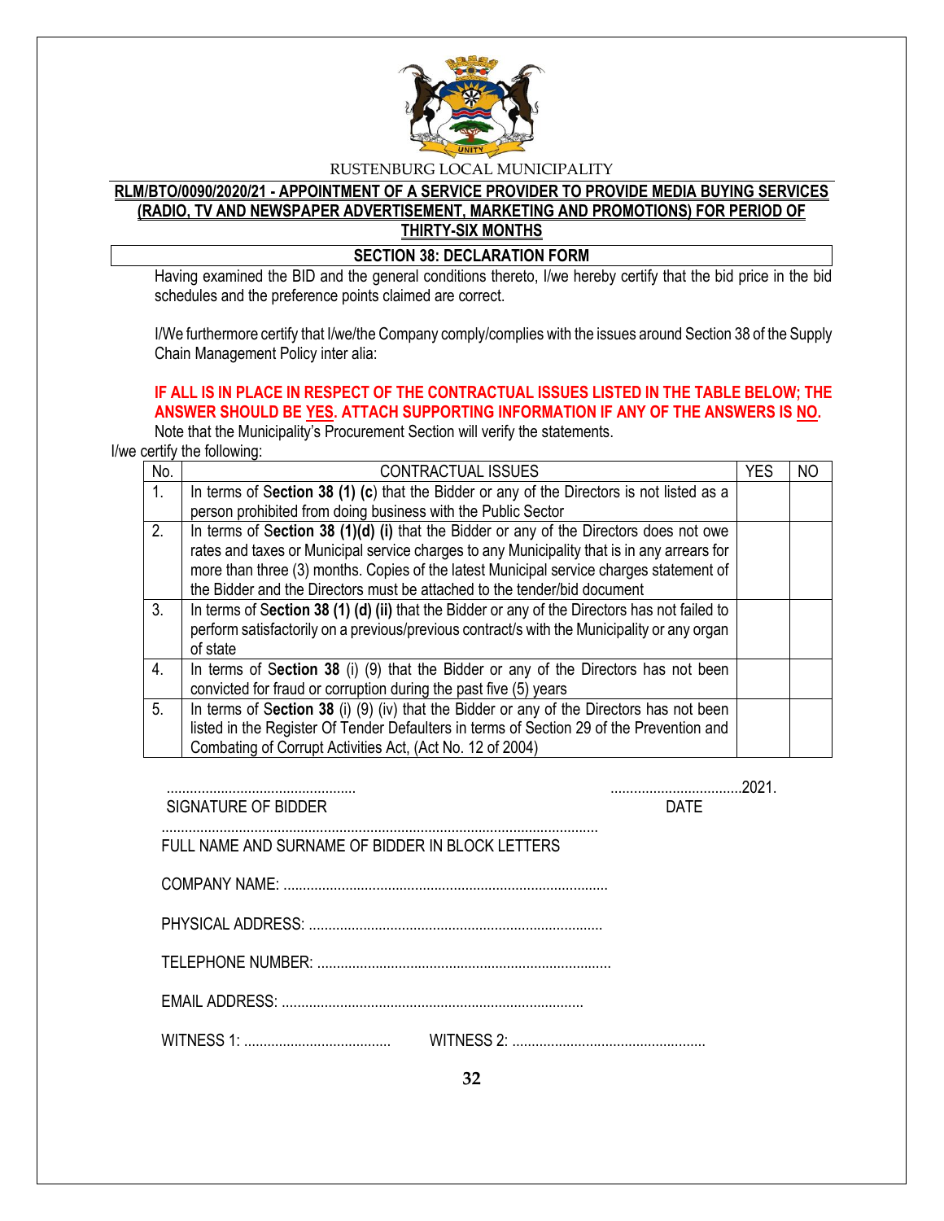RUSTENBURG LOCAL MUNICIPALITY

**RLM/BTO/0090/2020/21 - APPOINTMENT OF A SERVICE PROVIDER TO PROVIDE MEDIA BUYING SERVICES (RADIO, TV AND NEWSPAPER ADVERTISEMENT, MARKETING AND PROMOTIONS) FOR PERIOD OF THIRTY-SIX MONTHS**

## SECTION 38: DECLARATION FORM

Having examined the BID and the general conditions thereto, I/we hereby certify that the bid price in the bid schedules and the preference points claimed are correct.

I/We furthermore certify that I/we/the Company comply/complies with the issues around Section 38 of the Supply Chain Management Policy inter alia:

**IF ALL IS IN PLACE IN RESPECT OF THE CONTRACTUAL ISSUES LISTED IN THE TABLE BELOW; THE ANSWER SHOULD BE YES. ATTACH SUPPORTING INFORMATION IF ANY OF THE ANSWERS IS NO.**

Note that the Municipality's Procurement Section will verify the statements.

I/we certify the following:

| No. | CONTRACTUAL ISSUES | YES | NO |
|---|---|---|---|
| 1. | In terms of **Section 38 (1) (c**) that the Bidder or any of the Directors is not listed as a person prohibited from doing business with the Public Sector | | |
| 2. | In terms of **Section 38 (1)(d) (i)** that the Bidder or any of the Directors does not owe rates and taxes or Municipal service charges to any Municipality that is in any arrears for more than three (3) months. Copies of the latest Municipal service charges statement of the Bidder and the Directors must be attached to the tender/bid document | | |
| 3. | In terms of **Section 38 (1) (d) (ii)** that the Bidder or any of the Directors has not failed to perform satisfactorily on a previous/previous contract/s with the Municipality or any organ of state | | |
| 4. | In terms of **Section 38** (i) (9) that the Bidder or any of the Directors has not been convicted for fraud or corruption during the past five (5) years | | |
| 5. | In terms of **Section 38** (i) (9) (iv) that the Bidder or any of the Directors has not been listed in the Register Of Tender Defaulters in terms of Section 29 of the Prevention and Combating of Corrupt Activities Act, (Act No. 12 of 2004) | | |

................................................ ..................................2021.

SIGNATURE OF BIDDER DATE

................................................................................................................

FULL NAME AND SURNAME OF BIDDER IN BLOCK LETTERS

COMPANY NAME: ..................................................................................

PHYSICAL ADDRESS: ...........................................................................

TELEPHONE NUMBER: ...........................................................................

EMAIL ADDRESS: .............................................................................

WITNESS 1: ...................................... WITNESS 2: ..................................................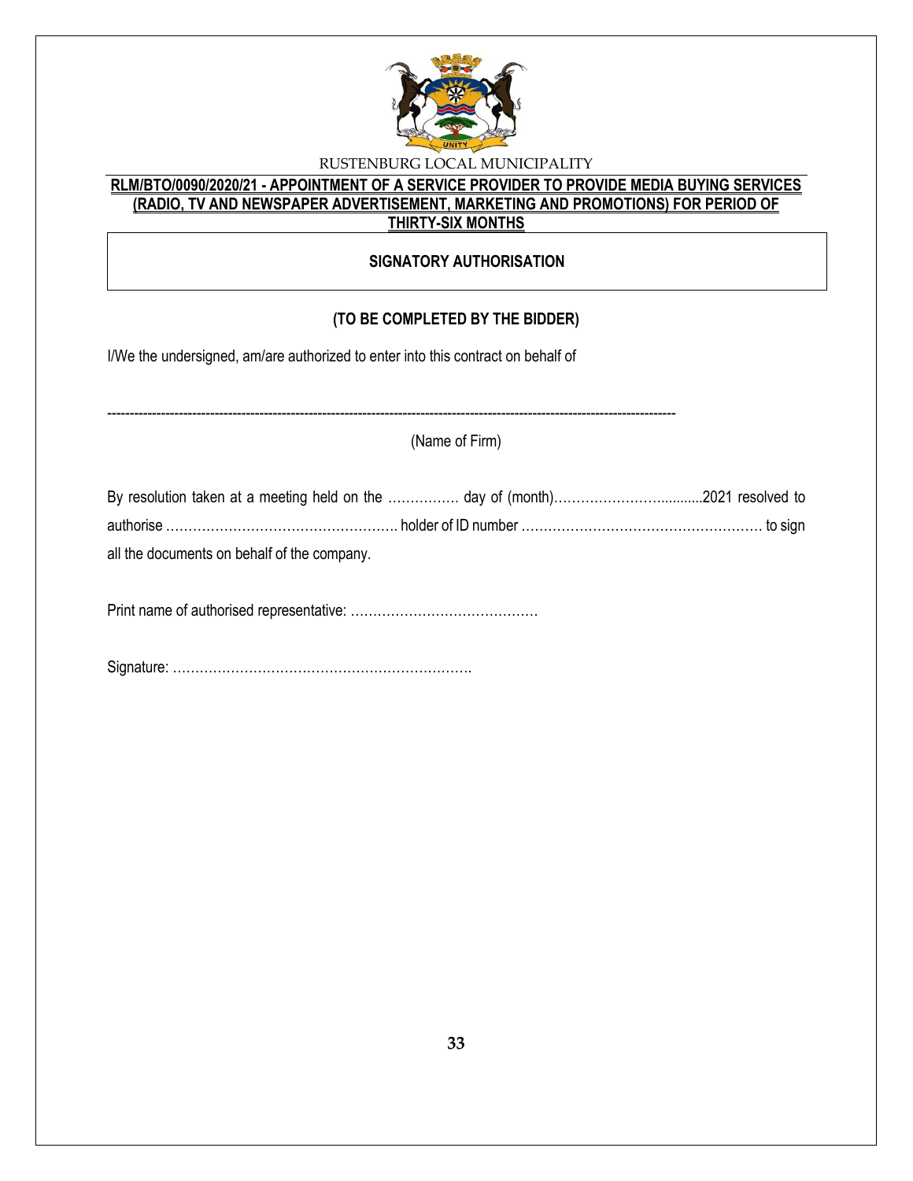RUSTENBURG LOCAL MUNICIPALITY

**RLM/BTO/0090/2020/21 - APPOINTMENT OF A SERVICE PROVIDER TO PROVIDE MEDIA BUYING SERVICES (RADIO, TV AND NEWSPAPER ADVERTISEMENT, MARKETING AND PROMOTIONS) FOR PERIOD OF THIRTY-SIX MONTHS**

**SIGNATORY AUTHORISATION**

**(TO BE COMPLETED BY THE BIDDER)**

I/We the undersigned, am/are authorized to enter into this contract on behalf of

---------------------------------------------------------------------------------------------------------------------------

(Name of Firm)

By resolution taken at a meeting held on the ……………. day of (month)………………………..........2021 resolved to authorise ……………………………………………. holder of ID number ……………………………………………… to sign all the documents on behalf of the company.

Print name of authorised representative: ……………………………………

Signature: ………………………………………………………….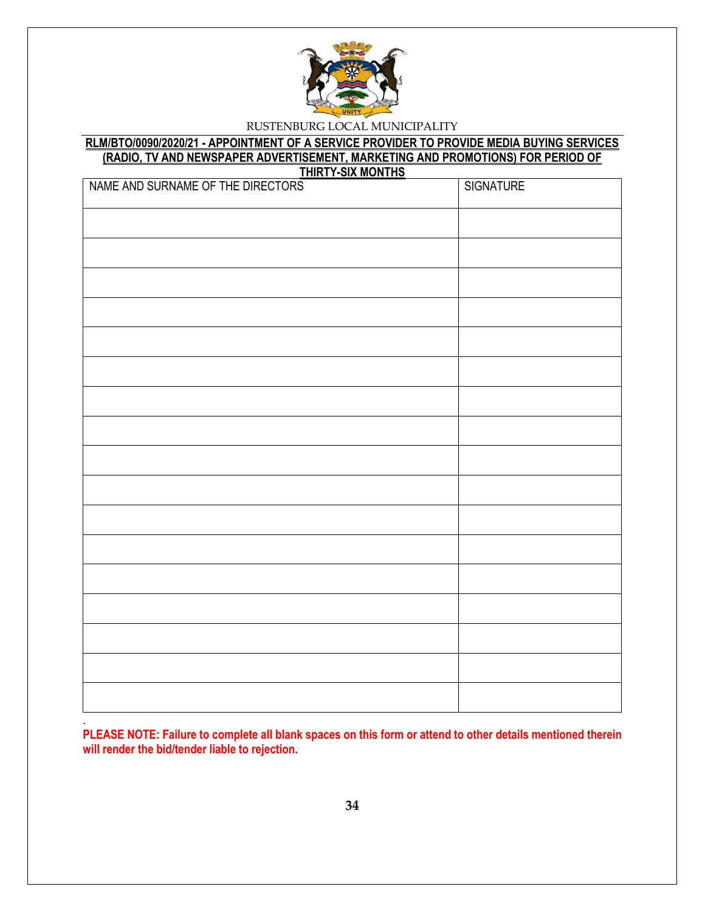RUSTENBURG LOCAL MUNICIPALITY

**RLM/BTO/0090/2020/21 - APPOINTMENT OF A SERVICE PROVIDER TO PROVIDE MEDIA BUYING SERVICES (RADIO, TV AND NEWSPAPER ADVERTISEMENT, MARKETING AND PROMOTIONS) FOR PERIOD OF THIRTY-SIX MONTHS**

| NAME AND SURNAME OF THE DIRECTORS | SIGNATURE |
|---|---|
| | |
| | |
| | |
| | |
| | |
| | |
| | |
| | |
| | |
| | |
| | |
| | |
| | |
| | |
| | |
| | |
| | |

.
**PLEASE NOTE: Failure to complete all blank spaces on this form or attend to other details mentioned therein will render the bid/tender liable to rejection.**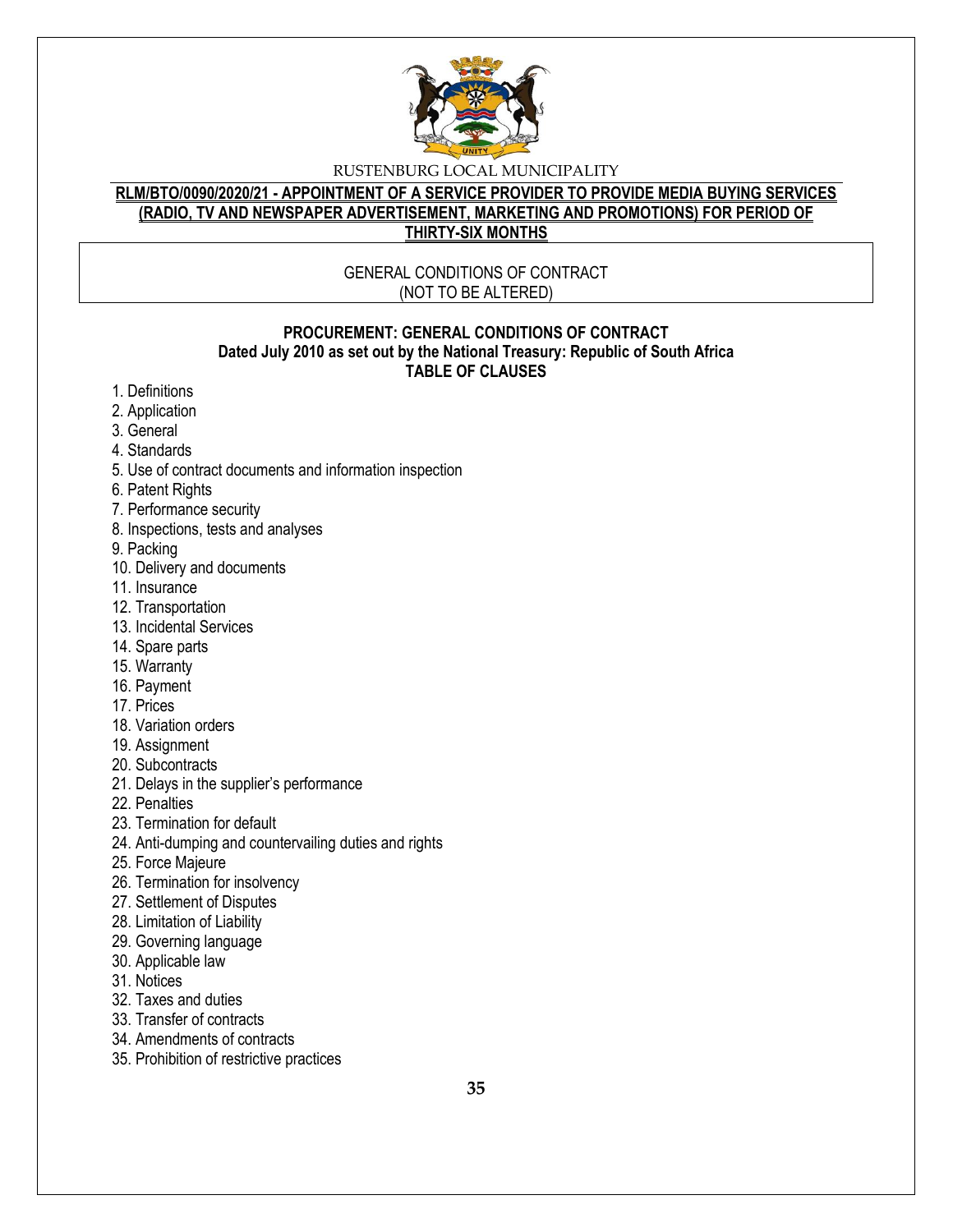RUSTENBURG LOCAL MUNICIPALITY

**RLM/BTO/0090/2020/21 - APPOINTMENT OF A SERVICE PROVIDER TO PROVIDE MEDIA BUYING SERVICES (RADIO, TV AND NEWSPAPER ADVERTISEMENT, MARKETING AND PROMOTIONS) FOR PERIOD OF THIRTY-SIX MONTHS**

GENERAL CONDITIONS OF CONTRACT
(NOT TO BE ALTERED)

**PROCUREMENT: GENERAL CONDITIONS OF CONTRACT**
**Dated July 2010 as set out by the National Treasury: Republic of South Africa**
**TABLE OF CLAUSES**

1. Definitions
2. Application
3. General
4. Standards
5. Use of contract documents and information inspection
6. Patent Rights
7. Performance security
8. Inspections, tests and analyses
9. Packing
10. Delivery and documents
11. Insurance
12. Transportation
13. Incidental Services
14. Spare parts
15. Warranty
16. Payment
17. Prices
18. Variation orders
19. Assignment
20. Subcontracts
21. Delays in the supplier's performance
22. Penalties
23. Termination for default
24. Anti-dumping and countervailing duties and rights
25. Force Majeure
26. Termination for insolvency
27. Settlement of Disputes
28. Limitation of Liability
29. Governing language
30. Applicable law
31. Notices
32. Taxes and duties
33. Transfer of contracts
34. Amendments of contracts
35. Prohibition of restrictive practices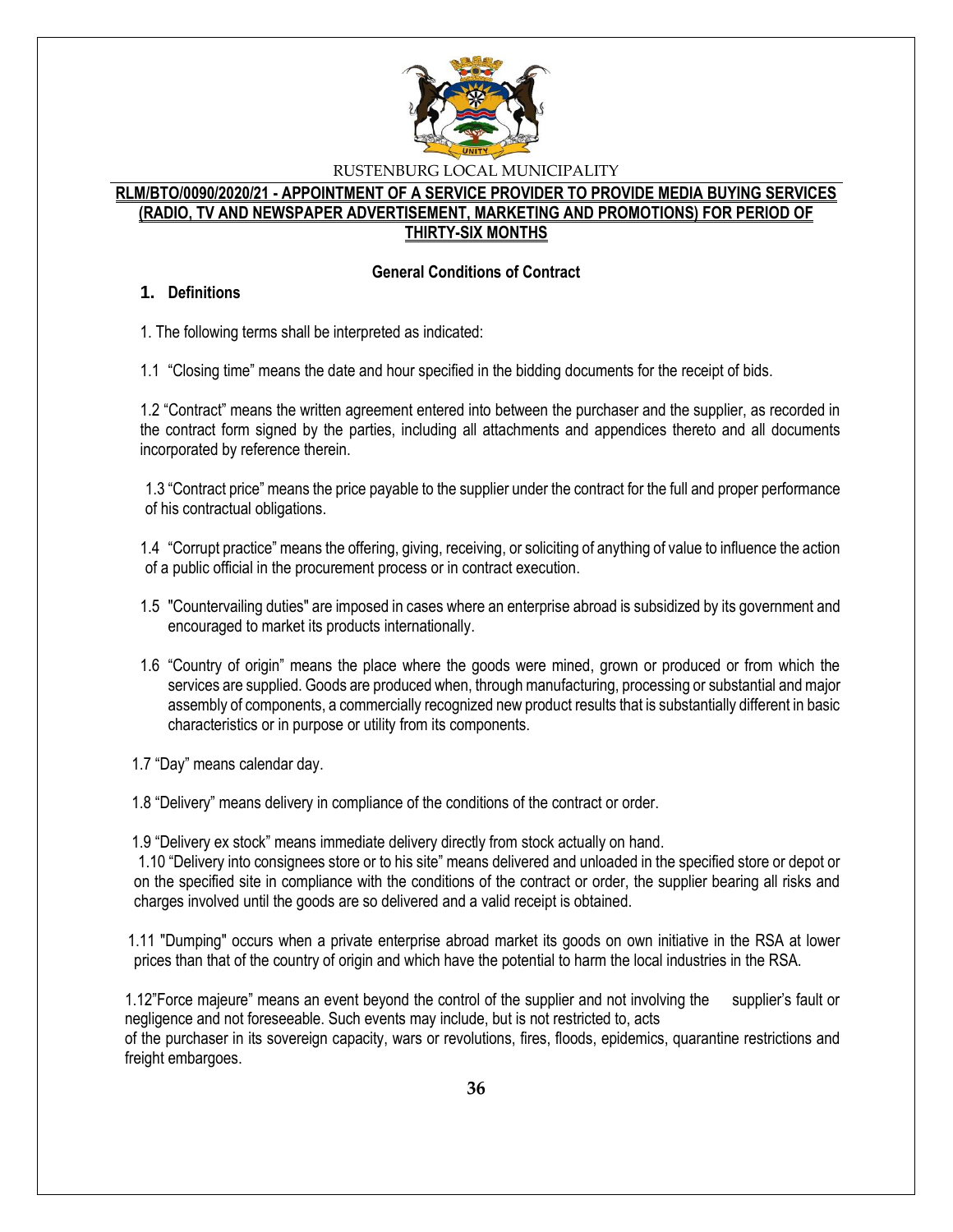RUSTENBURG LOCAL MUNICIPALITY

**RLM/BTO/0090/2020/21 - APPOINTMENT OF A SERVICE PROVIDER TO PROVIDE MEDIA BUYING SERVICES (RADIO, TV AND NEWSPAPER ADVERTISEMENT, MARKETING AND PROMOTIONS) FOR PERIOD OF THIRTY-SIX MONTHS**

## General Conditions of Contract

### 1. Definitions

1. The following terms shall be interpreted as indicated:

1.1 "Closing time" means the date and hour specified in the bidding documents for the receipt of bids.

1.2 "Contract" means the written agreement entered into between the purchaser and the supplier, as recorded in the contract form signed by the parties, including all attachments and appendices thereto and all documents incorporated by reference therein.

1.3 "Contract price" means the price payable to the supplier under the contract for the full and proper performance of his contractual obligations.

1.4 "Corrupt practice" means the offering, giving, receiving, or soliciting of anything of value to influence the action of a public official in the procurement process or in contract execution.

1.5 "Countervailing duties" are imposed in cases where an enterprise abroad is subsidized by its government and encouraged to market its products internationally.

1.6 "Country of origin" means the place where the goods were mined, grown or produced or from which the services are supplied. Goods are produced when, through manufacturing, processing or substantial and major assembly of components, a commercially recognized new product results that is substantially different in basic characteristics or in purpose or utility from its components.

1.7 "Day" means calendar day.

1.8 "Delivery" means delivery in compliance of the conditions of the contract or order.

1.9 "Delivery ex stock" means immediate delivery directly from stock actually on hand.

1.10 "Delivery into consignees store or to his site" means delivered and unloaded in the specified store or depot or on the specified site in compliance with the conditions of the contract or order, the supplier bearing all risks and charges involved until the goods are so delivered and a valid receipt is obtained.

1.11 "Dumping" occurs when a private enterprise abroad market its goods on own initiative in the RSA at lower prices than that of the country of origin and which have the potential to harm the local industries in the RSA.

1.12"Force majeure" means an event beyond the control of the supplier and not involving the supplier's fault or negligence and not foreseeable. Such events may include, but is not restricted to, acts of the purchaser in its sovereign capacity, wars or revolutions, fires, floods, epidemics, quarantine restrictions and freight embargoes.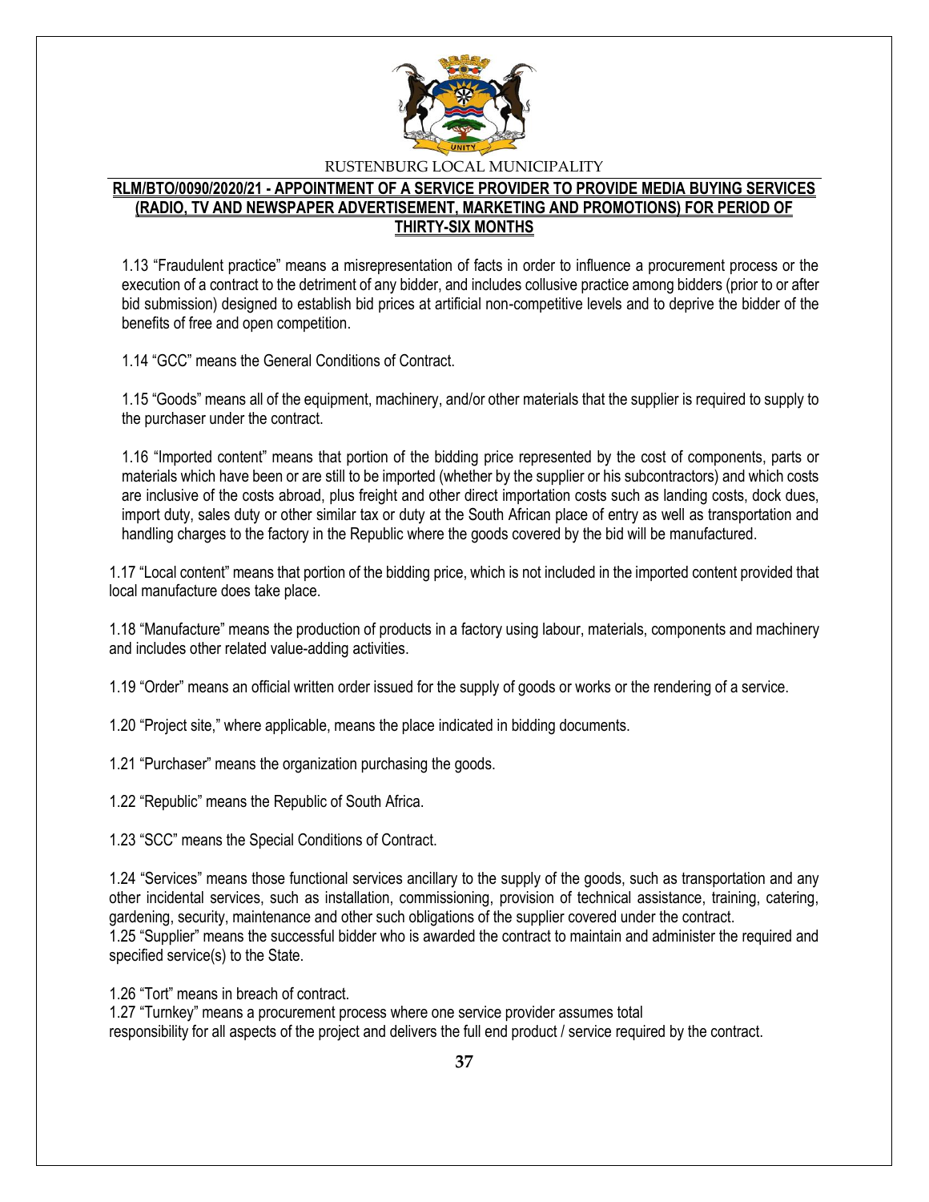1.13 "Fraudulent practice" means a misrepresentation of facts in order to influence a procurement process or the execution of a contract to the detriment of any bidder, and includes collusive practice among bidders (prior to or after bid submission) designed to establish bid prices at artificial non-competitive levels and to deprive the bidder of the benefits of free and open competition.

1.14 "GCC" means the General Conditions of Contract.

1.15 "Goods" means all of the equipment, machinery, and/or other materials that the supplier is required to supply to the purchaser under the contract.

1.16 "Imported content" means that portion of the bidding price represented by the cost of components, parts or materials which have been or are still to be imported (whether by the supplier or his subcontractors) and which costs are inclusive of the costs abroad, plus freight and other direct importation costs such as landing costs, dock dues, import duty, sales duty or other similar tax or duty at the South African place of entry as well as transportation and handling charges to the factory in the Republic where the goods covered by the bid will be manufactured.

1.17 "Local content" means that portion of the bidding price, which is not included in the imported content provided that local manufacture does take place.

1.18 "Manufacture" means the production of products in a factory using labour, materials, components and machinery and includes other related value-adding activities.

1.19 "Order" means an official written order issued for the supply of goods or works or the rendering of a service.

1.20 "Project site," where applicable, means the place indicated in bidding documents.

1.21 "Purchaser" means the organization purchasing the goods.

1.22 "Republic" means the Republic of South Africa.

1.23 "SCC" means the Special Conditions of Contract.

1.24 "Services" means those functional services ancillary to the supply of the goods, such as transportation and any other incidental services, such as installation, commissioning, provision of technical assistance, training, catering, gardening, security, maintenance and other such obligations of the supplier covered under the contract.
1.25 "Supplier" means the successful bidder who is awarded the contract to maintain and administer the required and specified service(s) to the State.

1.26 "Tort" means in breach of contract.
1.27 "Turnkey" means a procurement process where one service provider assumes total responsibility for all aspects of the project and delivers the full end product / service required by the contract.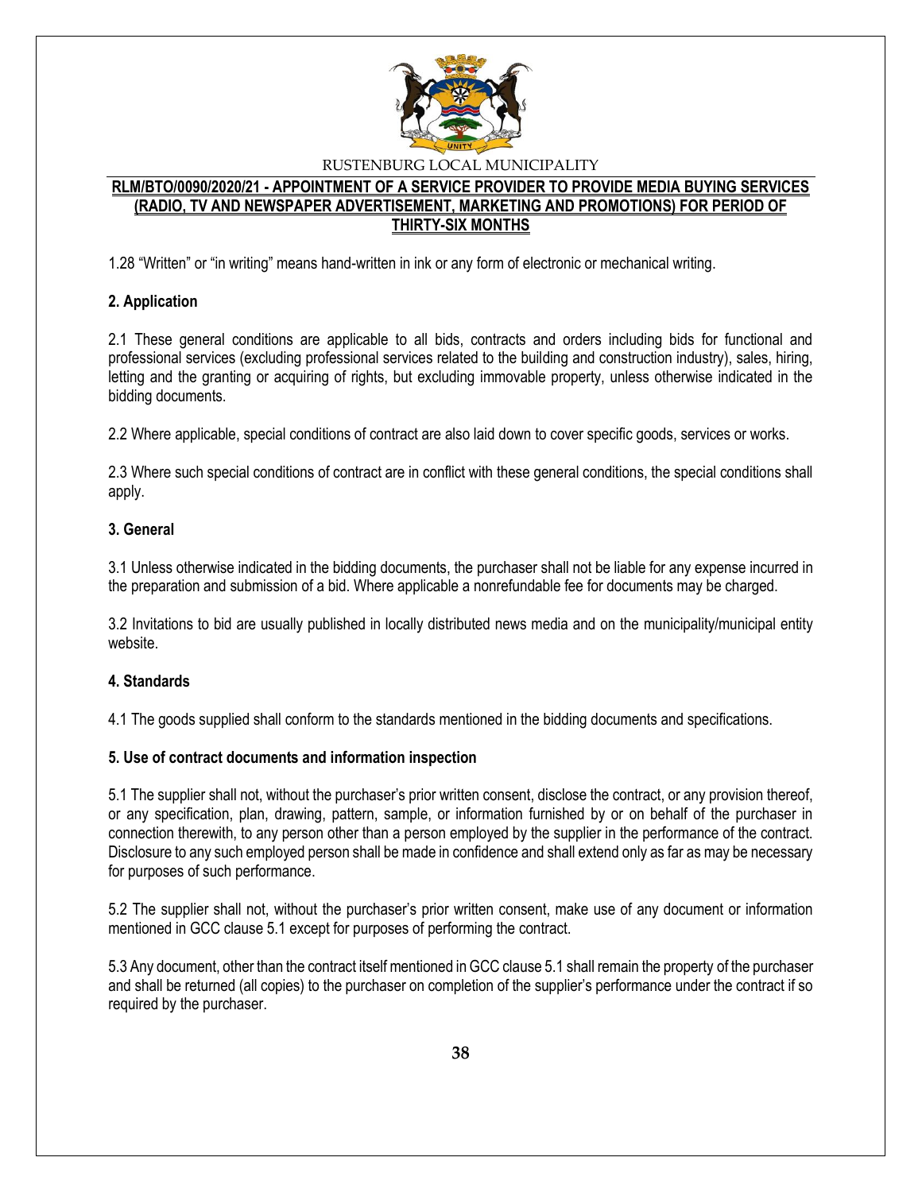1.28 “Written” or “in writing” means hand-written in ink or any form of electronic or mechanical writing.

**2. Application**

2.1 These general conditions are applicable to all bids, contracts and orders including bids for functional and professional services (excluding professional services related to the building and construction industry), sales, hiring, letting and the granting or acquiring of rights, but excluding immovable property, unless otherwise indicated in the bidding documents.

2.2 Where applicable, special conditions of contract are also laid down to cover specific goods, services or works.

2.3 Where such special conditions of contract are in conflict with these general conditions, the special conditions shall apply.

**3. General**

3.1 Unless otherwise indicated in the bidding documents, the purchaser shall not be liable for any expense incurred in the preparation and submission of a bid. Where applicable a nonrefundable fee for documents may be charged.

3.2 Invitations to bid are usually published in locally distributed news media and on the municipality/municipal entity website.

**4. Standards**

4.1 The goods supplied shall conform to the standards mentioned in the bidding documents and specifications.

**5. Use of contract documents and information inspection**

5.1 The supplier shall not, without the purchaser’s prior written consent, disclose the contract, or any provision thereof, or any specification, plan, drawing, pattern, sample, or information furnished by or on behalf of the purchaser in connection therewith, to any person other than a person employed by the supplier in the performance of the contract. Disclosure to any such employed person shall be made in confidence and shall extend only as far as may be necessary for purposes of such performance.

5.2 The supplier shall not, without the purchaser’s prior written consent, make use of any document or information mentioned in GCC clause 5.1 except for purposes of performing the contract.

5.3 Any document, other than the contract itself mentioned in GCC clause 5.1 shall remain the property of the purchaser and shall be returned (all copies) to the purchaser on completion of the supplier’s performance under the contract if so required by the purchaser.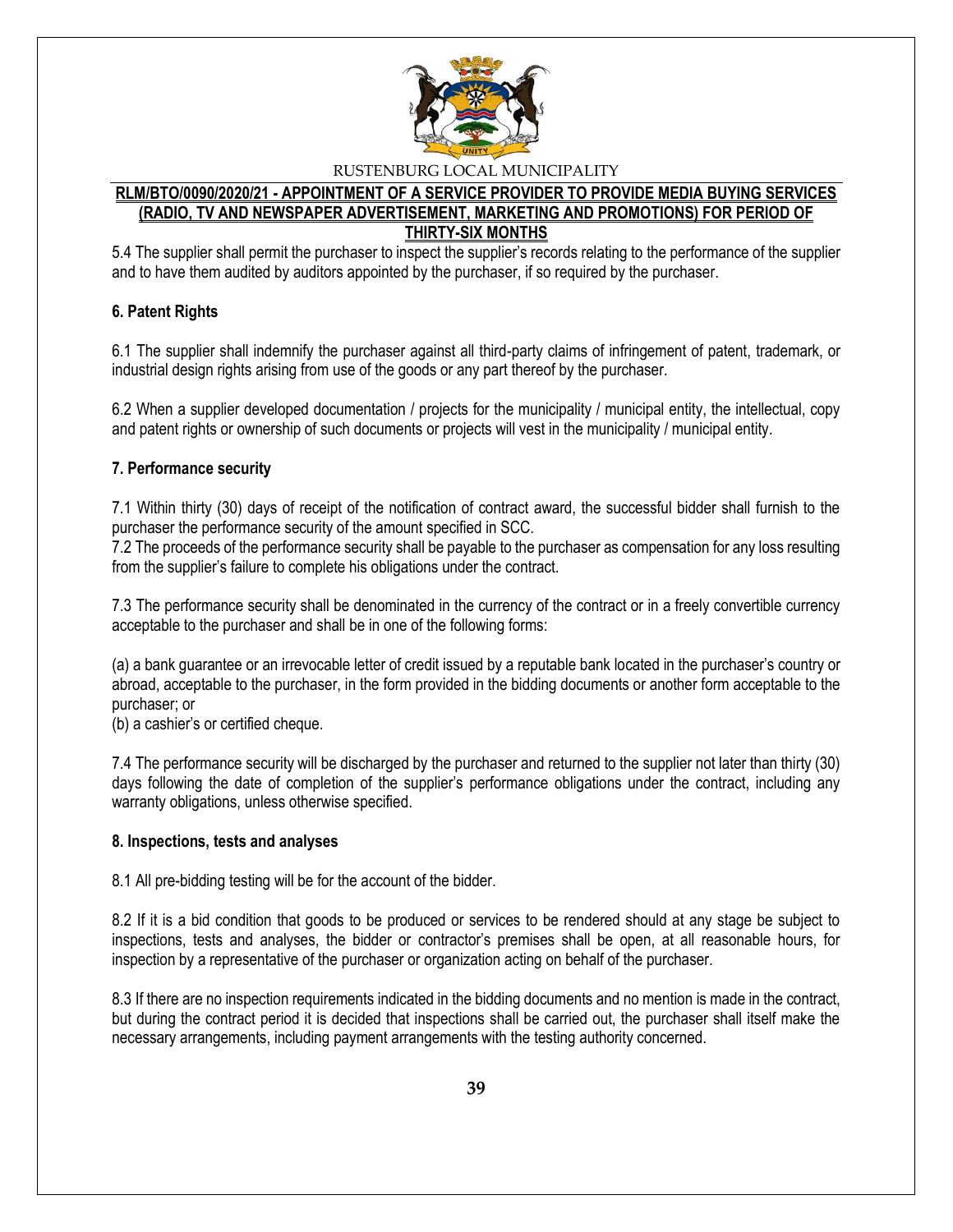5.4 The supplier shall permit the purchaser to inspect the supplier's records relating to the performance of the supplier and to have them audited by auditors appointed by the purchaser, if so required by the purchaser.

**6. Patent Rights**

6.1 The supplier shall indemnify the purchaser against all third-party claims of infringement of patent, trademark, or industrial design rights arising from use of the goods or any part thereof by the purchaser.

6.2 When a supplier developed documentation / projects for the municipality / municipal entity, the intellectual, copy and patent rights or ownership of such documents or projects will vest in the municipality / municipal entity.

**7. Performance security**

7.1 Within thirty (30) days of receipt of the notification of contract award, the successful bidder shall furnish to the purchaser the performance security of the amount specified in SCC.

7.2 The proceeds of the performance security shall be payable to the purchaser as compensation for any loss resulting from the supplier's failure to complete his obligations under the contract.

7.3 The performance security shall be denominated in the currency of the contract or in a freely convertible currency acceptable to the purchaser and shall be in one of the following forms:

(a) a bank guarantee or an irrevocable letter of credit issued by a reputable bank located in the purchaser's country or abroad, acceptable to the purchaser, in the form provided in the bidding documents or another form acceptable to the purchaser; or

(b) a cashier's or certified cheque.

7.4 The performance security will be discharged by the purchaser and returned to the supplier not later than thirty (30) days following the date of completion of the supplier's performance obligations under the contract, including any warranty obligations, unless otherwise specified.

**8. Inspections, tests and analyses**

8.1 All pre-bidding testing will be for the account of the bidder.

8.2 If it is a bid condition that goods to be produced or services to be rendered should at any stage be subject to inspections, tests and analyses, the bidder or contractor's premises shall be open, at all reasonable hours, for inspection by a representative of the purchaser or organization acting on behalf of the purchaser.

8.3 If there are no inspection requirements indicated in the bidding documents and no mention is made in the contract, but during the contract period it is decided that inspections shall be carried out, the purchaser shall itself make the necessary arrangements, including payment arrangements with the testing authority concerned.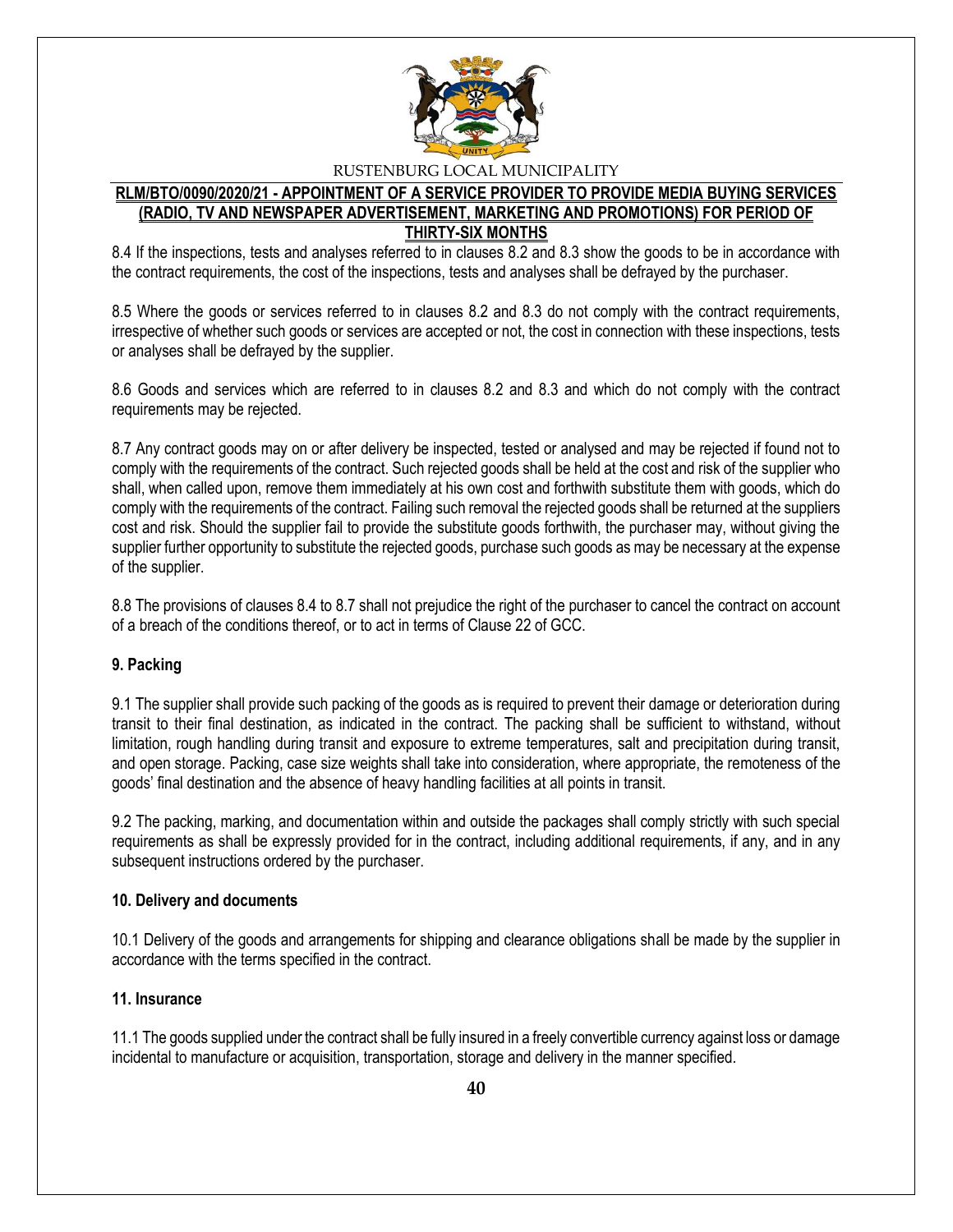8.4 If the inspections, tests and analyses referred to in clauses 8.2 and 8.3 show the goods to be in accordance with the contract requirements, the cost of the inspections, tests and analyses shall be defrayed by the purchaser.

8.5 Where the goods or services referred to in clauses 8.2 and 8.3 do not comply with the contract requirements, irrespective of whether such goods or services are accepted or not, the cost in connection with these inspections, tests or analyses shall be defrayed by the supplier.

8.6 Goods and services which are referred to in clauses 8.2 and 8.3 and which do not comply with the contract requirements may be rejected.

8.7 Any contract goods may on or after delivery be inspected, tested or analysed and may be rejected if found not to comply with the requirements of the contract. Such rejected goods shall be held at the cost and risk of the supplier who shall, when called upon, remove them immediately at his own cost and forthwith substitute them with goods, which do comply with the requirements of the contract. Failing such removal the rejected goods shall be returned at the suppliers cost and risk. Should the supplier fail to provide the substitute goods forthwith, the purchaser may, without giving the supplier further opportunity to substitute the rejected goods, purchase such goods as may be necessary at the expense of the supplier.

8.8 The provisions of clauses 8.4 to 8.7 shall not prejudice the right of the purchaser to cancel the contract on account of a breach of the conditions thereof, or to act in terms of Clause 22 of GCC.

**9. Packing**

9.1 The supplier shall provide such packing of the goods as is required to prevent their damage or deterioration during transit to their final destination, as indicated in the contract. The packing shall be sufficient to withstand, without limitation, rough handling during transit and exposure to extreme temperatures, salt and precipitation during transit, and open storage. Packing, case size weights shall take into consideration, where appropriate, the remoteness of the goods' final destination and the absence of heavy handling facilities at all points in transit.

9.2 The packing, marking, and documentation within and outside the packages shall comply strictly with such special requirements as shall be expressly provided for in the contract, including additional requirements, if any, and in any subsequent instructions ordered by the purchaser.

**10. Delivery and documents**

10.1 Delivery of the goods and arrangements for shipping and clearance obligations shall be made by the supplier in accordance with the terms specified in the contract.

**11. Insurance**

11.1 The goods supplied under the contract shall be fully insured in a freely convertible currency against loss or damage incidental to manufacture or acquisition, transportation, storage and delivery in the manner specified.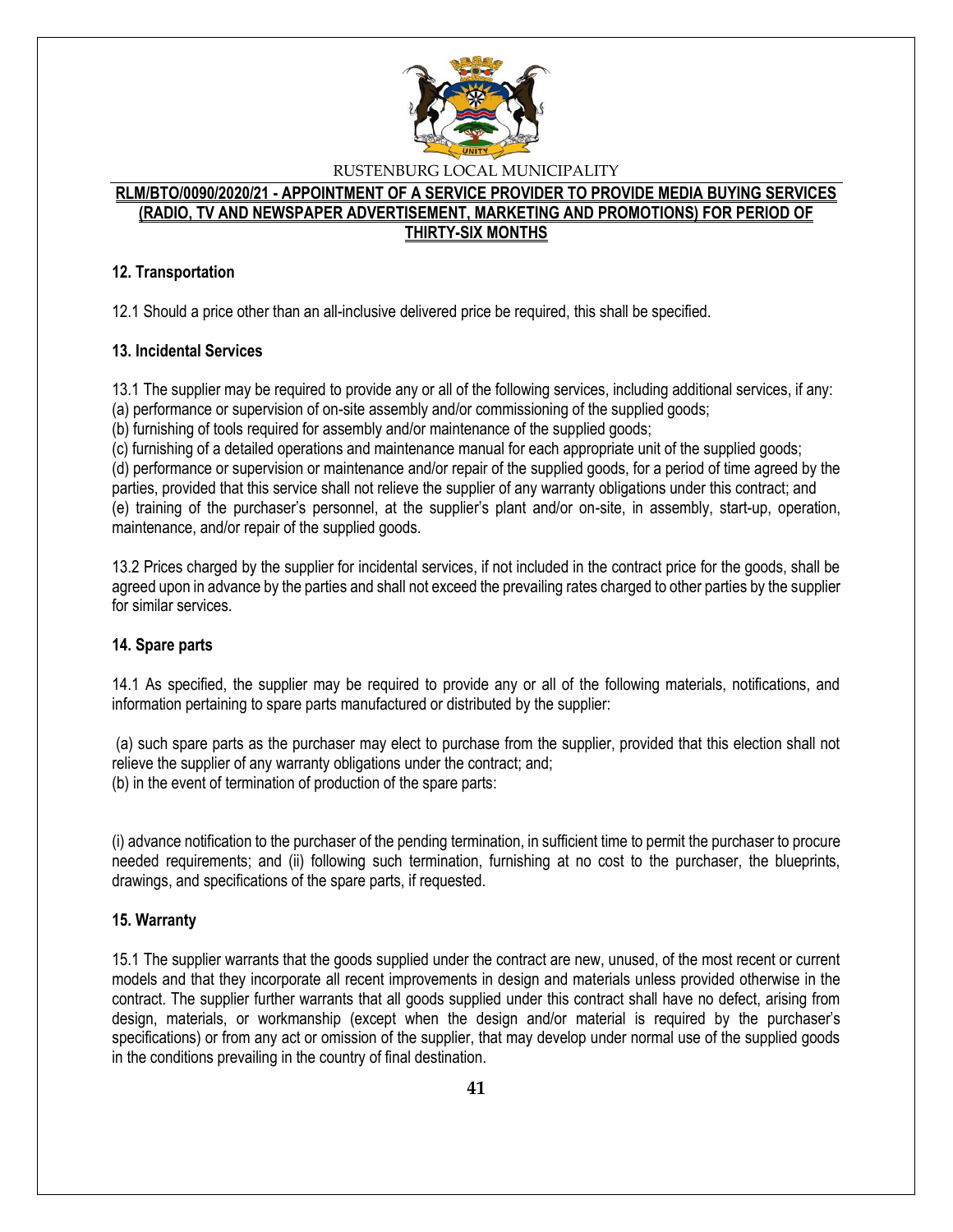### 12. Transportation

12.1 Should a price other than an all-inclusive delivered price be required, this shall be specified.

### 13. Incidental Services

13.1 The supplier may be required to provide any or all of the following services, including additional services, if any:
(a) performance or supervision of on-site assembly and/or commissioning of the supplied goods;
(b) furnishing of tools required for assembly and/or maintenance of the supplied goods;
(c) furnishing of a detailed operations and maintenance manual for each appropriate unit of the supplied goods;
(d) performance or supervision or maintenance and/or repair of the supplied goods, for a period of time agreed by the parties, provided that this service shall not relieve the supplier of any warranty obligations under this contract; and
(e) training of the purchaser's personnel, at the supplier's plant and/or on-site, in assembly, start-up, operation, maintenance, and/or repair of the supplied goods.

13.2 Prices charged by the supplier for incidental services, if not included in the contract price for the goods, shall be agreed upon in advance by the parties and shall not exceed the prevailing rates charged to other parties by the supplier for similar services.

### 14. Spare parts

14.1 As specified, the supplier may be required to provide any or all of the following materials, notifications, and information pertaining to spare parts manufactured or distributed by the supplier:

(a) such spare parts as the purchaser may elect to purchase from the supplier, provided that this election shall not relieve the supplier of any warranty obligations under the contract; and;
(b) in the event of termination of production of the spare parts:

(i) advance notification to the purchaser of the pending termination, in sufficient time to permit the purchaser to procure needed requirements; and (ii) following such termination, furnishing at no cost to the purchaser, the blueprints, drawings, and specifications of the spare parts, if requested.

### 15. Warranty

15.1 The supplier warrants that the goods supplied under the contract are new, unused, of the most recent or current models and that they incorporate all recent improvements in design and materials unless provided otherwise in the contract. The supplier further warrants that all goods supplied under this contract shall have no defect, arising from design, materials, or workmanship (except when the design and/or material is required by the purchaser's specifications) or from any act or omission of the supplier, that may develop under normal use of the supplied goods in the conditions prevailing in the country of final destination.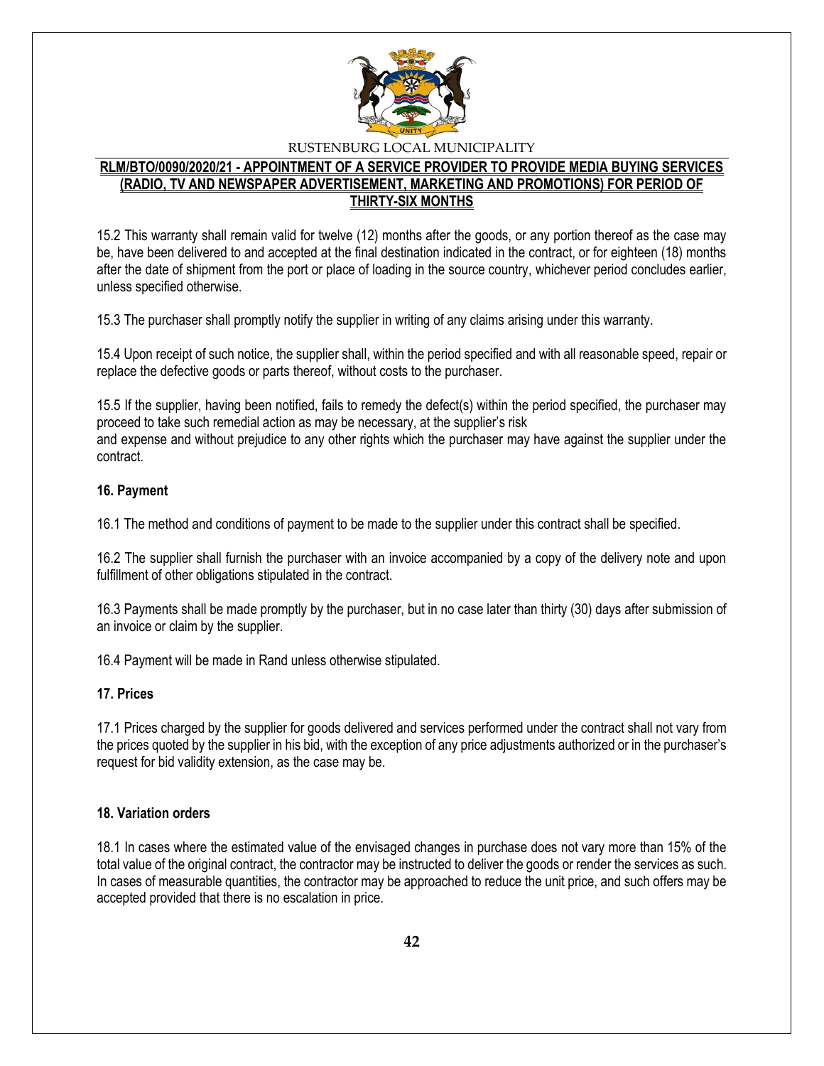15.2 This warranty shall remain valid for twelve (12) months after the goods, or any portion thereof as the case may be, have been delivered to and accepted at the final destination indicated in the contract, or for eighteen (18) months after the date of shipment from the port or place of loading in the source country, whichever period concludes earlier, unless specified otherwise.

15.3 The purchaser shall promptly notify the supplier in writing of any claims arising under this warranty.

15.4 Upon receipt of such notice, the supplier shall, within the period specified and with all reasonable speed, repair or replace the defective goods or parts thereof, without costs to the purchaser.

15.5 If the supplier, having been notified, fails to remedy the defect(s) within the period specified, the purchaser may proceed to take such remedial action as may be necessary, at the supplier's risk and expense and without prejudice to any other rights which the purchaser may have against the supplier under the contract.

**16. Payment**

16.1 The method and conditions of payment to be made to the supplier under this contract shall be specified.

16.2 The supplier shall furnish the purchaser with an invoice accompanied by a copy of the delivery note and upon fulfillment of other obligations stipulated in the contract.

16.3 Payments shall be made promptly by the purchaser, but in no case later than thirty (30) days after submission of an invoice or claim by the supplier.

16.4 Payment will be made in Rand unless otherwise stipulated.

**17. Prices**

17.1 Prices charged by the supplier for goods delivered and services performed under the contract shall not vary from the prices quoted by the supplier in his bid, with the exception of any price adjustments authorized or in the purchaser's request for bid validity extension, as the case may be.

**18. Variation orders**

18.1 In cases where the estimated value of the envisaged changes in purchase does not vary more than 15% of the total value of the original contract, the contractor may be instructed to deliver the goods or render the services as such. In cases of measurable quantities, the contractor may be approached to reduce the unit price, and such offers may be accepted provided that there is no escalation in price.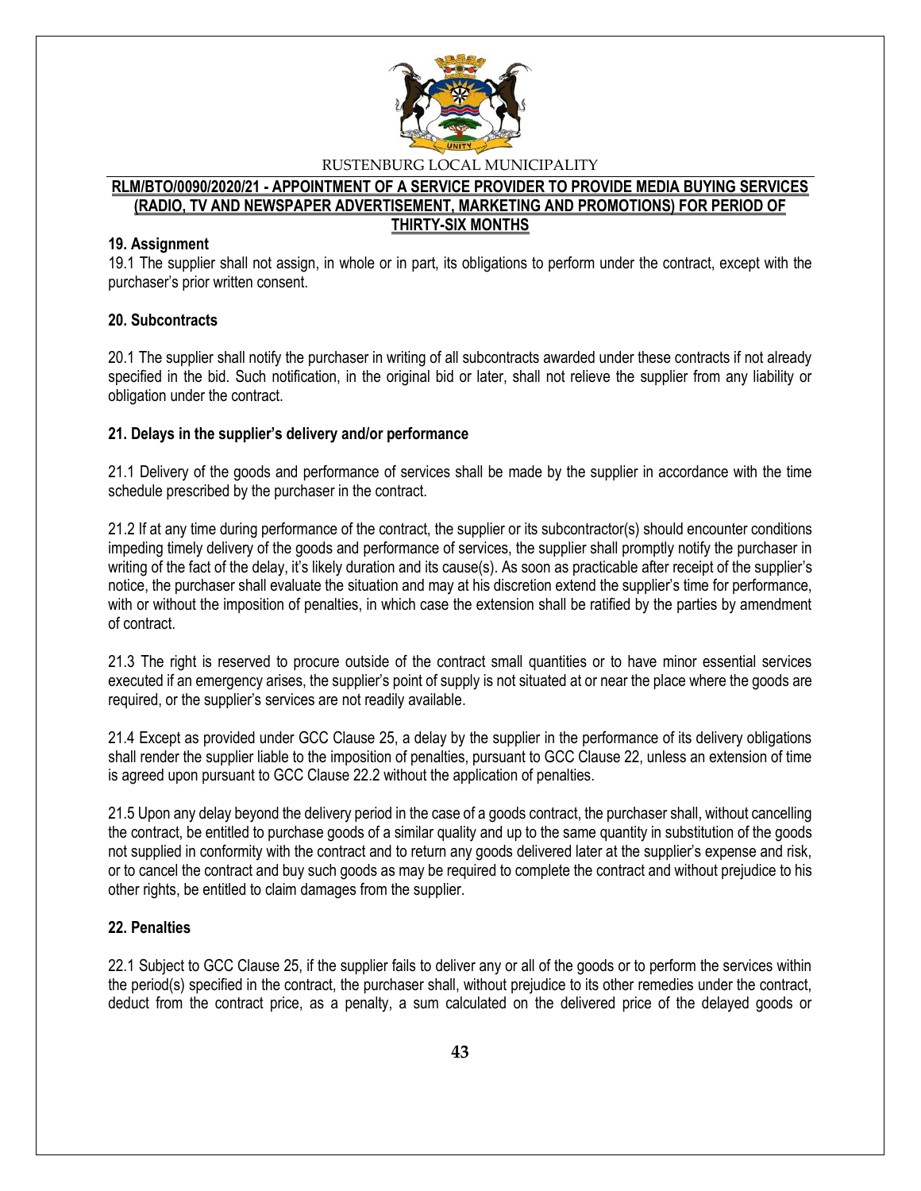## 19. Assignment

19.1 The supplier shall not assign, in whole or in part, its obligations to perform under the contract, except with the purchaser's prior written consent.

## 20. Subcontracts

20.1 The supplier shall notify the purchaser in writing of all subcontracts awarded under these contracts if not already specified in the bid. Such notification, in the original bid or later, shall not relieve the supplier from any liability or obligation under the contract.

## 21. Delays in the supplier's delivery and/or performance

21.1 Delivery of the goods and performance of services shall be made by the supplier in accordance with the time schedule prescribed by the purchaser in the contract.

21.2 If at any time during performance of the contract, the supplier or its subcontractor(s) should encounter conditions impeding timely delivery of the goods and performance of services, the supplier shall promptly notify the purchaser in writing of the fact of the delay, it's likely duration and its cause(s). As soon as practicable after receipt of the supplier's notice, the purchaser shall evaluate the situation and may at his discretion extend the supplier's time for performance, with or without the imposition of penalties, in which case the extension shall be ratified by the parties by amendment of contract.

21.3 The right is reserved to procure outside of the contract small quantities or to have minor essential services executed if an emergency arises, the supplier's point of supply is not situated at or near the place where the goods are required, or the supplier's services are not readily available.

21.4 Except as provided under GCC Clause 25, a delay by the supplier in the performance of its delivery obligations shall render the supplier liable to the imposition of penalties, pursuant to GCC Clause 22, unless an extension of time is agreed upon pursuant to GCC Clause 22.2 without the application of penalties.

21.5 Upon any delay beyond the delivery period in the case of a goods contract, the purchaser shall, without cancelling the contract, be entitled to purchase goods of a similar quality and up to the same quantity in substitution of the goods not supplied in conformity with the contract and to return any goods delivered later at the supplier's expense and risk, or to cancel the contract and buy such goods as may be required to complete the contract and without prejudice to his other rights, be entitled to claim damages from the supplier.

## 22. Penalties

22.1 Subject to GCC Clause 25, if the supplier fails to deliver any or all of the goods or to perform the services within the period(s) specified in the contract, the purchaser shall, without prejudice to its other remedies under the contract, deduct from the contract price, as a penalty, a sum calculated on the delivered price of the delayed goods or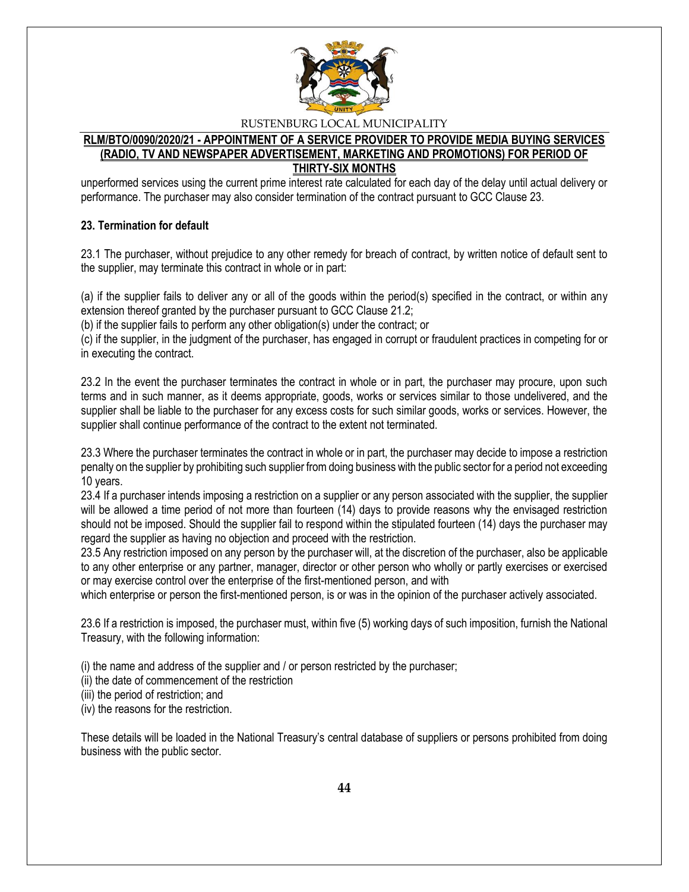unperformed services using the current prime interest rate calculated for each day of the delay until actual delivery or performance. The purchaser may also consider termination of the contract pursuant to GCC Clause 23.

**23. Termination for default**

23.1 The purchaser, without prejudice to any other remedy for breach of contract, by written notice of default sent to the supplier, may terminate this contract in whole or in part:

(a) if the supplier fails to deliver any or all of the goods within the period(s) specified in the contract, or within any extension thereof granted by the purchaser pursuant to GCC Clause 21.2;
(b) if the supplier fails to perform any other obligation(s) under the contract; or
(c) if the supplier, in the judgment of the purchaser, has engaged in corrupt or fraudulent practices in competing for or in executing the contract.

23.2 In the event the purchaser terminates the contract in whole or in part, the purchaser may procure, upon such terms and in such manner, as it deems appropriate, goods, works or services similar to those undelivered, and the supplier shall be liable to the purchaser for any excess costs for such similar goods, works or services. However, the supplier shall continue performance of the contract to the extent not terminated.

23.3 Where the purchaser terminates the contract in whole or in part, the purchaser may decide to impose a restriction penalty on the supplier by prohibiting such supplier from doing business with the public sector for a period not exceeding 10 years.
23.4 If a purchaser intends imposing a restriction on a supplier or any person associated with the supplier, the supplier will be allowed a time period of not more than fourteen (14) days to provide reasons why the envisaged restriction should not be imposed. Should the supplier fail to respond within the stipulated fourteen (14) days the purchaser may regard the supplier as having no objection and proceed with the restriction.
23.5 Any restriction imposed on any person by the purchaser will, at the discretion of the purchaser, also be applicable to any other enterprise or any partner, manager, director or other person who wholly or partly exercises or exercised or may exercise control over the enterprise of the first-mentioned person, and with
which enterprise or person the first-mentioned person, is or was in the opinion of the purchaser actively associated.

23.6 If a restriction is imposed, the purchaser must, within five (5) working days of such imposition, furnish the National Treasury, with the following information:

(i) the name and address of the supplier and / or person restricted by the purchaser;
(ii) the date of commencement of the restriction
(iii) the period of restriction; and
(iv) the reasons for the restriction.

These details will be loaded in the National Treasury's central database of suppliers or persons prohibited from doing business with the public sector.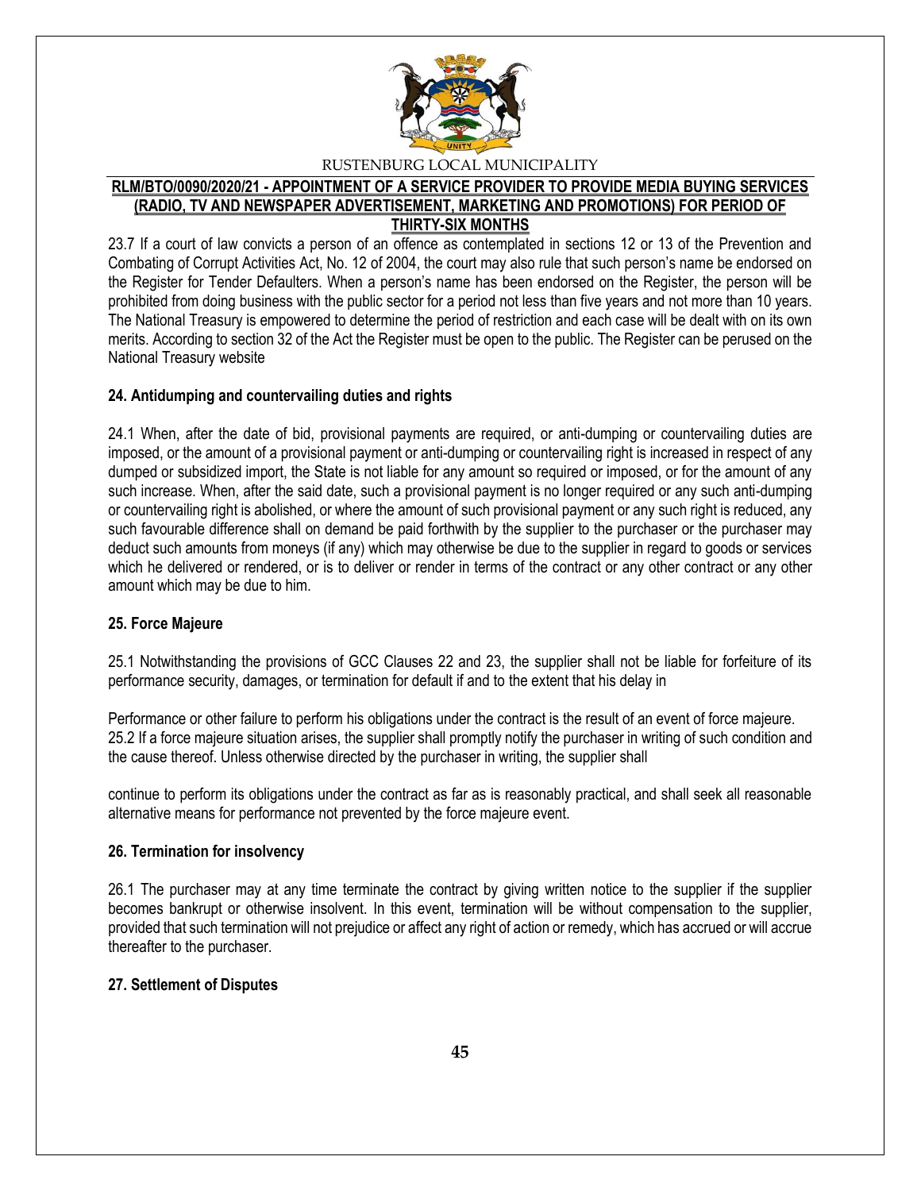23.7 If a court of law convicts a person of an offence as contemplated in sections 12 or 13 of the Prevention and Combating of Corrupt Activities Act, No. 12 of 2004, the court may also rule that such person's name be endorsed on the Register for Tender Defaulters. When a person's name has been endorsed on the Register, the person will be prohibited from doing business with the public sector for a period not less than five years and not more than 10 years. The National Treasury is empowered to determine the period of restriction and each case will be dealt with on its own merits. According to section 32 of the Act the Register must be open to the public. The Register can be perused on the National Treasury website

**24. Antidumping and countervailing duties and rights**

24.1 When, after the date of bid, provisional payments are required, or anti-dumping or countervailing duties are imposed, or the amount of a provisional payment or anti-dumping or countervailing right is increased in respect of any dumped or subsidized import, the State is not liable for any amount so required or imposed, or for the amount of any such increase. When, after the said date, such a provisional payment is no longer required or any such anti-dumping or countervailing right is abolished, or where the amount of such provisional payment or any such right is reduced, any such favourable difference shall on demand be paid forthwith by the supplier to the purchaser or the purchaser may deduct such amounts from moneys (if any) which may otherwise be due to the supplier in regard to goods or services which he delivered or rendered, or is to deliver or render in terms of the contract or any other contract or any other amount which may be due to him.

**25. Force Majeure**

25.1 Notwithstanding the provisions of GCC Clauses 22 and 23, the supplier shall not be liable for forfeiture of its performance security, damages, or termination for default if and to the extent that his delay in

Performance or other failure to perform his obligations under the contract is the result of an event of force majeure.
25.2 If a force majeure situation arises, the supplier shall promptly notify the purchaser in writing of such condition and the cause thereof. Unless otherwise directed by the purchaser in writing, the supplier shall

continue to perform its obligations under the contract as far as is reasonably practical, and shall seek all reasonable alternative means for performance not prevented by the force majeure event.

**26. Termination for insolvency**

26.1 The purchaser may at any time terminate the contract by giving written notice to the supplier if the supplier becomes bankrupt or otherwise insolvent. In this event, termination will be without compensation to the supplier, provided that such termination will not prejudice or affect any right of action or remedy, which has accrued or will accrue thereafter to the purchaser.

**27. Settlement of Disputes**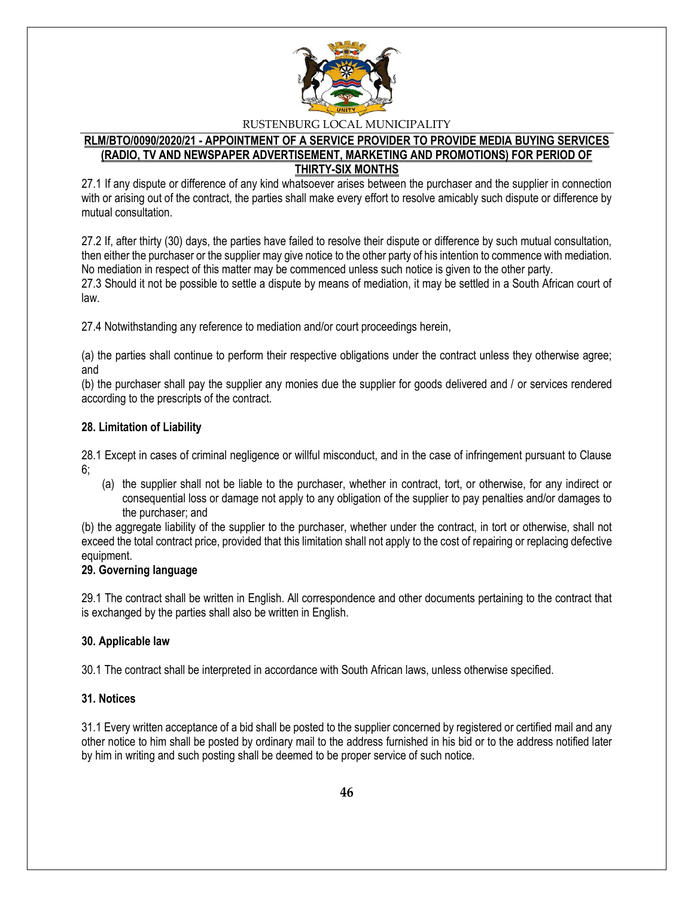27.1 If any dispute or difference of any kind whatsoever arises between the purchaser and the supplier in connection with or arising out of the contract, the parties shall make every effort to resolve amicably such dispute or difference by mutual consultation.

27.2 If, after thirty (30) days, the parties have failed to resolve their dispute or difference by such mutual consultation, then either the purchaser or the supplier may give notice to the other party of his intention to commence with mediation. No mediation in respect of this matter may be commenced unless such notice is given to the other party.
27.3 Should it not be possible to settle a dispute by means of mediation, it may be settled in a South African court of law.

27.4 Notwithstanding any reference to mediation and/or court proceedings herein,

(a) the parties shall continue to perform their respective obligations under the contract unless they otherwise agree; and
(b) the purchaser shall pay the supplier any monies due the supplier for goods delivered and / or services rendered according to the prescripts of the contract.

**28. Limitation of Liability**

28.1 Except in cases of criminal negligence or willful misconduct, and in the case of infringement pursuant to Clause 6;

(a) the supplier shall not be liable to the purchaser, whether in contract, tort, or otherwise, for any indirect or consequential loss or damage not apply to any obligation of the supplier to pay penalties and/or damages to the purchaser; and

(b) the aggregate liability of the supplier to the purchaser, whether under the contract, in tort or otherwise, shall not exceed the total contract price, provided that this limitation shall not apply to the cost of repairing or replacing defective equipment.

**29. Governing language**

29.1 The contract shall be written in English. All correspondence and other documents pertaining to the contract that is exchanged by the parties shall also be written in English.

**30. Applicable law**

30.1 The contract shall be interpreted in accordance with South African laws, unless otherwise specified.

**31. Notices**

31.1 Every written acceptance of a bid shall be posted to the supplier concerned by registered or certified mail and any other notice to him shall be posted by ordinary mail to the address furnished in his bid or to the address notified later by him in writing and such posting shall be deemed to be proper service of such notice.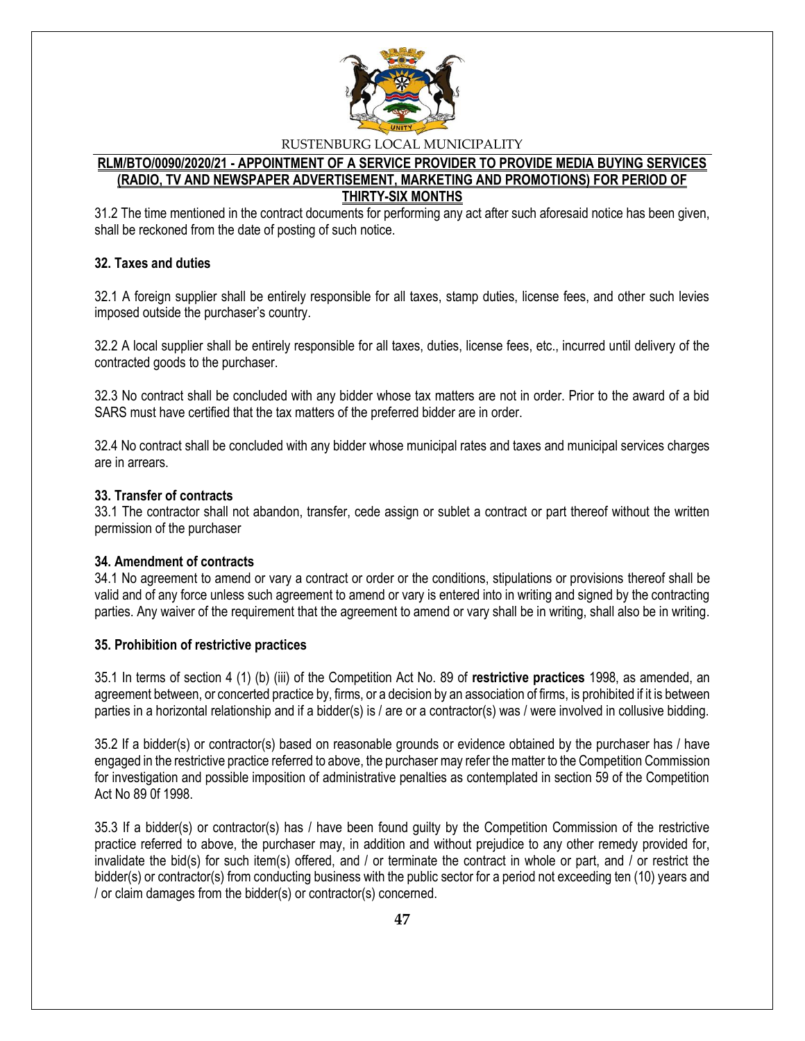31.2 The time mentioned in the contract documents for performing any act after such aforesaid notice has been given, shall be reckoned from the date of posting of such notice.

**32. Taxes and duties**

32.1 A foreign supplier shall be entirely responsible for all taxes, stamp duties, license fees, and other such levies imposed outside the purchaser's country.

32.2 A local supplier shall be entirely responsible for all taxes, duties, license fees, etc., incurred until delivery of the contracted goods to the purchaser.

32.3 No contract shall be concluded with any bidder whose tax matters are not in order. Prior to the award of a bid SARS must have certified that the tax matters of the preferred bidder are in order.

32.4 No contract shall be concluded with any bidder whose municipal rates and taxes and municipal services charges are in arrears.

**33. Transfer of contracts**

33.1 The contractor shall not abandon, transfer, cede assign or sublet a contract or part thereof without the written permission of the purchaser

**34. Amendment of contracts**

34.1 No agreement to amend or vary a contract or order or the conditions, stipulations or provisions thereof shall be valid and of any force unless such agreement to amend or vary is entered into in writing and signed by the contracting parties. Any waiver of the requirement that the agreement to amend or vary shall be in writing, shall also be in writing.

**35. Prohibition of restrictive practices**

35.1 In terms of section 4 (1) (b) (iii) of the Competition Act No. 89 of **restrictive practices** 1998, as amended, an agreement between, or concerted practice by, firms, or a decision by an association of firms, is prohibited if it is between parties in a horizontal relationship and if a bidder(s) is / are or a contractor(s) was / were involved in collusive bidding.

35.2 If a bidder(s) or contractor(s) based on reasonable grounds or evidence obtained by the purchaser has / have engaged in the restrictive practice referred to above, the purchaser may refer the matter to the Competition Commission for investigation and possible imposition of administrative penalties as contemplated in section 59 of the Competition Act No 89 0f 1998.

35.3 If a bidder(s) or contractor(s) has / have been found guilty by the Competition Commission of the restrictive practice referred to above, the purchaser may, in addition and without prejudice to any other remedy provided for, invalidate the bid(s) for such item(s) offered, and / or terminate the contract in whole or part, and / or restrict the bidder(s) or contractor(s) from conducting business with the public sector for a period not exceeding ten (10) years and / or claim damages from the bidder(s) or contractor(s) concerned.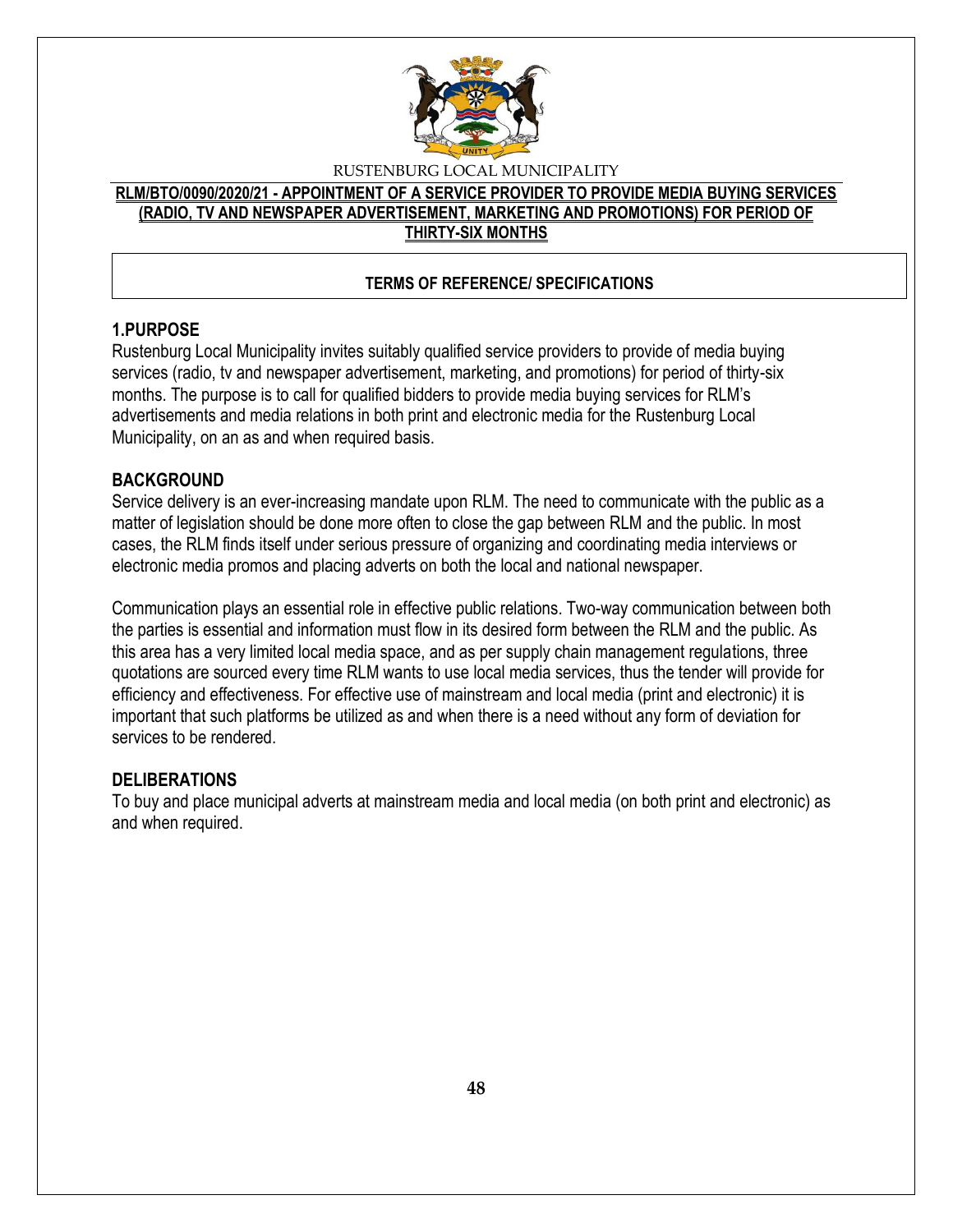RUSTENBURG LOCAL MUNICIPALITY

**RLM/BTO/0090/2020/21 - APPOINTMENT OF A SERVICE PROVIDER TO PROVIDE MEDIA BUYING SERVICES (RADIO, TV AND NEWSPAPER ADVERTISEMENT, MARKETING AND PROMOTIONS) FOR PERIOD OF THIRTY-SIX MONTHS**

**TERMS OF REFERENCE/ SPECIFICATIONS**

## 1.PURPOSE

Rustenburg Local Municipality invites suitably qualified service providers to provide of media buying services (radio, tv and newspaper advertisement, marketing, and promotions) for period of thirty-six months. The purpose is to call for qualified bidders to provide media buying services for RLM's advertisements and media relations in both print and electronic media for the Rustenburg Local Municipality, on an as and when required basis.

## BACKGROUND

Service delivery is an ever-increasing mandate upon RLM. The need to communicate with the public as a matter of legislation should be done more often to close the gap between RLM and the public. In most cases, the RLM finds itself under serious pressure of organizing and coordinating media interviews or electronic media promos and placing adverts on both the local and national newspaper.

Communication plays an essential role in effective public relations. Two-way communication between both the parties is essential and information must flow in its desired form between the RLM and the public. As this area has a very limited local media space, and as per supply chain management regulations, three quotations are sourced every time RLM wants to use local media services, thus the tender will provide for efficiency and effectiveness. For effective use of mainstream and local media (print and electronic) it is important that such platforms be utilized as and when there is a need without any form of deviation for services to be rendered.

## DELIBERATIONS

To buy and place municipal adverts at mainstream media and local media (on both print and electronic) as and when required.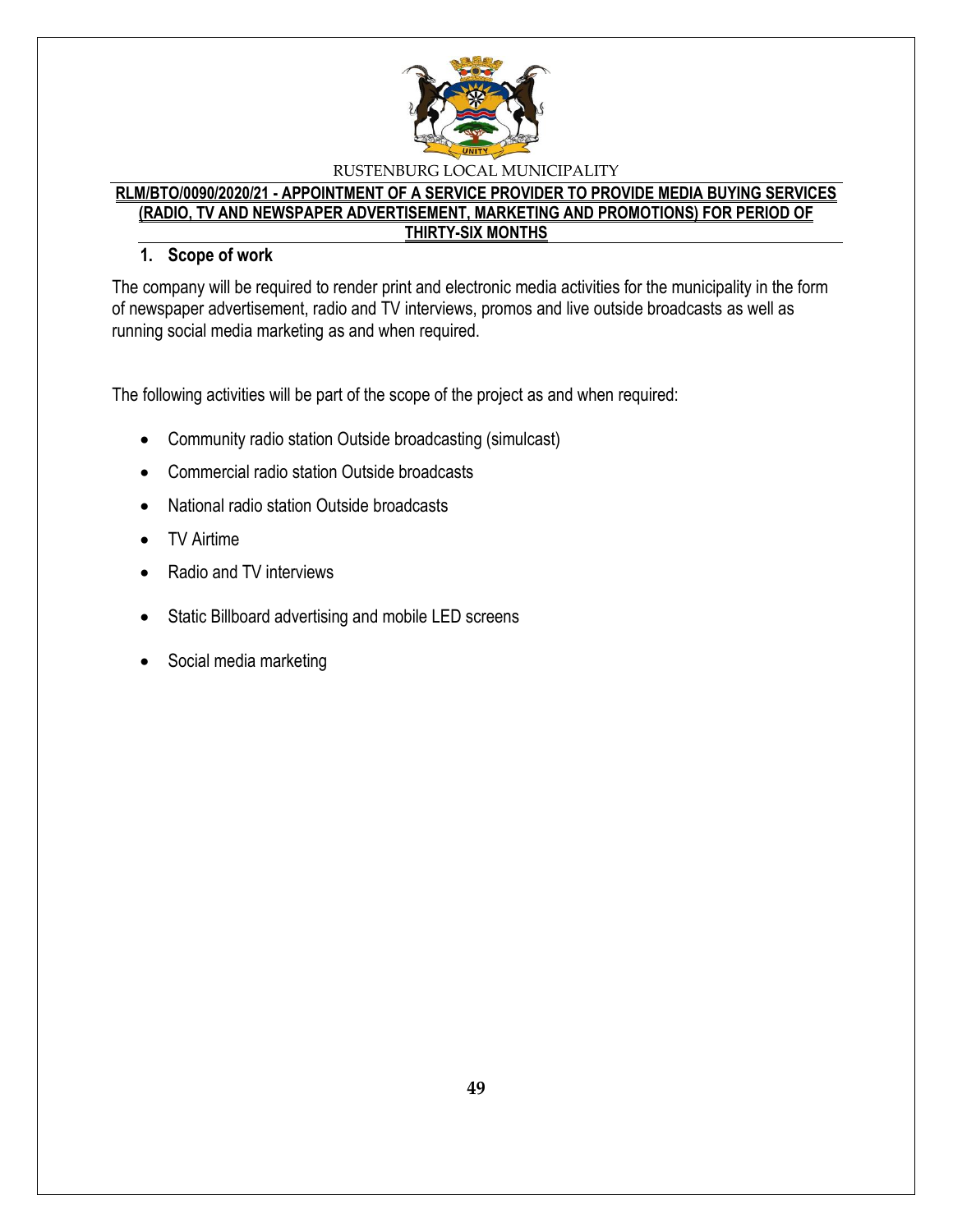RUSTENBURG LOCAL MUNICIPALITY

**RLM/BTO/0090/2020/21 - APPOINTMENT OF A SERVICE PROVIDER TO PROVIDE MEDIA BUYING SERVICES (RADIO, TV AND NEWSPAPER ADVERTISEMENT, MARKETING AND PROMOTIONS) FOR PERIOD OF THIRTY-SIX MONTHS**

## 1. Scope of work

The company will be required to render print and electronic media activities for the municipality in the form of newspaper advertisement, radio and TV interviews, promos and live outside broadcasts as well as running social media marketing as and when required.

The following activities will be part of the scope of the project as and when required:

- Community radio station Outside broadcasting (simulcast)
- Commercial radio station Outside broadcasts
- National radio station Outside broadcasts
- TV Airtime
- Radio and TV interviews
- Static Billboard advertising and mobile LED screens
- Social media marketing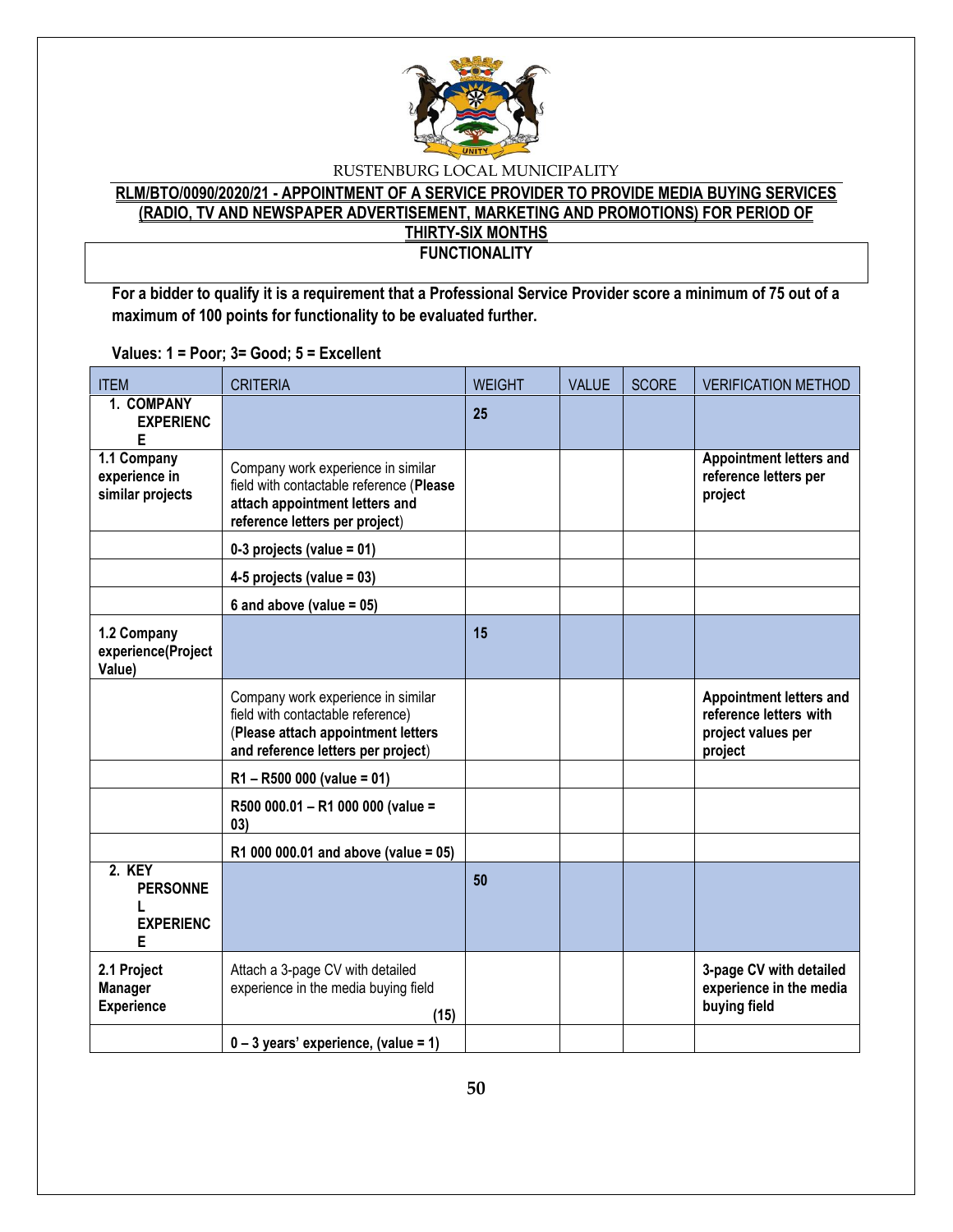RUSTENBURG LOCAL MUNICIPALITY

**RLM/BTO/0090/2020/21 - APPOINTMENT OF A SERVICE PROVIDER TO PROVIDE MEDIA BUYING SERVICES (RADIO, TV AND NEWSPAPER ADVERTISEMENT, MARKETING AND PROMOTIONS) FOR PERIOD OF THIRTY-SIX MONTHS**

**FUNCTIONALITY**

**For a bidder to qualify it is a requirement that a Professional Service Provider score a minimum of 75 out of a maximum of 100 points for functionality to be evaluated further.**

**Values: 1 = Poor; 3= Good; 5 = Excellent**

| ITEM | CRITERIA | WEIGHT | VALUE | SCORE | VERIFICATION METHOD |
|---|---|---|---|---|---|
| **1. COMPANY EXPERIENCE** | | **25** | | | |
| **1.1 Company experience in similar projects** | Company work experience in similar field with contactable reference (**Please attach appointment letters and reference letters per project**) | | | | **Appointment letters and reference letters per project** |
| | **0-3 projects (value = 01)** | | | | |
| | **4-5 projects (value = 03)** | | | | |
| | **6 and above (value = 05)** | | | | |
| **1.2 Company experience(Project Value)** | | **15** | | | |
| | Company work experience in similar field with contactable reference) (**Please attach appointment letters and reference letters per project**) | | | | **Appointment letters and reference letters with project values per project** |
| | **R1 – R500 000 (value = 01)** | | | | |
| | **R500 000.01 – R1 000 000 (value = 03)** | | | | |
| | **R1 000 000.01 and above (value = 05)** | | | | |
| **2. KEY PERSONNEL EXPERIENCE** | | **50** | | | |
| **2.1 Project Manager Experience** | Attach a 3-page CV with detailed experience in the media buying field **(15)** | | | | **3-page CV with detailed experience in the media buying field** |
| | **0 – 3 years' experience, (value = 1)** | | | | |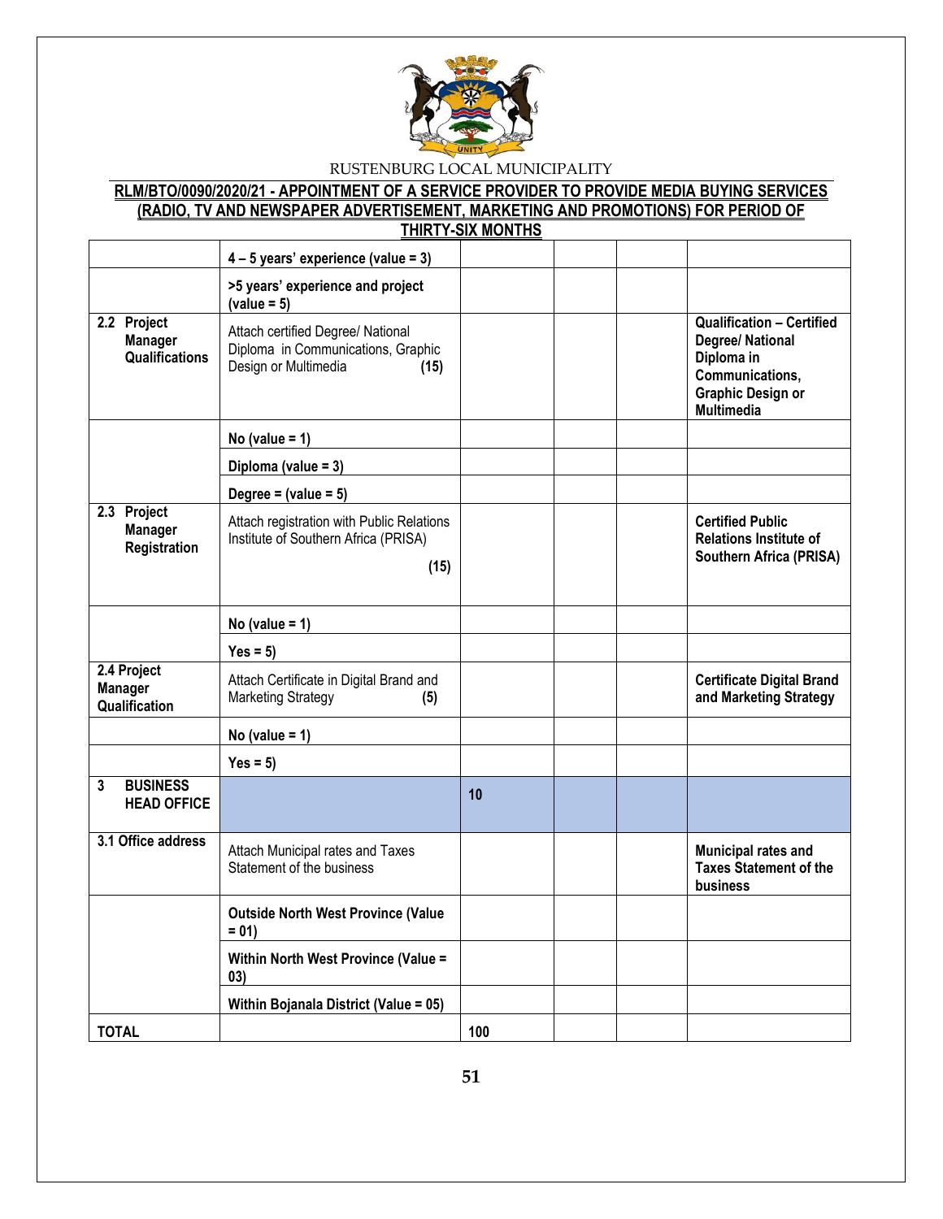RUSTENBURG LOCAL MUNICIPALITY

**RLM/BTO/0090/2020/21 - APPOINTMENT OF A SERVICE PROVIDER TO PROVIDE MEDIA BUYING SERVICES (RADIO, TV AND NEWSPAPER ADVERTISEMENT, MARKETING AND PROMOTIONS) FOR PERIOD OF THIRTY-SIX MONTHS**

| | | | | | |
|---|---|---|---|---|---|
| | **4 – 5 years' experience (value = 3)** | | | | |
| | **>5 years' experience and project (value = 5)** | | | | |
| **2.2 Project Manager Qualifications** | Attach certified Degree/ National Diploma in Communications, Graphic Design or Multimedia **(15)** | | | | **Qualification – Certified Degree/ National Diploma in Communications, Graphic Design or Multimedia** |
| | **No (value = 1)** | | | | |
| | **Diploma (value = 3)** | | | | |
| | **Degree = (value = 5)** | | | | |
| **2.3 Project Manager Registration** | Attach registration with Public Relations Institute of Southern Africa (PRISA) **(15)** | | | | **Certified Public Relations Institute of Southern Africa (PRISA)** |
| | **No (value = 1)** | | | | |
| | **Yes = 5)** | | | | |
| **2.4 Project Manager Qualification** | Attach Certificate in Digital Brand and Marketing Strategy **(5)** | | | | **Certificate Digital Brand and Marketing Strategy** |
| | **No (value = 1)** | | | | |
| | **Yes = 5)** | | | | |
| **3 BUSINESS HEAD OFFICE** | | **10** | | | |
| **3.1 Office address** | Attach Municipal rates and Taxes Statement of the business | | | | **Municipal rates and Taxes Statement of the business** |
| | **Outside North West Province (Value = 01)** | | | | |
| | **Within North West Province (Value = 03)** | | | | |
| | **Within Bojanala District (Value = 05)** | | | | |
| **TOTAL** | | **100** | | | |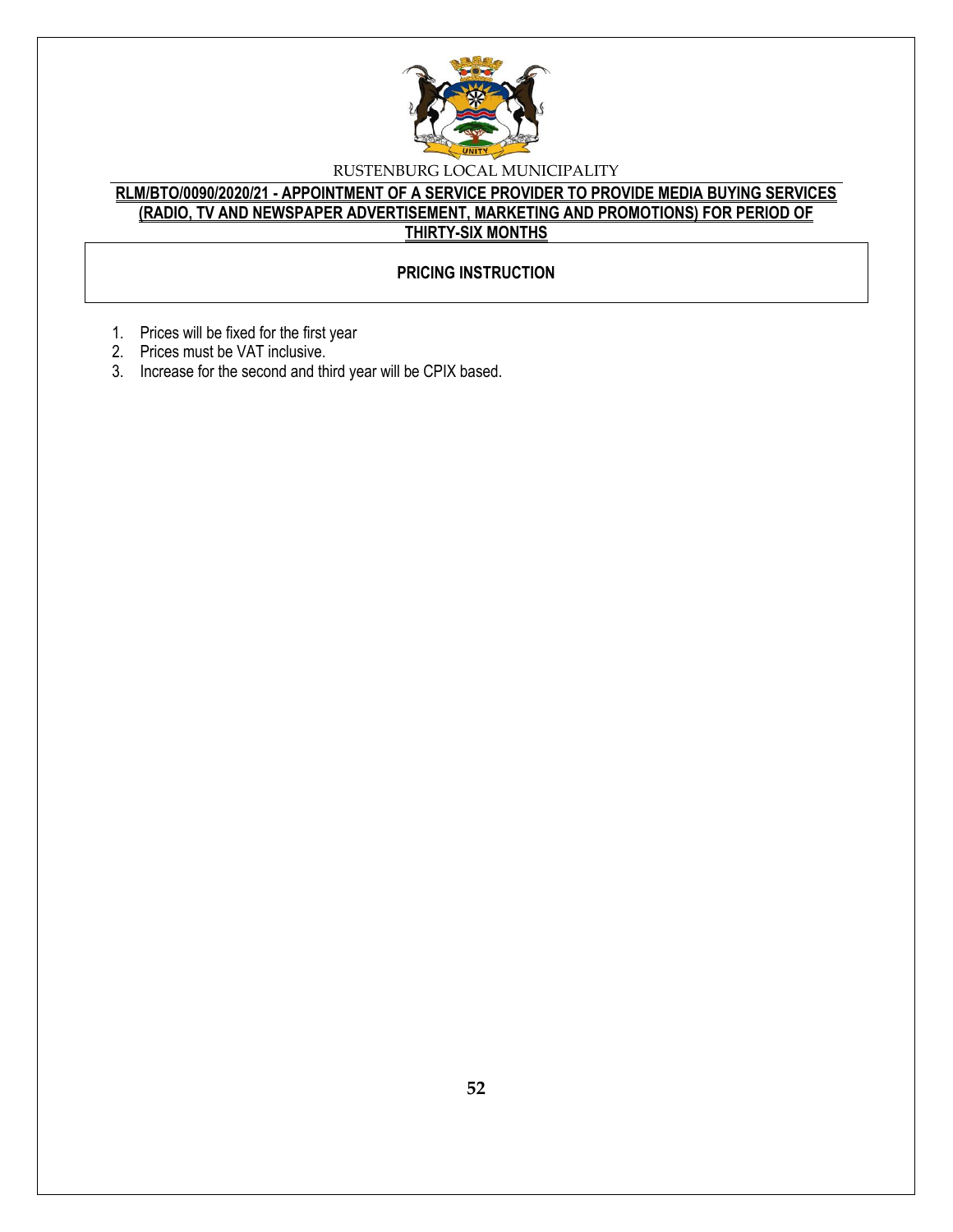RUSTENBURG LOCAL MUNICIPALITY

**RLM/BTO/0090/2020/21 - APPOINTMENT OF A SERVICE PROVIDER TO PROVIDE MEDIA BUYING SERVICES (RADIO, TV AND NEWSPAPER ADVERTISEMENT, MARKETING AND PROMOTIONS) FOR PERIOD OF THIRTY-SIX MONTHS**

**PRICING INSTRUCTION**

1. Prices will be fixed for the first year
2. Prices must be VAT inclusive.
3. Increase for the second and third year will be CPIX based.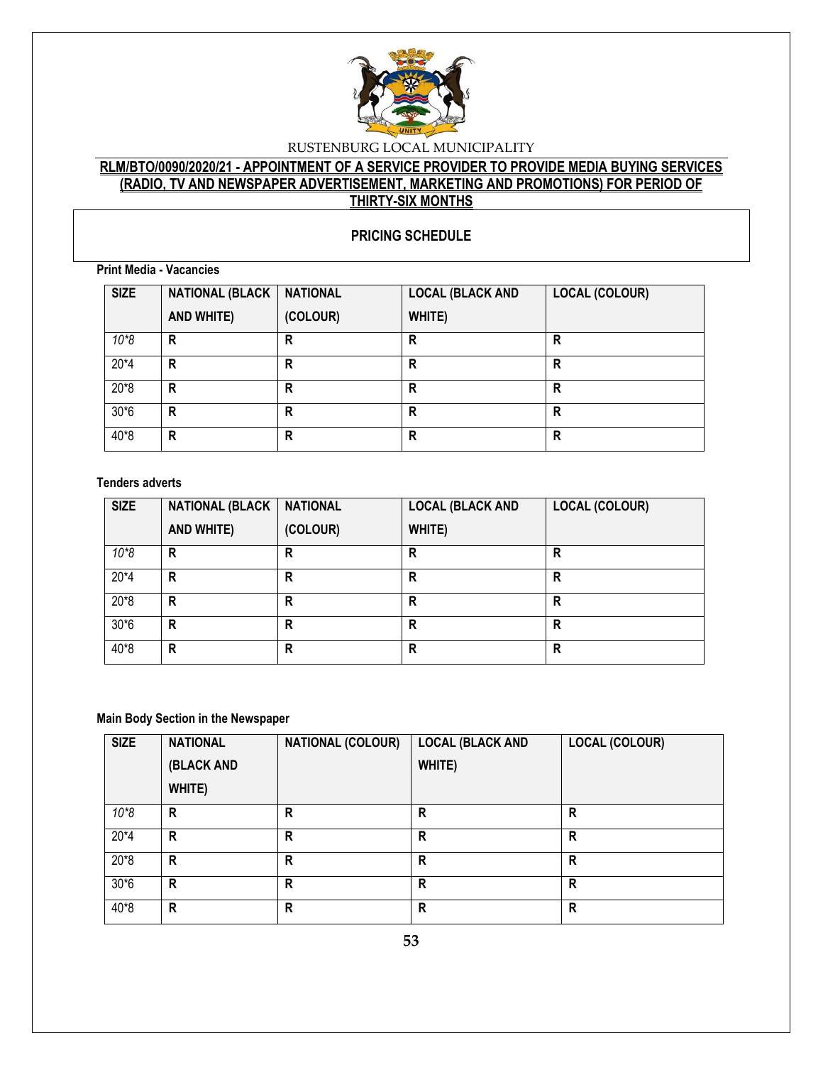RUSTENBURG LOCAL MUNICIPALITY

**RLM/BTO/0090/2020/21 - APPOINTMENT OF A SERVICE PROVIDER TO PROVIDE MEDIA BUYING SERVICES (RADIO, TV AND NEWSPAPER ADVERTISEMENT, MARKETING AND PROMOTIONS) FOR PERIOD OF THIRTY-SIX MONTHS**

## PRICING SCHEDULE

**Print Media - Vacancies**

| SIZE | NATIONAL (BLACK AND WHITE) | NATIONAL (COLOUR) | LOCAL (BLACK AND WHITE) | LOCAL (COLOUR) |
|---|---|---|---|---|
| *10*8* | R | R | R | R |
| 20*4 | R | R | R | R |
| 20*8 | R | R | R | R |
| 30*6 | R | R | R | R |
| 40*8 | R | R | R | R |

**Tenders adverts**

| SIZE | NATIONAL (BLACK AND WHITE) | NATIONAL (COLOUR) | LOCAL (BLACK AND WHITE) | LOCAL (COLOUR) |
|---|---|---|---|---|
| *10*8* | R | R | R | R |
| 20*4 | R | R | R | R |
| 20*8 | R | R | R | R |
| 30*6 | R | R | R | R |
| 40*8 | R | R | R | R |

**Main Body Section in the Newspaper**

| SIZE | NATIONAL (BLACK AND WHITE) | NATIONAL (COLOUR) | LOCAL (BLACK AND WHITE) | LOCAL (COLOUR) |
|---|---|---|---|---|
| *10*8* | R | R | R | R |
| 20*4 | R | R | R | R |
| 20*8 | R | R | R | R |
| 30*6 | R | R | R | R |
| 40*8 | R | R | R | R |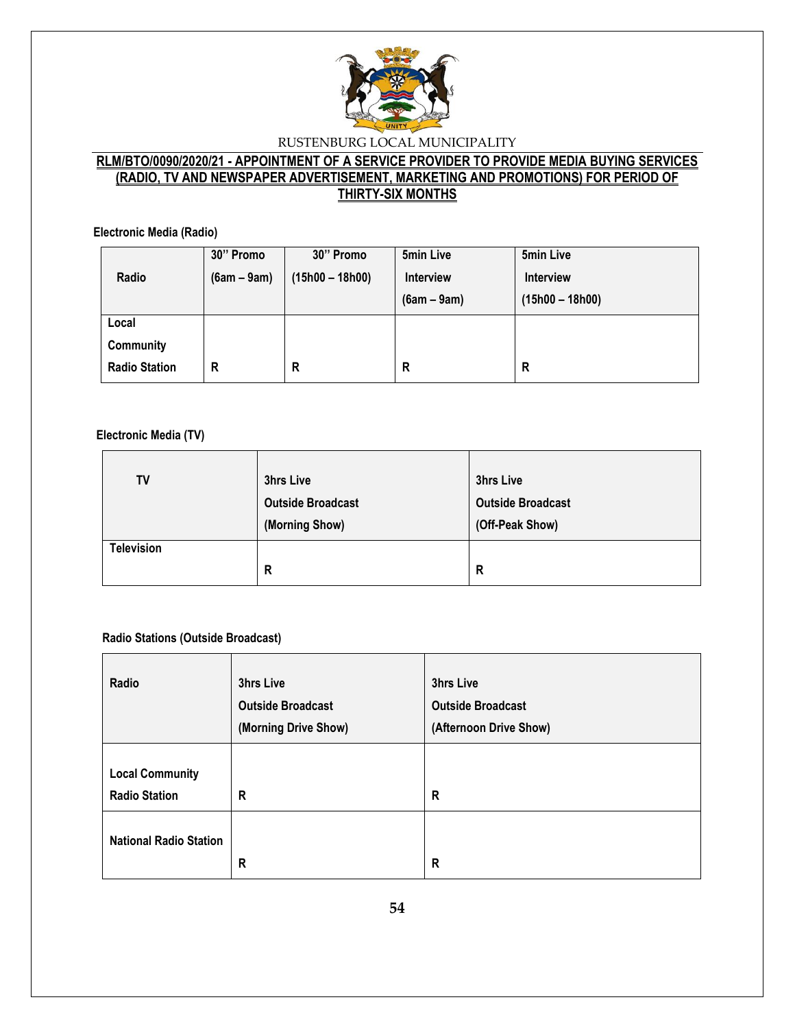RUSTENBURG LOCAL MUNICIPALITY

**RLM/BTO/0090/2020/21 - APPOINTMENT OF A SERVICE PROVIDER TO PROVIDE MEDIA BUYING SERVICES (RADIO, TV AND NEWSPAPER ADVERTISEMENT, MARKETING AND PROMOTIONS) FOR PERIOD OF THIRTY-SIX MONTHS**

**Electronic Media (Radio)**

| Radio | 30'' Promo (6am – 9am) | 30'' Promo (15h00 – 18h00) | 5min Live Interview (6am – 9am) | 5min Live Interview (15h00 – 18h00) |
|---|---|---|---|---|
| Local Community Radio Station | R | R | R | R |

**Electronic Media (TV)**

| TV | 3hrs Live Outside Broadcast (Morning Show) | 3hrs Live Outside Broadcast (Off-Peak Show) |
|---|---|---|
| Television | R | R |

**Radio Stations (Outside Broadcast)**

| Radio | 3hrs Live Outside Broadcast (Morning Drive Show) | 3hrs Live Outside Broadcast (Afternoon Drive Show) |
|---|---|---|
| Local Community Radio Station | R | R |
| National Radio Station | R | R |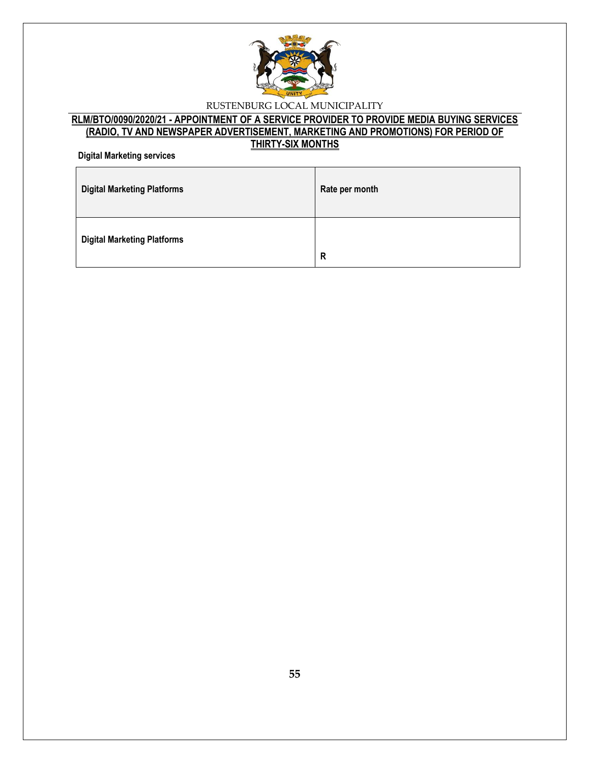RUSTENBURG LOCAL MUNICIPALITY

**RLM/BTO/0090/2020/21 - APPOINTMENT OF A SERVICE PROVIDER TO PROVIDE MEDIA BUYING SERVICES (RADIO, TV AND NEWSPAPER ADVERTISEMENT, MARKETING AND PROMOTIONS) FOR PERIOD OF THIRTY-SIX MONTHS**

**Digital Marketing services**

| Digital Marketing Platforms | Rate per month |
| --- | --- |
| Digital Marketing Platforms | R |